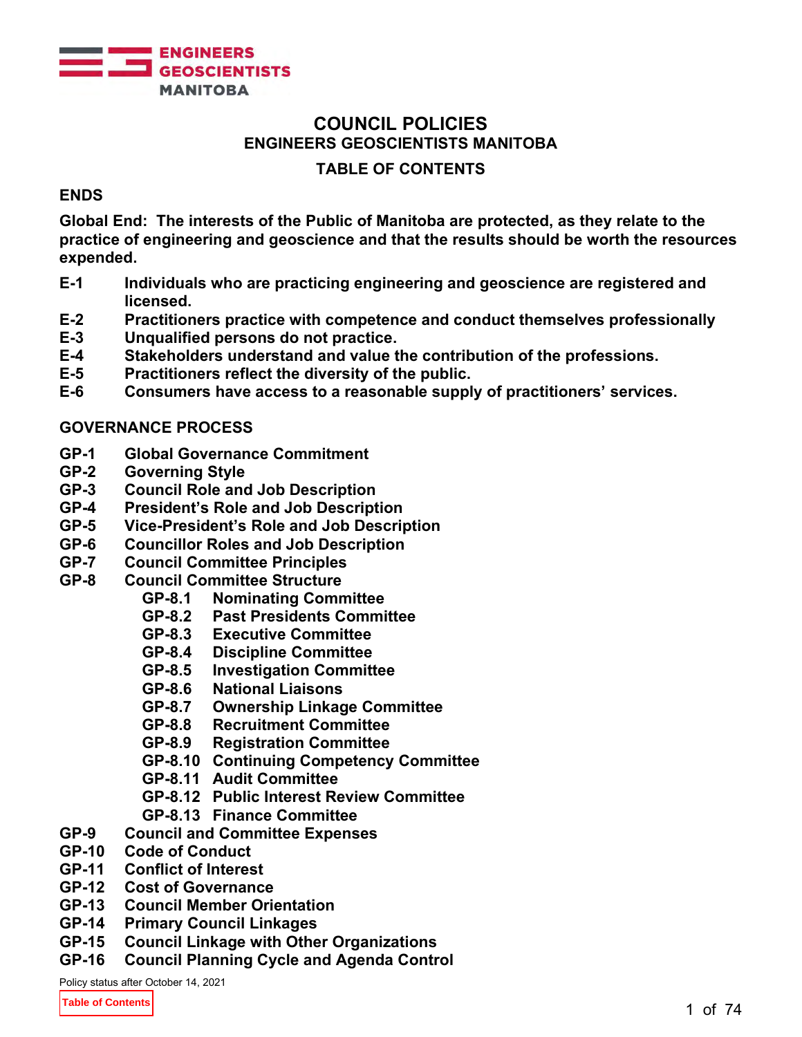ENGINEERS GEOSCIENTISTS MANITOBA

# COUNCIL POLICIES

## ENGINEERS GEOSCIENTISTS MANITOBA

## TABLE OF CONTENTS

### ENDS

**Global End: The interests of the Public of Manitoba are protected, as they relate to the practice of engineering and geoscience and that the results should be worth the resources expended.**

- **E-1** Individuals who are practicing engineering and geoscience are registered and licensed.
- **E-2** Practitioners practice with competence and conduct themselves professionally
- **E-3** Unqualified persons do not practice.
- **E-4** Stakeholders understand and value the contribution of the professions.
- **E-5** Practitioners reflect the diversity of the public.
- **E-6** Consumers have access to a reasonable supply of practitioners' services.

### GOVERNANCE PROCESS

- **GP-1** Global Governance Commitment
- **GP-2** Governing Style
- **GP-3** Council Role and Job Description
- **GP-4** President's Role and Job Description
- **GP-5** Vice-President's Role and Job Description
- **GP-6** Councillor Roles and Job Description
- **GP-7** Council Committee Principles
- **GP-8** Council Committee Structure
  - **GP-8.1** Nominating Committee
  - **GP-8.2** Past Presidents Committee
  - **GP-8.3** Executive Committee
  - **GP-8.4** Discipline Committee
  - **GP-8.5** Investigation Committee
  - **GP-8.6** National Liaisons
  - **GP-8.7** Ownership Linkage Committee
  - **GP-8.8** Recruitment Committee
  - **GP-8.9** Registration Committee
  - **GP-8.10** Continuing Competency Committee
  - **GP-8.11** Audit Committee
  - **GP-8.12** Public Interest Review Committee
  - **GP-8.13** Finance Committee
- **GP-9** Council and Committee Expenses
- **GP-10** Code of Conduct
- **GP-11** Conflict of Interest
- **GP-12** Cost of Governance
- **GP-13** Council Member Orientation
- **GP-14** Primary Council Linkages
- **GP-15** Council Linkage with Other Organizations
- **GP-16** Council Planning Cycle and Agenda Control

Policy status after October 14, 2021

Table of Contents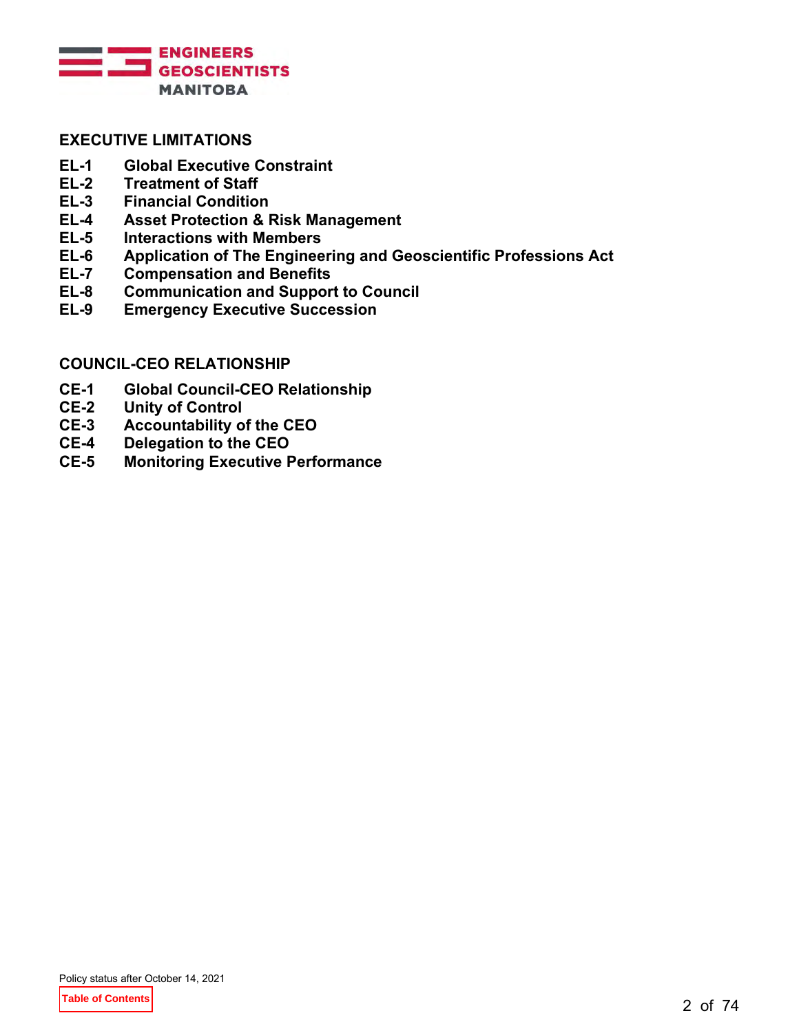## EXECUTIVE LIMITATIONS

**EL-1 Global Executive Constraint**
**EL-2 Treatment of Staff**
**EL-3 Financial Condition**
**EL-4 Asset Protection & Risk Management**
**EL-5 Interactions with Members**
**EL-6 Application of The Engineering and Geoscientific Professions Act**
**EL-7 Compensation and Benefits**
**EL-8 Communication and Support to Council**
**EL-9 Emergency Executive Succession**

## COUNCIL-CEO RELATIONSHIP

**CE-1 Global Council-CEO Relationship**
**CE-2 Unity of Control**
**CE-3 Accountability of the CEO**
**CE-4 Delegation to the CEO**
**CE-5 Monitoring Executive Performance**

Policy status after October 14, 2021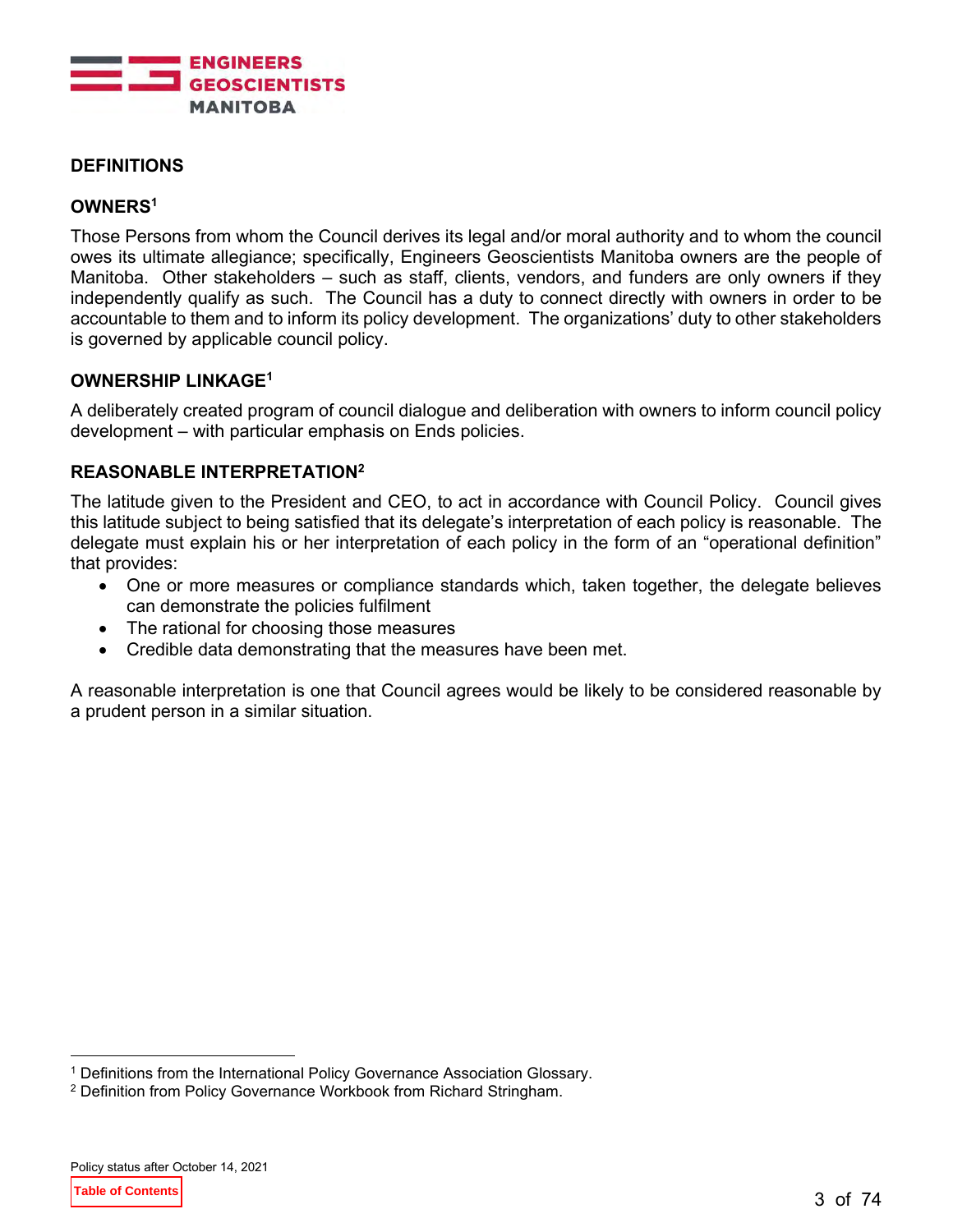## DEFINITIONS

### OWNERS[1]

Those Persons from whom the Council derives its legal and/or moral authority and to whom the council owes its ultimate allegiance; specifically, Engineers Geoscientists Manitoba owners are the people of Manitoba. Other stakeholders – such as staff, clients, vendors, and funders are only owners if they independently qualify as such. The Council has a duty to connect directly with owners in order to be accountable to them and to inform its policy development. The organizations' duty to other stakeholders is governed by applicable council policy.

### OWNERSHIP LINKAGE[1]

A deliberately created program of council dialogue and deliberation with owners to inform council policy development – with particular emphasis on Ends policies.

### REASONABLE INTERPRETATION[2]

The latitude given to the President and CEO, to act in accordance with Council Policy. Council gives this latitude subject to being satisfied that its delegate's interpretation of each policy is reasonable. The delegate must explain his or her interpretation of each policy in the form of an "operational definition" that provides:

- One or more measures or compliance standards which, taken together, the delegate believes can demonstrate the policies fulfilment
- The rational for choosing those measures
- Credible data demonstrating that the measures have been met.

A reasonable interpretation is one that Council agrees would be likely to be considered reasonable by a prudent person in a similar situation.

---

[1] Definitions from the International Policy Governance Association Glossary.

[2] Definition from Policy Governance Workbook from Richard Stringham.

Policy status after October 14, 2021

Table of Contents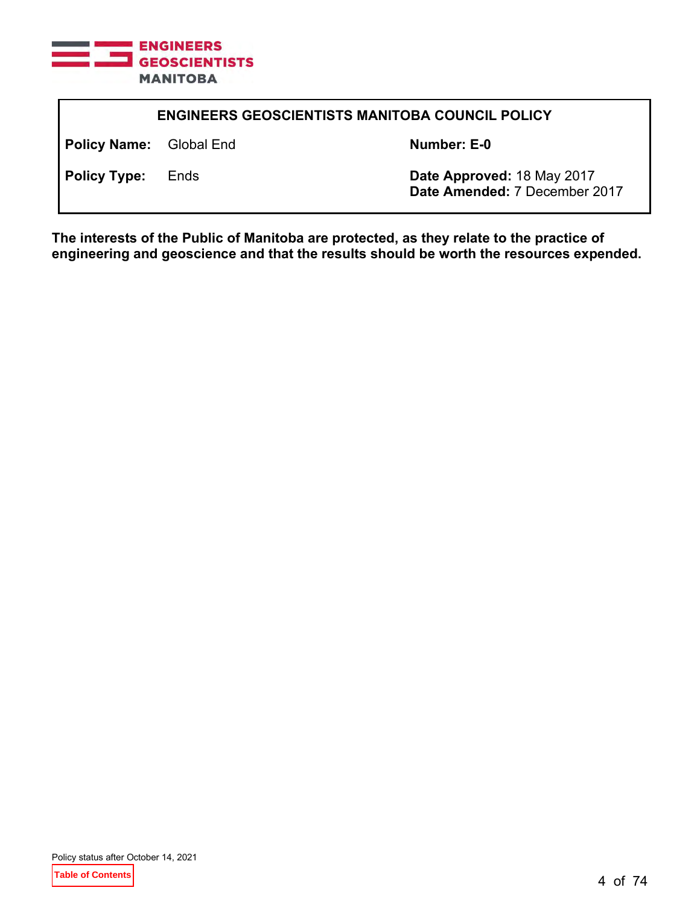ENGINEERS GEOSCIENTISTS MANITOBA

| ENGINEERS GEOSCIENTISTS MANITOBA COUNCIL POLICY | | | |
| --- | --- | --- | --- |
| **Policy Name:** | Global End | **Number: E-0** | |
| **Policy Type:** | Ends | **Date Approved:** 18 May 2017<br>**Date Amended:** 7 December 2017 | |

**The interests of the Public of Manitoba are protected, as they relate to the practice of engineering and geoscience and that the results should be worth the resources expended.**

Policy status after October 14, 2021

Table of Contents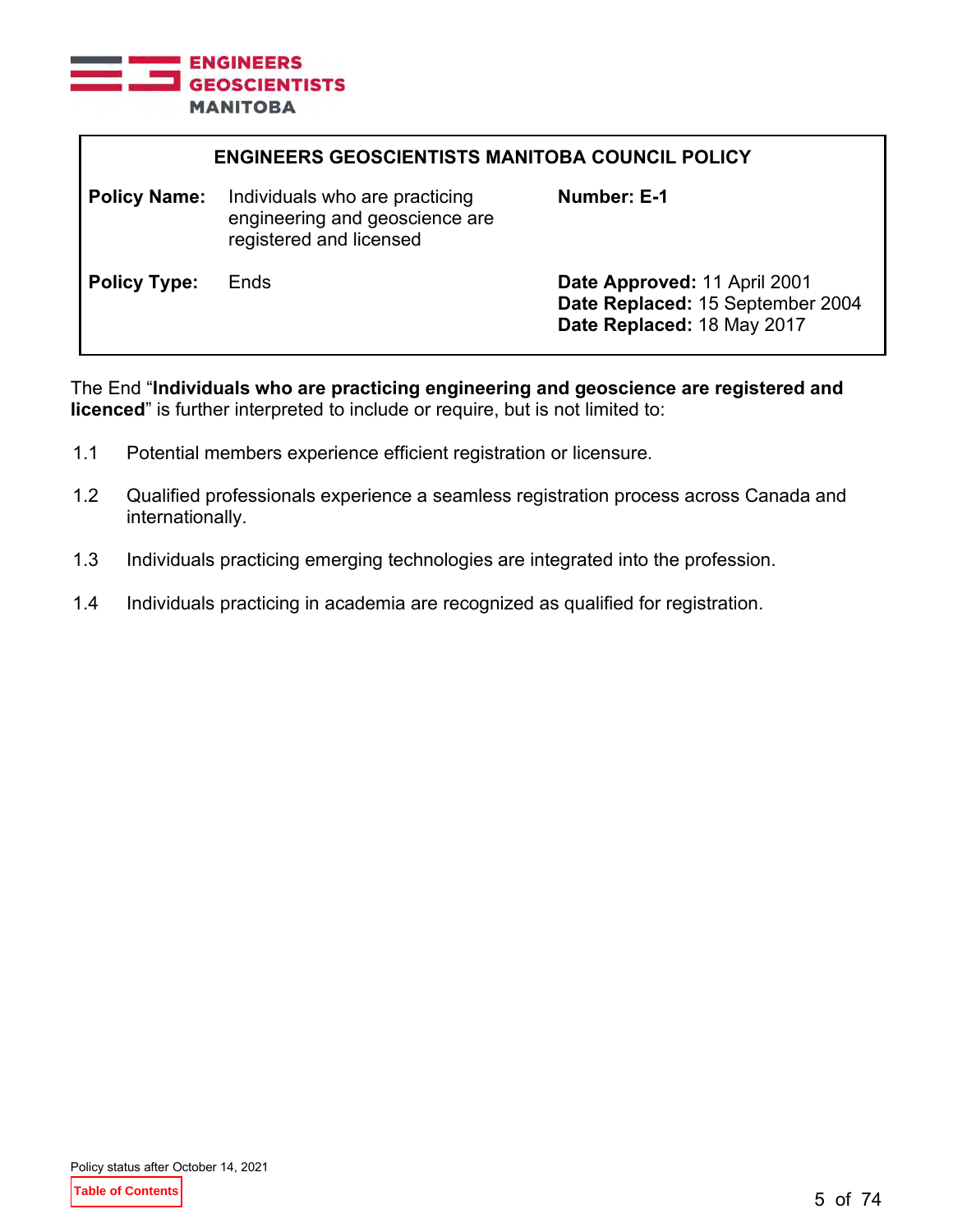## ENGINEERS GEOSCIENTISTS MANITOBA COUNCIL POLICY

| | | | |
|---|---|---|---|
| **Policy Name:** | Individuals who are practicing engineering and geoscience are registered and licensed | **Number: E-1** | |
| **Policy Type:** | Ends | **Date Approved:** 11 April 2001<br>**Date Replaced:** 15 September 2004<br>**Date Replaced:** 18 May 2017 | |

The End "**Individuals who are practicing engineering and geoscience are registered and licenced**" is further interpreted to include or require, but is not limited to:

1.1 Potential members experience efficient registration or licensure.

1.2 Qualified professionals experience a seamless registration process across Canada and internationally.

1.3 Individuals practicing emerging technologies are integrated into the profession.

1.4 Individuals practicing in academia are recognized as qualified for registration.

Policy status after October 14, 2021

Table of Contents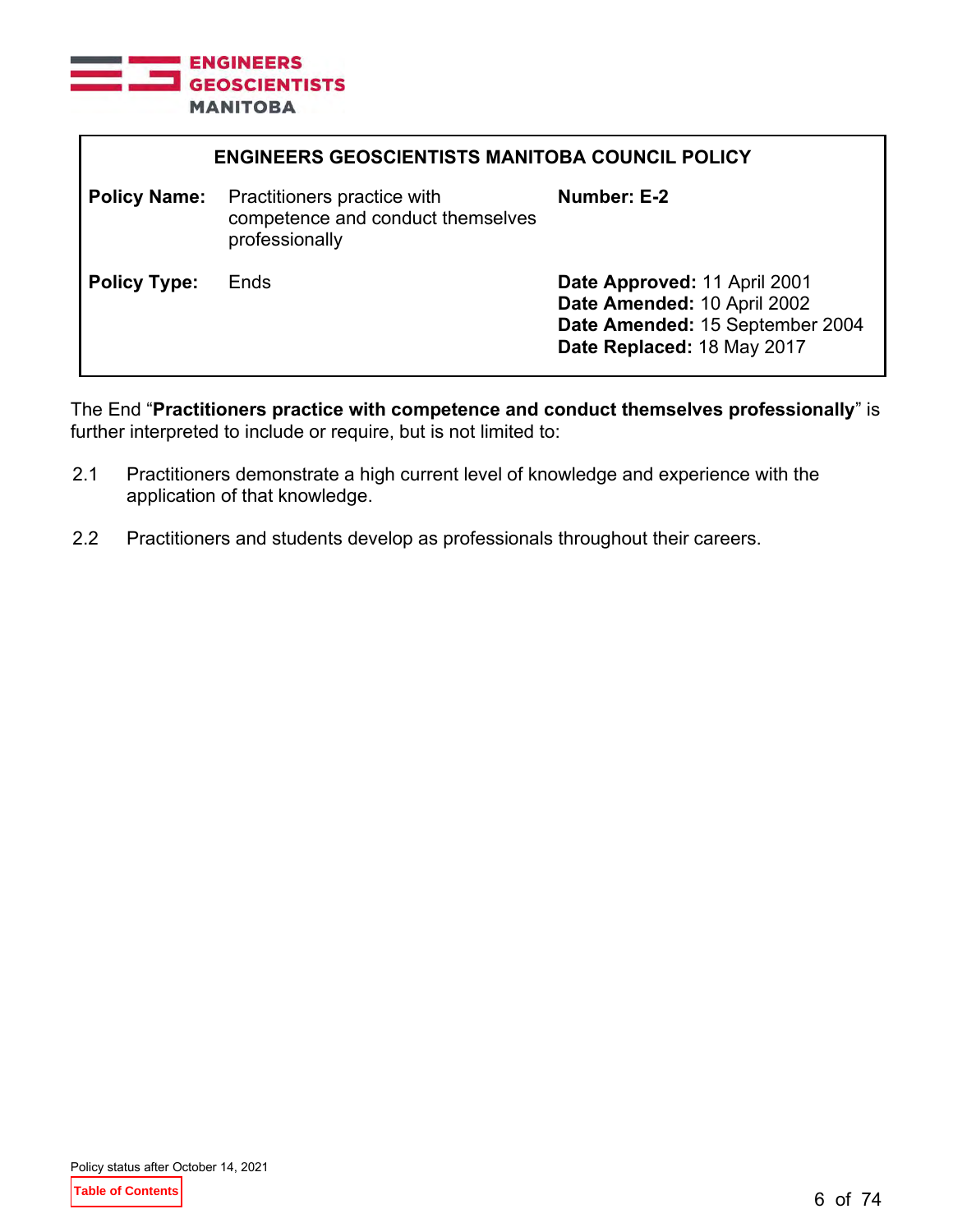**ENGINEERS GEOSCIENTISTS MANITOBA COUNCIL POLICY**

| | | |
|---|---|---|
| **Policy Name:** | Practitioners practice with competence and conduct themselves professionally | **Number: E-2** |
| **Policy Type:** | Ends | **Date Approved:** 11 April 2001<br>**Date Amended:** 10 April 2002<br>**Date Amended:** 15 September 2004<br>**Date Replaced:** 18 May 2017 |

The End “**Practitioners practice with competence and conduct themselves professionally**” is further interpreted to include or require, but is not limited to:

2.1 Practitioners demonstrate a high current level of knowledge and experience with the application of that knowledge.

2.2 Practitioners and students develop as professionals throughout their careers.

Policy status after October 14, 2021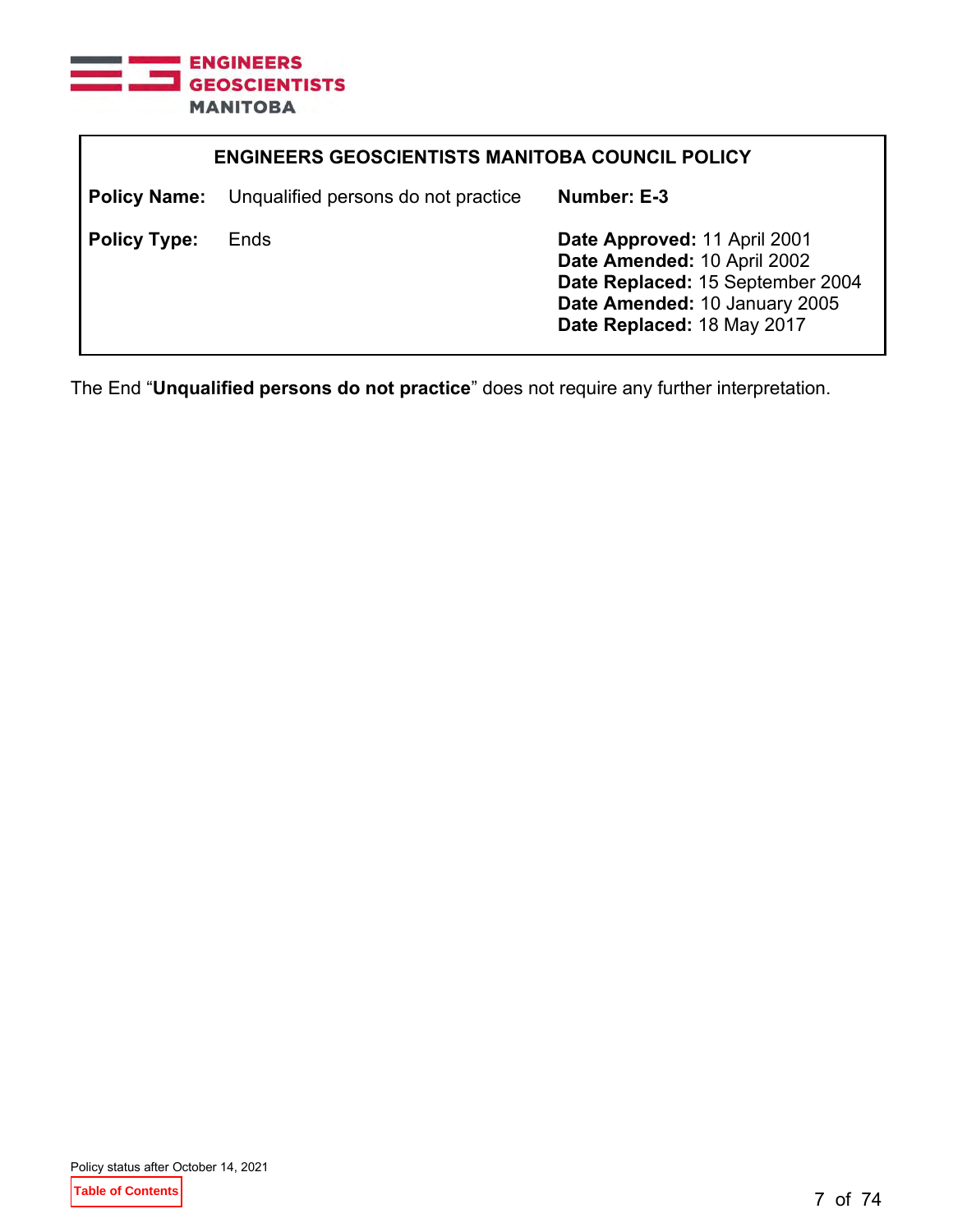## ENGINEERS GEOSCIENTISTS MANITOBA COUNCIL POLICY

| | | |
|---|---|---|
| **Policy Name:** | Unqualified persons do not practice | **Number: E-3** |
| **Policy Type:** | Ends | **Date Approved:** 11 April 2001<br>**Date Amended:** 10 April 2002<br>**Date Replaced:** 15 September 2004<br>**Date Amended:** 10 January 2005<br>**Date Replaced:** 18 May 2017 |

The End "**Unqualified persons do not practice**" does not require any further interpretation.

Policy status after October 14, 2021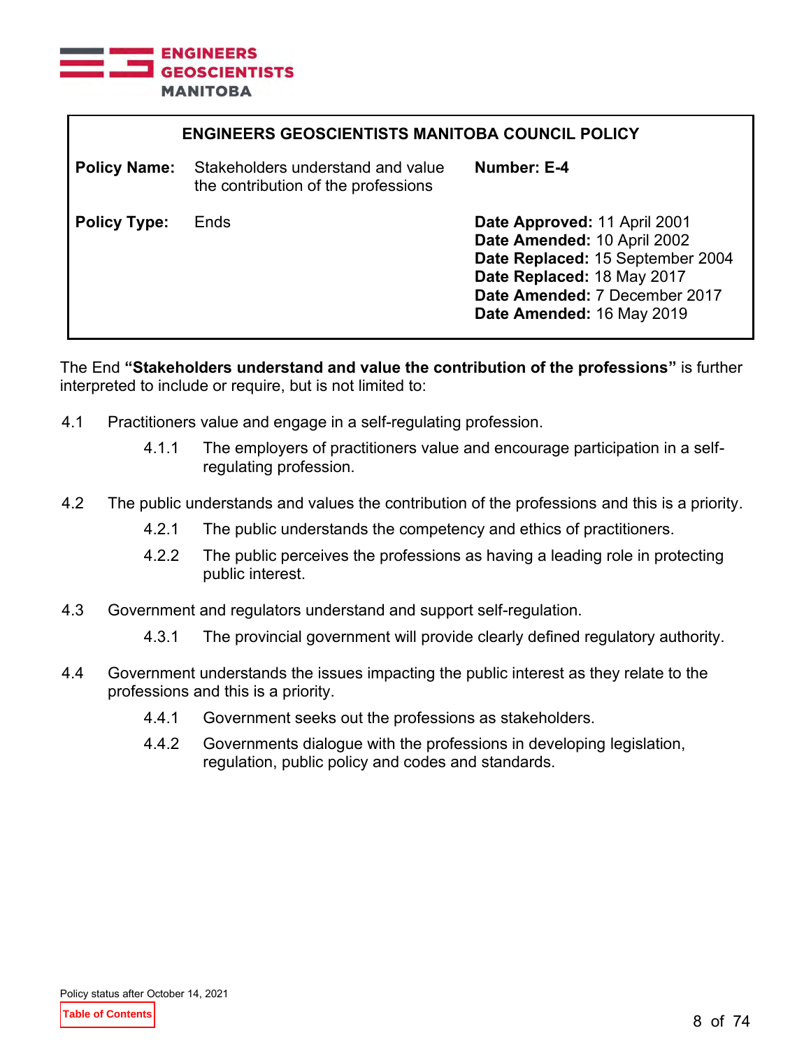## ENGINEERS GEOSCIENTISTS MANITOBA COUNCIL POLICY

| | | |
|---|---|---|
| **Policy Name:** | Stakeholders understand and value the contribution of the professions | **Number: E-4** |
| **Policy Type:** | Ends | **Date Approved:** 11 April 2001<br>**Date Amended:** 10 April 2002<br>**Date Replaced:** 15 September 2004<br>**Date Replaced:** 18 May 2017<br>**Date Amended:** 7 December 2017<br>**Date Amended:** 16 May 2019 |

The End **"Stakeholders understand and value the contribution of the professions"** is further interpreted to include or require, but is not limited to:

4.1 Practitioners value and engage in a self-regulating profession.

- 4.1.1 The employers of practitioners value and encourage participation in a self-regulating profession.

4.2 The public understands and values the contribution of the professions and this is a priority.

- 4.2.1 The public understands the competency and ethics of practitioners.
- 4.2.2 The public perceives the professions as having a leading role in protecting public interest.

4.3 Government and regulators understand and support self-regulation.

- 4.3.1 The provincial government will provide clearly defined regulatory authority.

4.4 Government understands the issues impacting the public interest as they relate to the professions and this is a priority.

- 4.4.1 Government seeks out the professions as stakeholders.
- 4.4.2 Governments dialogue with the professions in developing legislation, regulation, public policy and codes and standards.

Policy status after October 14, 2021

Table of Contents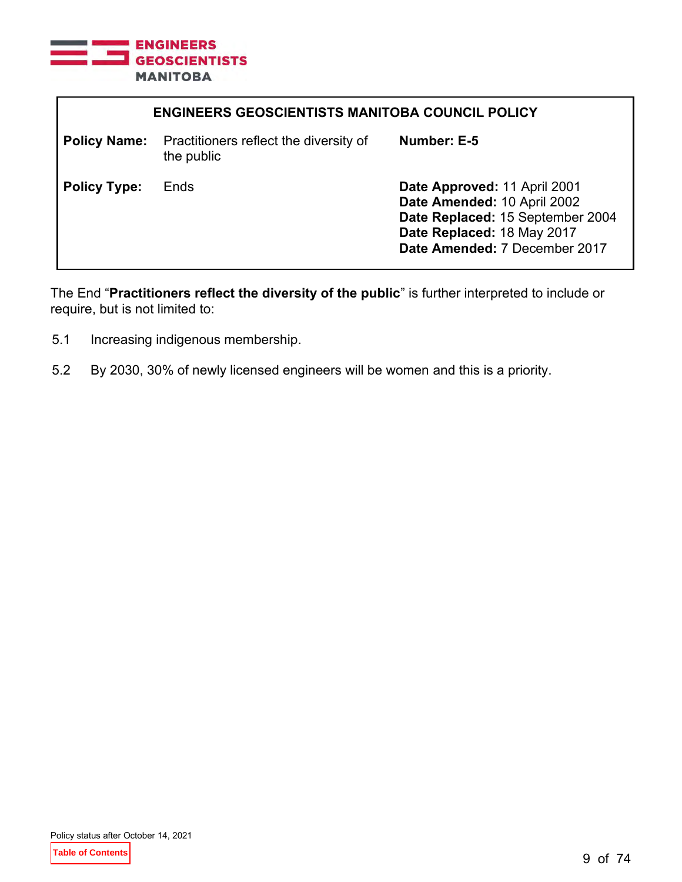| ENGINEERS GEOSCIENTISTS MANITOBA COUNCIL POLICY | | |
|---|---|---|
| **Policy Name:** | Practitioners reflect the diversity of the public | **Number: E-5** |
| **Policy Type:** | Ends | **Date Approved:** 11 April 2001<br>**Date Amended:** 10 April 2002<br>**Date Replaced:** 15 September 2004<br>**Date Replaced:** 18 May 2017<br>**Date Amended:** 7 December 2017 |

The End "**Practitioners reflect the diversity of the public**" is further interpreted to include or require, but is not limited to:

5.1 Increasing indigenous membership.

5.2 By 2030, 30% of newly licensed engineers will be women and this is a priority.

Policy status after October 14, 2021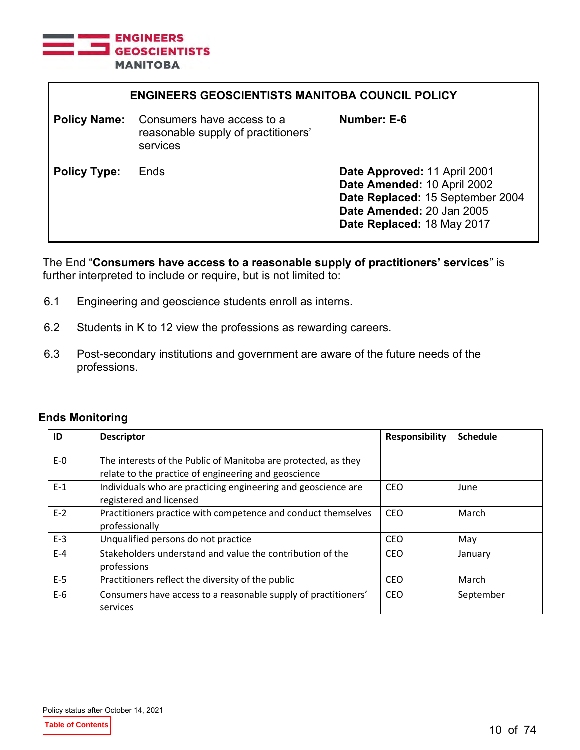## ENGINEERS GEOSCIENTISTS MANITOBA COUNCIL POLICY

| | | | |
|---|---|---|---|
| **Policy Name:** | Consumers have access to a reasonable supply of practitioners' services | **Number: E-6** | |
| **Policy Type:** | Ends | **Date Approved:** 11 April 2001<br>**Date Amended:** 10 April 2002<br>**Date Replaced:** 15 September 2004<br>**Date Amended:** 20 Jan 2005<br>**Date Replaced:** 18 May 2017 | |

The End "**Consumers have access to a reasonable supply of practitioners' services**" is further interpreted to include or require, but is not limited to:

6.1 Engineering and geoscience students enroll as interns.

6.2 Students in K to 12 view the professions as rewarding careers.

6.3 Post-secondary institutions and government are aware of the future needs of the professions.

### Ends Monitoring

| ID | Descriptor | Responsibility | Schedule |
|---|---|---|---|
| E-0 | The interests of the Public of Manitoba are protected, as they relate to the practice of engineering and geoscience | | |
| E-1 | Individuals who are practicing engineering and geoscience are registered and licensed | CEO | June |
| E-2 | Practitioners practice with competence and conduct themselves professionally | CEO | March |
| E-3 | Unqualified persons do not practice | CEO | May |
| E-4 | Stakeholders understand and value the contribution of the professions | CEO | January |
| E-5 | Practitioners reflect the diversity of the public | CEO | March |
| E-6 | Consumers have access to a reasonable supply of practitioners' services | CEO | September |

Policy status after October 14, 2021

Table of Contents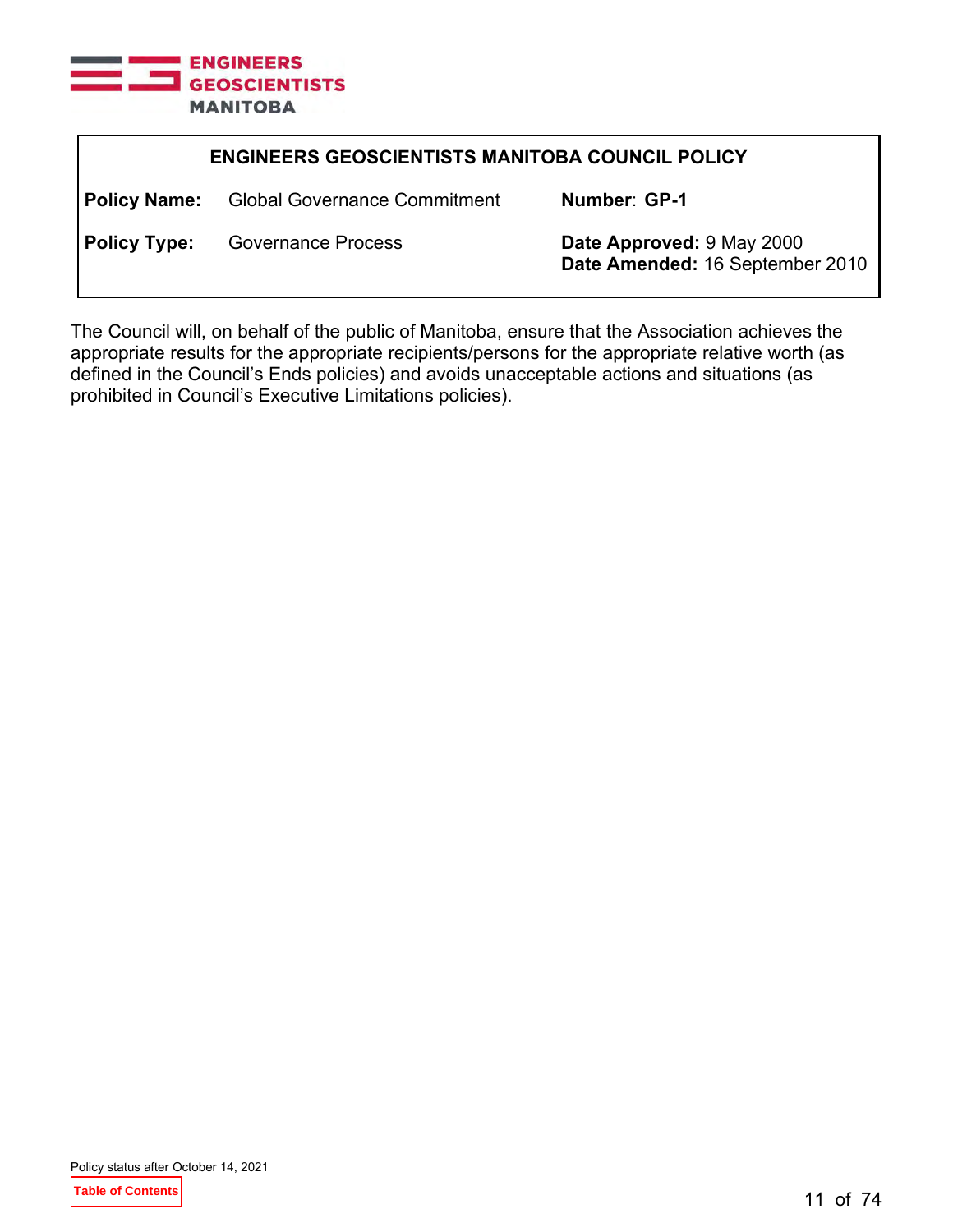**ENGINEERS GEOSCIENTISTS MANITOBA COUNCIL POLICY**

| | | |
|---|---|---|
| **Policy Name:** | Global Governance Commitment | **Number**: **GP-1** |
| **Policy Type:** | Governance Process | **Date Approved:** 9 May 2000<br>**Date Amended:** 16 September 2010 |

The Council will, on behalf of the public of Manitoba, ensure that the Association achieves the appropriate results for the appropriate recipients/persons for the appropriate relative worth (as defined in the Council's Ends policies) and avoids unacceptable actions and situations (as prohibited in Council's Executive Limitations policies).

Policy status after October 14, 2021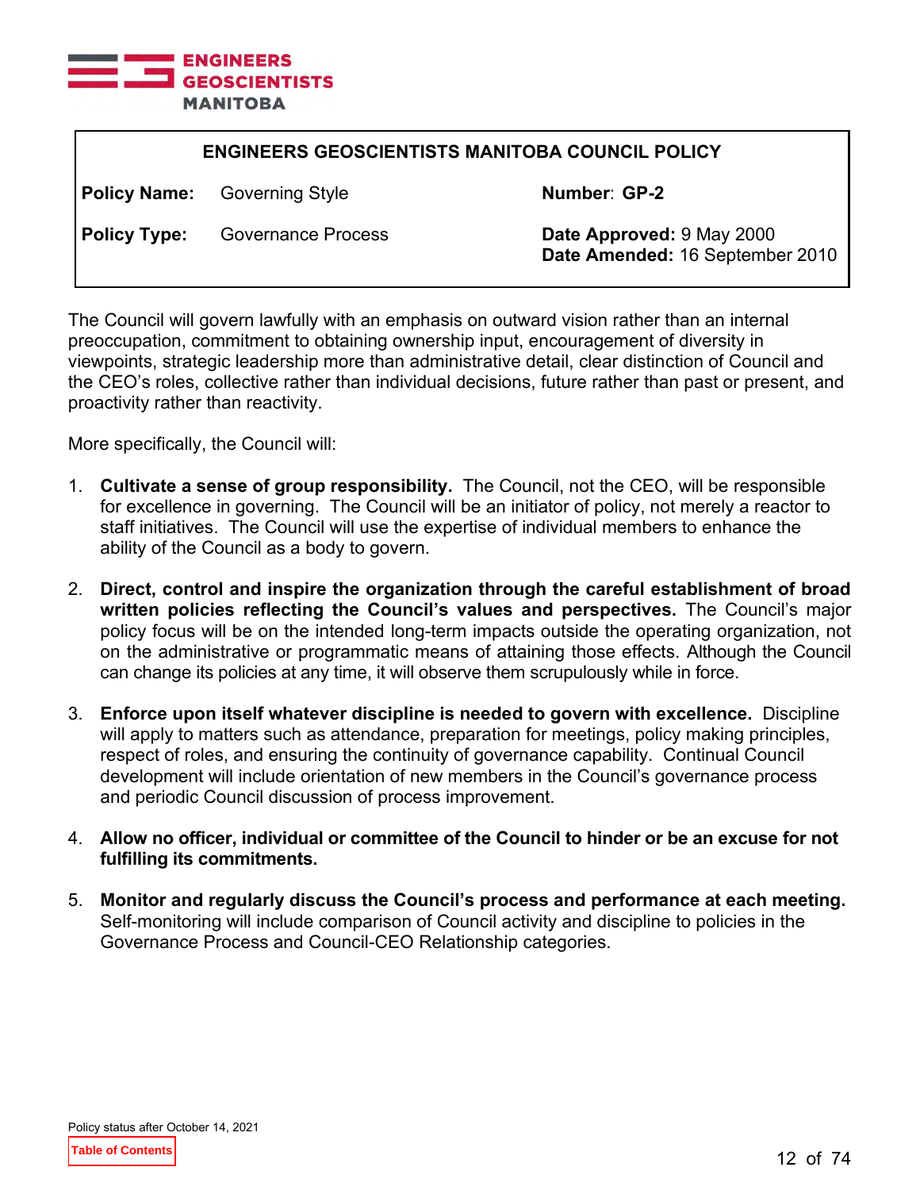| ENGINEERS GEOSCIENTISTS MANITOBA COUNCIL POLICY | | | |
|---|---|---|---|
| **Policy Name:** | Governing Style | **Number**: **GP-2** | |
| **Policy Type:** | Governance Process | **Date Approved:** 9 May 2000<br>**Date Amended:** 16 September 2010 | |

The Council will govern lawfully with an emphasis on outward vision rather than an internal preoccupation, commitment to obtaining ownership input, encouragement of diversity in viewpoints, strategic leadership more than administrative detail, clear distinction of Council and the CEO's roles, collective rather than individual decisions, future rather than past or present, and proactivity rather than reactivity.

More specifically, the Council will:

1. **Cultivate a sense of group responsibility.** The Council, not the CEO, will be responsible for excellence in governing. The Council will be an initiator of policy, not merely a reactor to staff initiatives. The Council will use the expertise of individual members to enhance the ability of the Council as a body to govern.

2. **Direct, control and inspire the organization through the careful establishment of broad written policies reflecting the Council's values and perspectives.** The Council's major policy focus will be on the intended long-term impacts outside the operating organization, not on the administrative or programmatic means of attaining those effects. Although the Council can change its policies at any time, it will observe them scrupulously while in force.

3. **Enforce upon itself whatever discipline is needed to govern with excellence.** Discipline will apply to matters such as attendance, preparation for meetings, policy making principles, respect of roles, and ensuring the continuity of governance capability. Continual Council development will include orientation of new members in the Council's governance process and periodic Council discussion of process improvement.

4. **Allow no officer, individual or committee of the Council to hinder or be an excuse for not fulfilling its commitments.**

5. **Monitor and regularly discuss the Council's process and performance at each meeting.** Self-monitoring will include comparison of Council activity and discipline to policies in the Governance Process and Council-CEO Relationship categories.

Policy status after October 14, 2021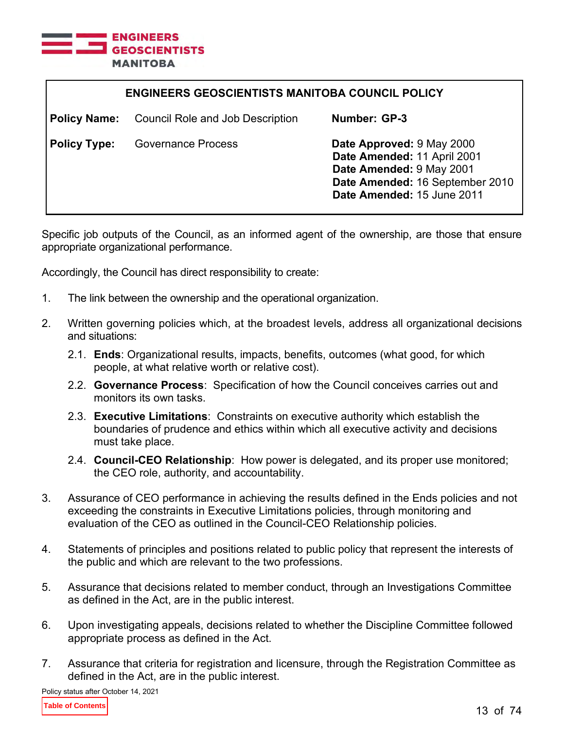## ENGINEERS GEOSCIENTISTS MANITOBA COUNCIL POLICY

| | | | |
|---|---|---|---|
| **Policy Name:** | Council Role and Job Description | **Number:** | **GP-3** |
| **Policy Type:** | Governance Process | **Date Approved:** | 9 May 2000 |
| | | **Date Amended:** | 11 April 2001 |
| | | **Date Amended:** | 9 May 2001 |
| | | **Date Amended:** | 16 September 2010 |
| | | **Date Amended:** | 15 June 2011 |

Specific job outputs of the Council, as an informed agent of the ownership, are those that ensure appropriate organizational performance.

Accordingly, the Council has direct responsibility to create:

1. The link between the ownership and the operational organization.

2. Written governing policies which, at the broadest levels, address all organizational decisions and situations:

   2.1. **Ends**: Organizational results, impacts, benefits, outcomes (what good, for which people, at what relative worth or relative cost).

   2.2. **Governance Process**: Specification of how the Council conceives carries out and monitors its own tasks.

   2.3. **Executive Limitations**: Constraints on executive authority which establish the boundaries of prudence and ethics within which all executive activity and decisions must take place.

   2.4. **Council-CEO Relationship**: How power is delegated, and its proper use monitored; the CEO role, authority, and accountability.

3. Assurance of CEO performance in achieving the results defined in the Ends policies and not exceeding the constraints in Executive Limitations policies, through monitoring and evaluation of the CEO as outlined in the Council-CEO Relationship policies.

4. Statements of principles and positions related to public policy that represent the interests of the public and which are relevant to the two professions.

5. Assurance that decisions related to member conduct, through an Investigations Committee as defined in the Act, are in the public interest.

6. Upon investigating appeals, decisions related to whether the Discipline Committee followed appropriate process as defined in the Act.

7. Assurance that criteria for registration and licensure, through the Registration Committee as defined in the Act, are in the public interest.

Policy status after October 14, 2021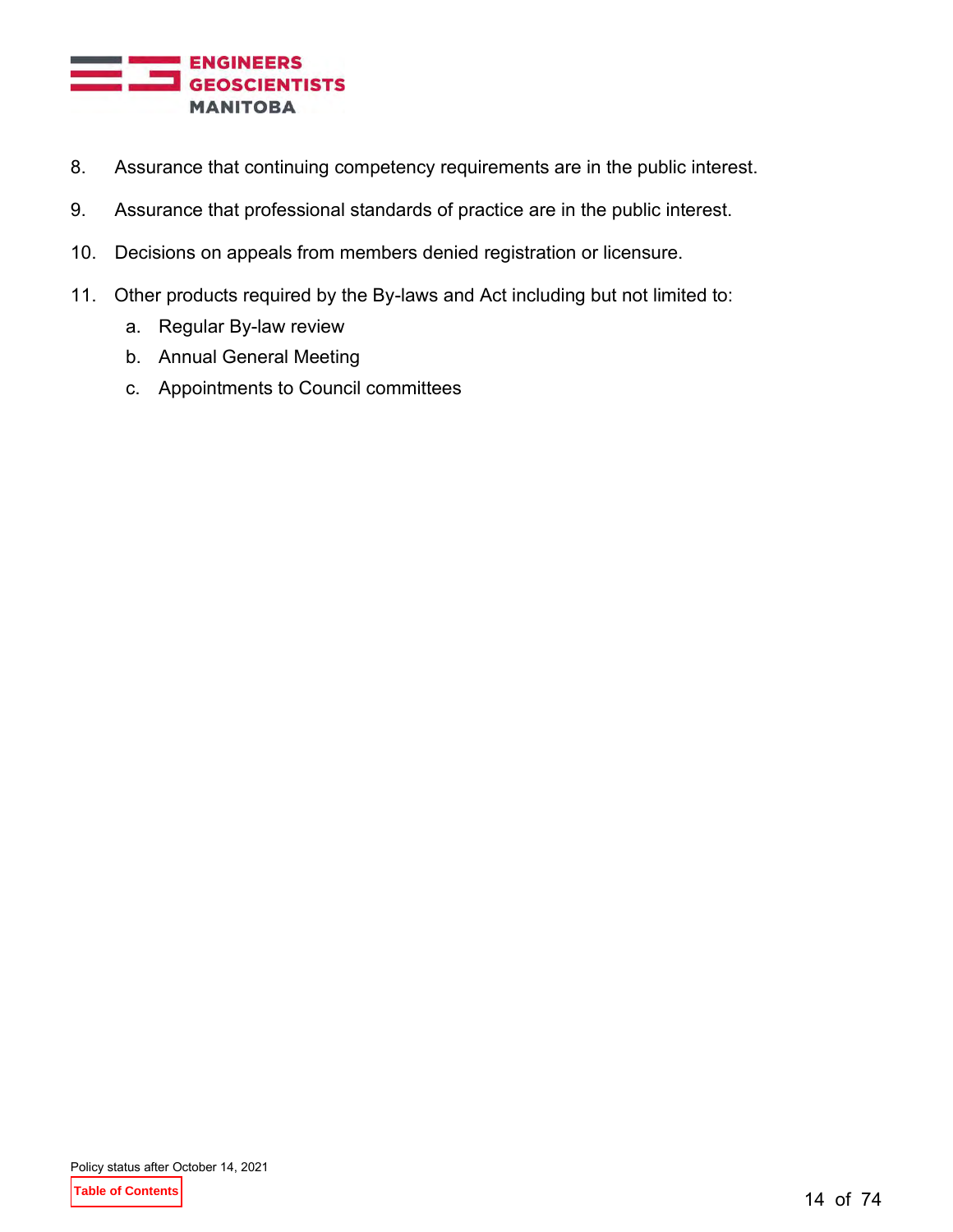8. Assurance that continuing competency requirements are in the public interest.

9. Assurance that professional standards of practice are in the public interest.

10. Decisions on appeals from members denied registration or licensure.

11. Other products required by the By-laws and Act including but not limited to:
    a. Regular By-law review
    b. Annual General Meeting
    c. Appointments to Council committees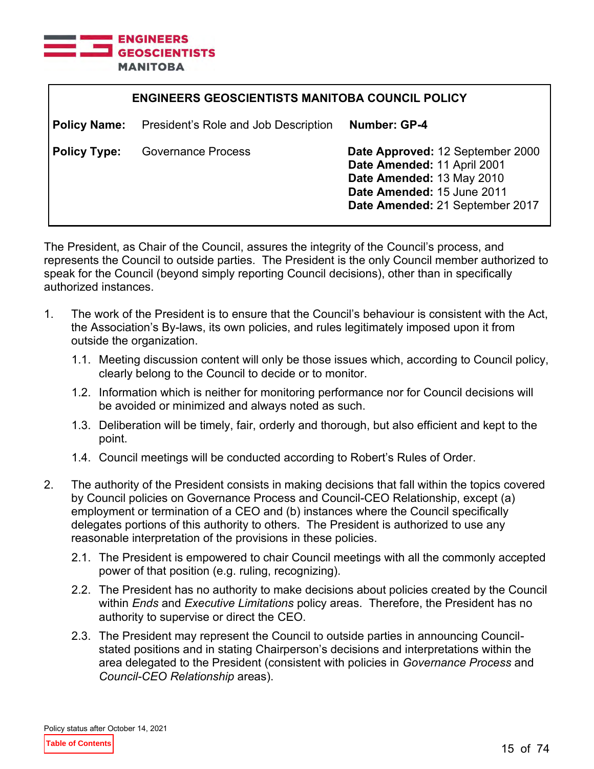| ENGINEERS GEOSCIENTISTS MANITOBA COUNCIL POLICY | | |
|---|---|---|
| **Policy Name:** | President's Role and Job Description | **Number: GP-4** |
| **Policy Type:** | Governance Process | **Date Approved:** 12 September 2000<br>**Date Amended:** 11 April 2001<br>**Date Amended:** 13 May 2010<br>**Date Amended:** 15 June 2011<br>**Date Amended:** 21 September 2017 |

The President, as Chair of the Council, assures the integrity of the Council's process, and represents the Council to outside parties. The President is the only Council member authorized to speak for the Council (beyond simply reporting Council decisions), other than in specifically authorized instances.

1. The work of the President is to ensure that the Council's behaviour is consistent with the Act, the Association's By-laws, its own policies, and rules legitimately imposed upon it from outside the organization.

   1.1. Meeting discussion content will only be those issues which, according to Council policy, clearly belong to the Council to decide or to monitor.

   1.2. Information which is neither for monitoring performance nor for Council decisions will be avoided or minimized and always noted as such.

   1.3. Deliberation will be timely, fair, orderly and thorough, but also efficient and kept to the point.

   1.4. Council meetings will be conducted according to Robert's Rules of Order.

2. The authority of the President consists in making decisions that fall within the topics covered by Council policies on Governance Process and Council-CEO Relationship, except (a) employment or termination of a CEO and (b) instances where the Council specifically delegates portions of this authority to others. The President is authorized to use any reasonable interpretation of the provisions in these policies.

   2.1. The President is empowered to chair Council meetings with all the commonly accepted power of that position (e.g. ruling, recognizing).

   2.2. The President has no authority to make decisions about policies created by the Council within *Ends* and *Executive Limitations* policy areas. Therefore, the President has no authority to supervise or direct the CEO.

   2.3. The President may represent the Council to outside parties in announcing Council-stated positions and in stating Chairperson's decisions and interpretations within the area delegated to the President (consistent with policies in *Governance Process* and *Council-CEO Relationship* areas).

Policy status after October 14, 2021

Table of Contents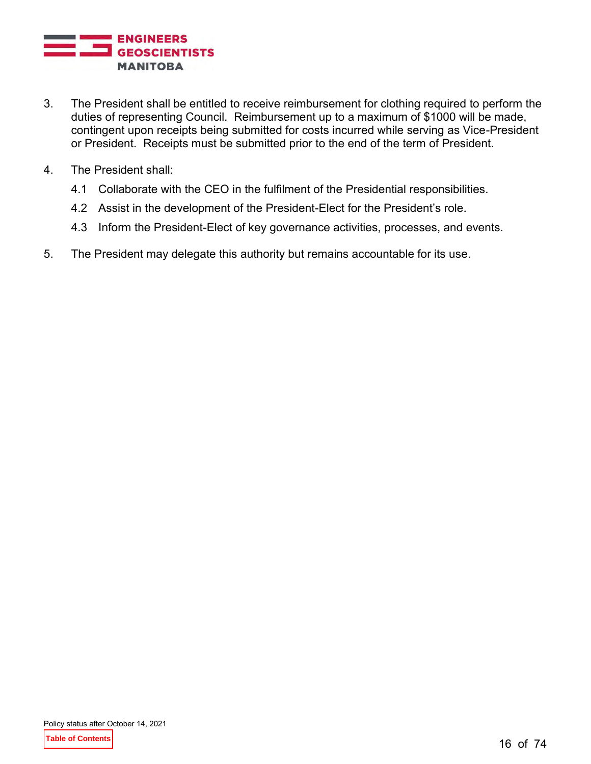3. The President shall be entitled to receive reimbursement for clothing required to perform the duties of representing Council. Reimbursement up to a maximum of $1000 will be made, contingent upon receipts being submitted for costs incurred while serving as Vice-President or President. Receipts must be submitted prior to the end of the term of President.

4. The President shall:

   4.1 Collaborate with the CEO in the fulfilment of the Presidential responsibilities.

   4.2 Assist in the development of the President-Elect for the President's role.

   4.3 Inform the President-Elect of key governance activities, processes, and events.

5. The President may delegate this authority but remains accountable for its use.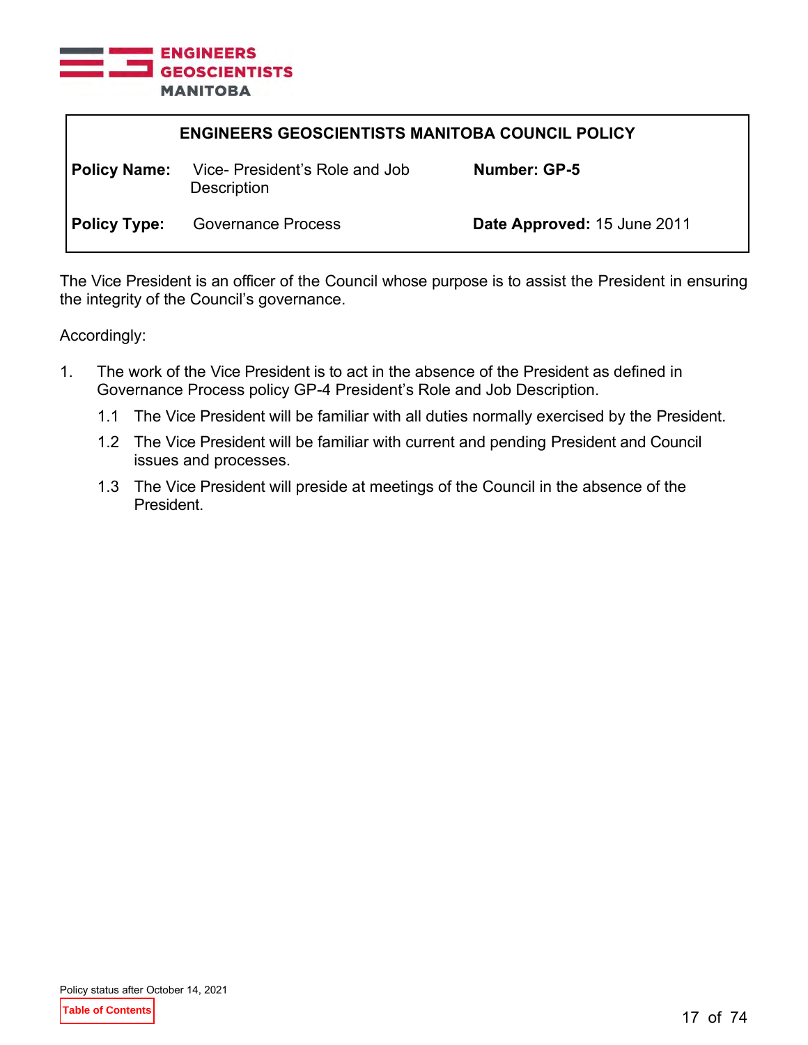**ENGINEERS GEOSCIENTISTS MANITOBA COUNCIL POLICY**

| | | |
|---|---|---|
| **Policy Name:** | Vice- President's Role and Job Description | **Number: GP-5** |
| **Policy Type:** | Governance Process | **Date Approved:** 15 June 2011 |

The Vice President is an officer of the Council whose purpose is to assist the President in ensuring the integrity of the Council's governance.

Accordingly:

1. The work of the Vice President is to act in the absence of the President as defined in Governance Process policy GP-4 President's Role and Job Description.

    1.1 The Vice President will be familiar with all duties normally exercised by the President.

    1.2 The Vice President will be familiar with current and pending President and Council issues and processes.

    1.3 The Vice President will preside at meetings of the Council in the absence of the President.

Policy status after October 14, 2021

Table of Contents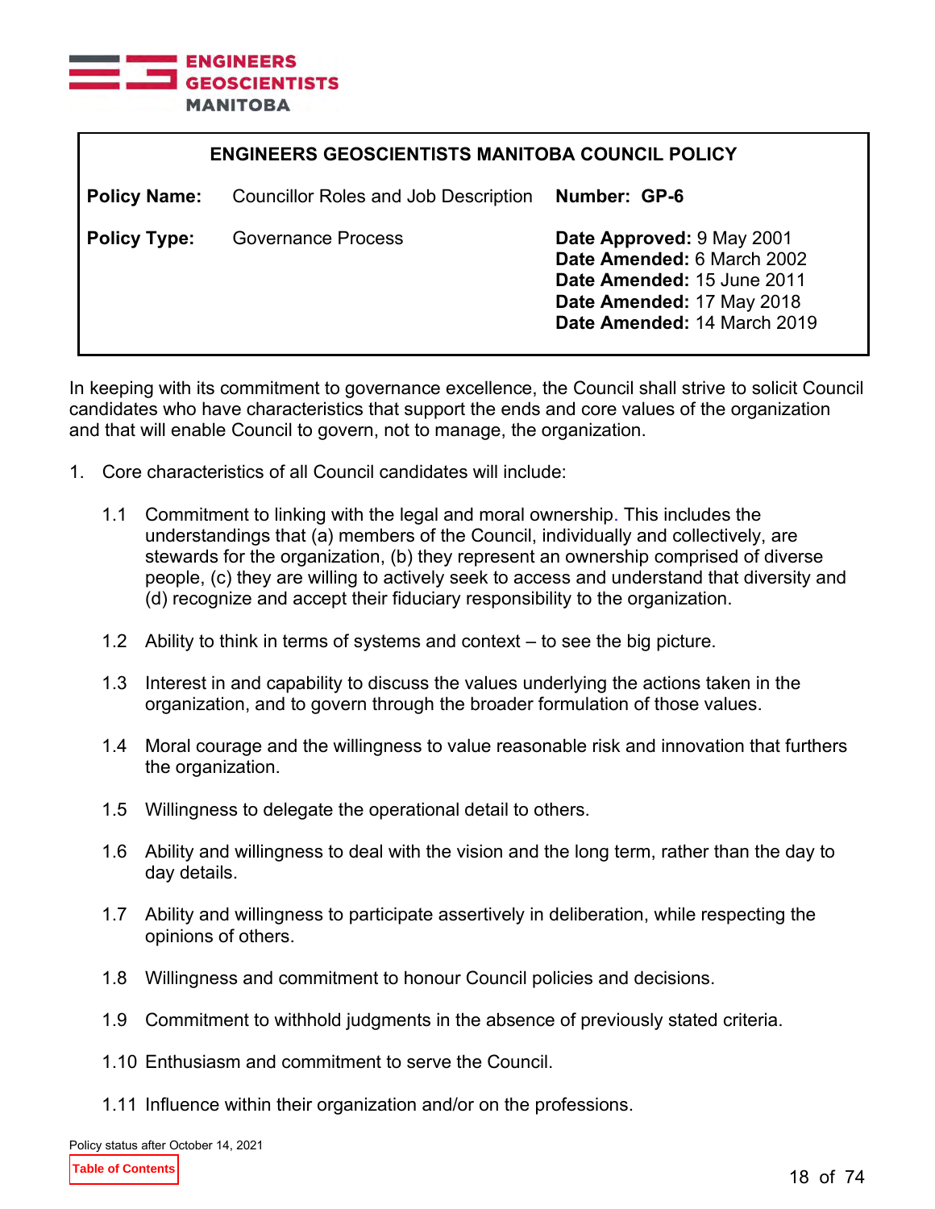## ENGINEERS GEOSCIENTISTS MANITOBA COUNCIL POLICY

| | | |
|---|---|---|
| **Policy Name:** | Councillor Roles and Job Description | **Number: GP-6** |
| **Policy Type:** | Governance Process | **Date Approved:** 9 May 2001<br>**Date Amended:** 6 March 2002<br>**Date Amended:** 15 June 2011<br>**Date Amended:** 17 May 2018<br>**Date Amended:** 14 March 2019 |

In keeping with its commitment to governance excellence, the Council shall strive to solicit Council candidates who have characteristics that support the ends and core values of the organization and that will enable Council to govern, not to manage, the organization.

1. Core characteristics of all Council candidates will include:

   1.1 Commitment to linking with the legal and moral ownership. This includes the understandings that (a) members of the Council, individually and collectively, are stewards for the organization, (b) they represent an ownership comprised of diverse people, (c) they are willing to actively seek to access and understand that diversity and (d) recognize and accept their fiduciary responsibility to the organization.

   1.2 Ability to think in terms of systems and context – to see the big picture.

   1.3 Interest in and capability to discuss the values underlying the actions taken in the organization, and to govern through the broader formulation of those values.

   1.4 Moral courage and the willingness to value reasonable risk and innovation that furthers the organization.

   1.5 Willingness to delegate the operational detail to others.

   1.6 Ability and willingness to deal with the vision and the long term, rather than the day to day details.

   1.7 Ability and willingness to participate assertively in deliberation, while respecting the opinions of others.

   1.8 Willingness and commitment to honour Council policies and decisions.

   1.9 Commitment to withhold judgments in the absence of previously stated criteria.

   1.10 Enthusiasm and commitment to serve the Council.

   1.11 Influence within their organization and/or on the professions.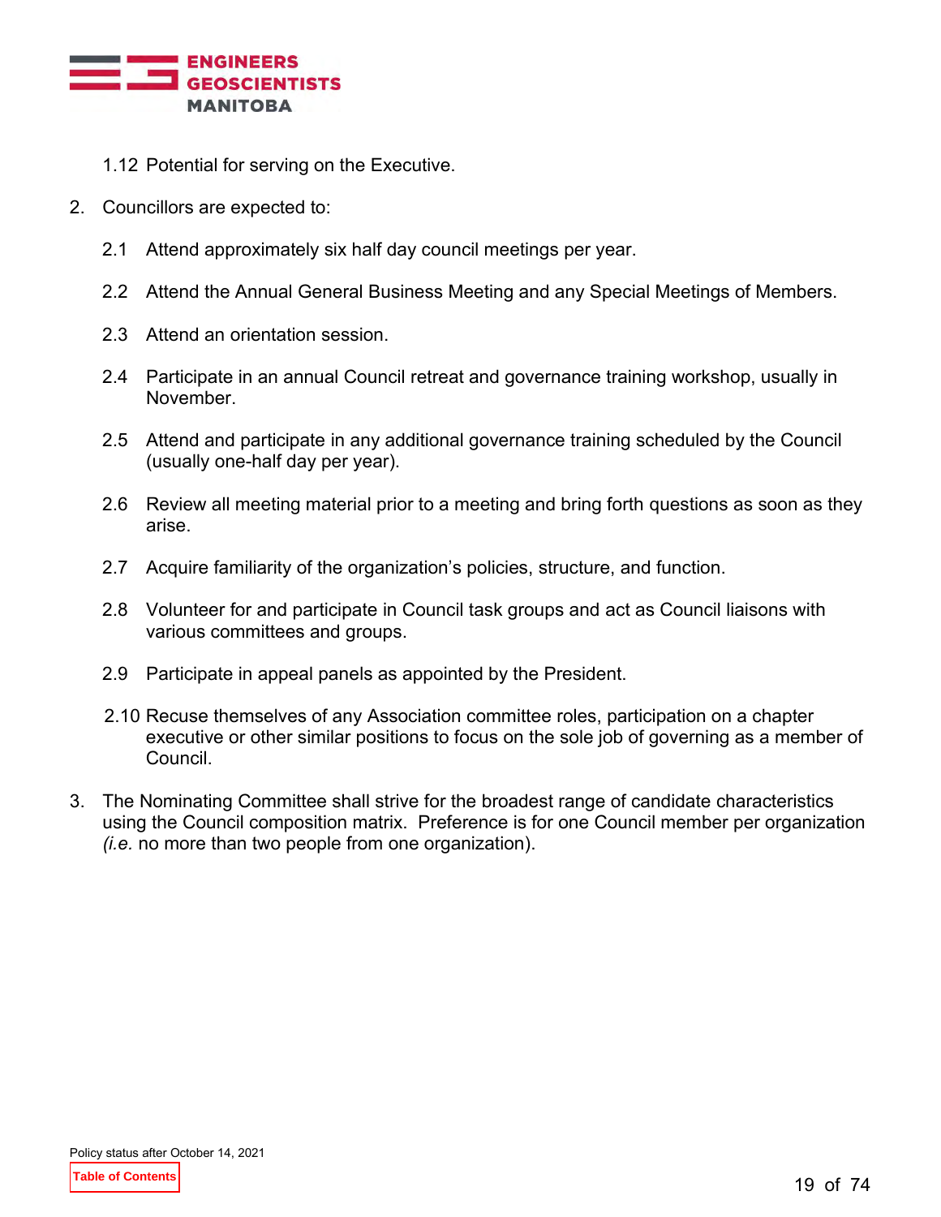1.12 Potential for serving on the Executive.

2. Councillors are expected to:

   2.1 Attend approximately six half day council meetings per year.

   2.2 Attend the Annual General Business Meeting and any Special Meetings of Members.

   2.3 Attend an orientation session.

   2.4 Participate in an annual Council retreat and governance training workshop, usually in November.

   2.5 Attend and participate in any additional governance training scheduled by the Council (usually one-half day per year).

   2.6 Review all meeting material prior to a meeting and bring forth questions as soon as they arise.

   2.7 Acquire familiarity of the organization's policies, structure, and function.

   2.8 Volunteer for and participate in Council task groups and act as Council liaisons with various committees and groups.

   2.9 Participate in appeal panels as appointed by the President.

   2.10 Recuse themselves of any Association committee roles, participation on a chapter executive or other similar positions to focus on the sole job of governing as a member of Council.

3. The Nominating Committee shall strive for the broadest range of candidate characteristics using the Council composition matrix. Preference is for one Council member per organization (*i.e.* no more than two people from one organization).

Policy status after October 14, 2021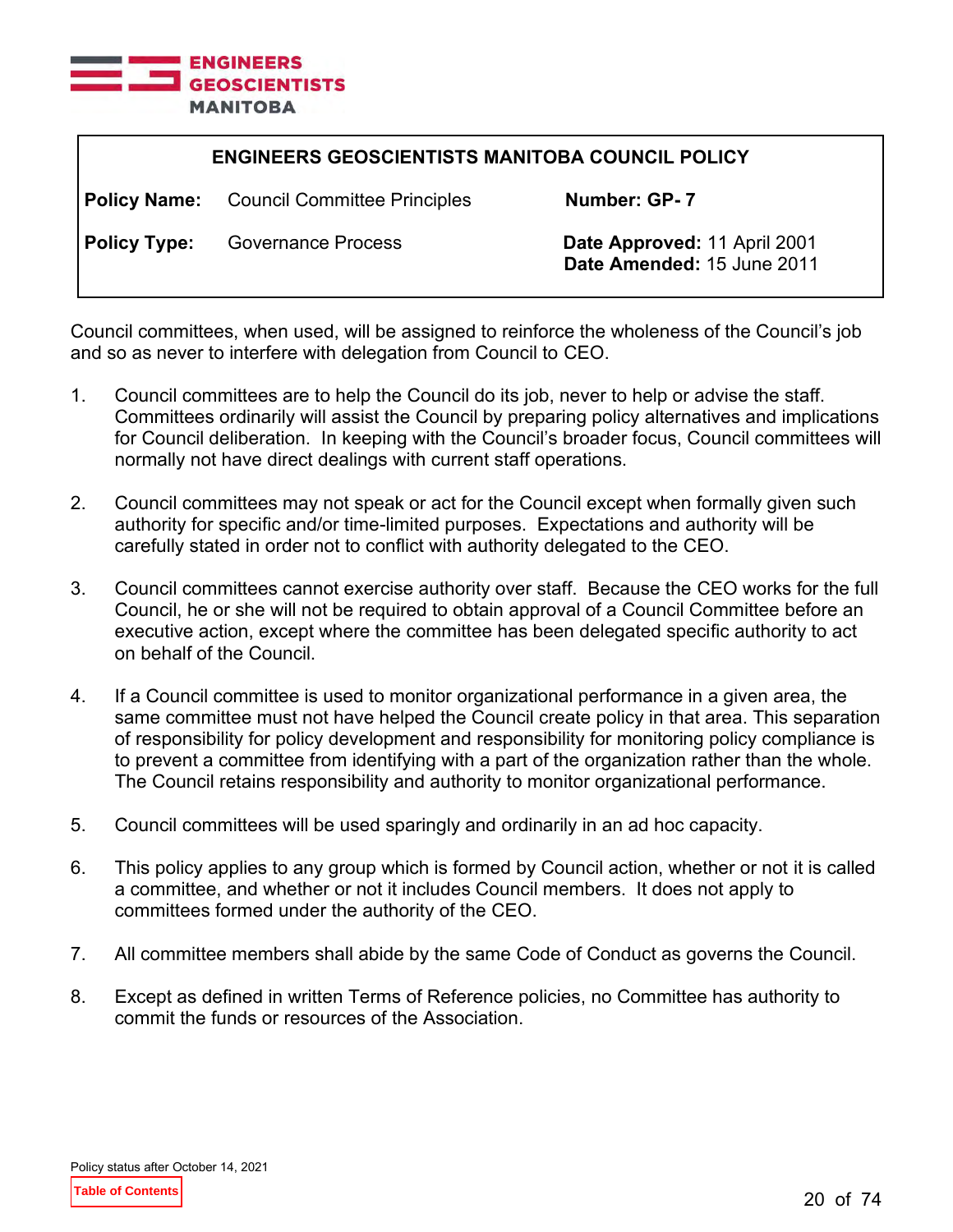| ENGINEERS GEOSCIENTISTS MANITOBA COUNCIL POLICY | | |
|---|---|---|
| **Policy Name:** Council Committee Principles | | **Number: GP- 7** |
| **Policy Type:** Governance Process | | **Date Approved:** 11 April 2001<br>**Date Amended:** 15 June 2011 |

Council committees, when used, will be assigned to reinforce the wholeness of the Council's job and so as never to interfere with delegation from Council to CEO.

1. Council committees are to help the Council do its job, never to help or advise the staff. Committees ordinarily will assist the Council by preparing policy alternatives and implications for Council deliberation. In keeping with the Council's broader focus, Council committees will normally not have direct dealings with current staff operations.

2. Council committees may not speak or act for the Council except when formally given such authority for specific and/or time-limited purposes. Expectations and authority will be carefully stated in order not to conflict with authority delegated to the CEO.

3. Council committees cannot exercise authority over staff. Because the CEO works for the full Council, he or she will not be required to obtain approval of a Council Committee before an executive action, except where the committee has been delegated specific authority to act on behalf of the Council.

4. If a Council committee is used to monitor organizational performance in a given area, the same committee must not have helped the Council create policy in that area. This separation of responsibility for policy development and responsibility for monitoring policy compliance is to prevent a committee from identifying with a part of the organization rather than the whole. The Council retains responsibility and authority to monitor organizational performance.

5. Council committees will be used sparingly and ordinarily in an ad hoc capacity.

6. This policy applies to any group which is formed by Council action, whether or not it is called a committee, and whether or not it includes Council members. It does not apply to committees formed under the authority of the CEO.

7. All committee members shall abide by the same Code of Conduct as governs the Council.

8. Except as defined in written Terms of Reference policies, no Committee has authority to commit the funds or resources of the Association.

Policy status after October 14, 2021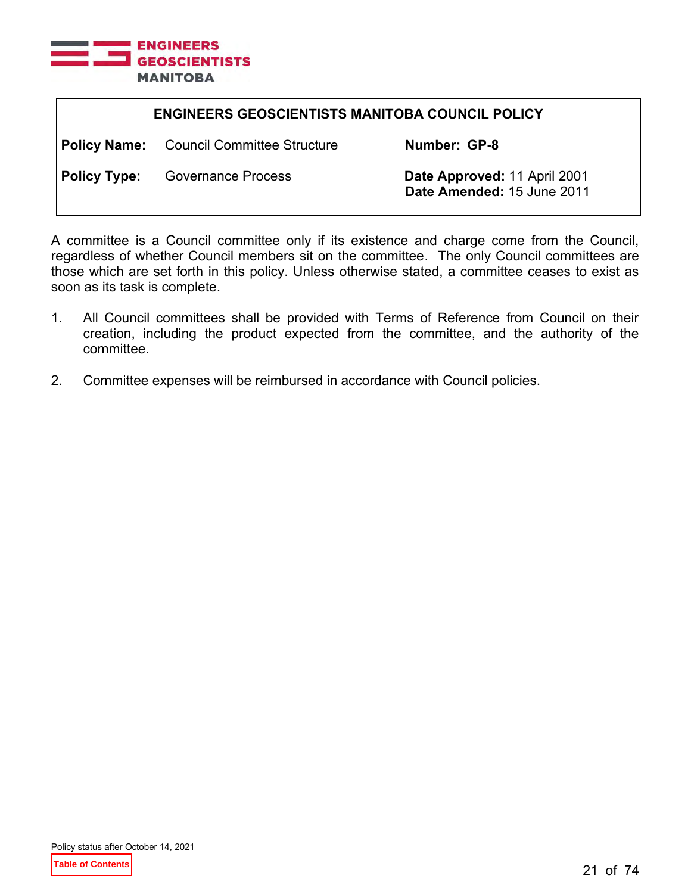**ENGINEERS GEOSCIENTISTS MANITOBA COUNCIL POLICY**

| | | | |
|---|---|---|---|
| **Policy Name:** | Council Committee Structure | **Number: GP-8** | |
| **Policy Type:** | Governance Process | **Date Approved:** 11 April 2001<br>**Date Amended:** 15 June 2011 | |

A committee is a Council committee only if its existence and charge come from the Council, regardless of whether Council members sit on the committee. The only Council committees are those which are set forth in this policy. Unless otherwise stated, a committee ceases to exist as soon as its task is complete.

1. All Council committees shall be provided with Terms of Reference from Council on their creation, including the product expected from the committee, and the authority of the committee.

2. Committee expenses will be reimbursed in accordance with Council policies.

Policy status after October 14, 2021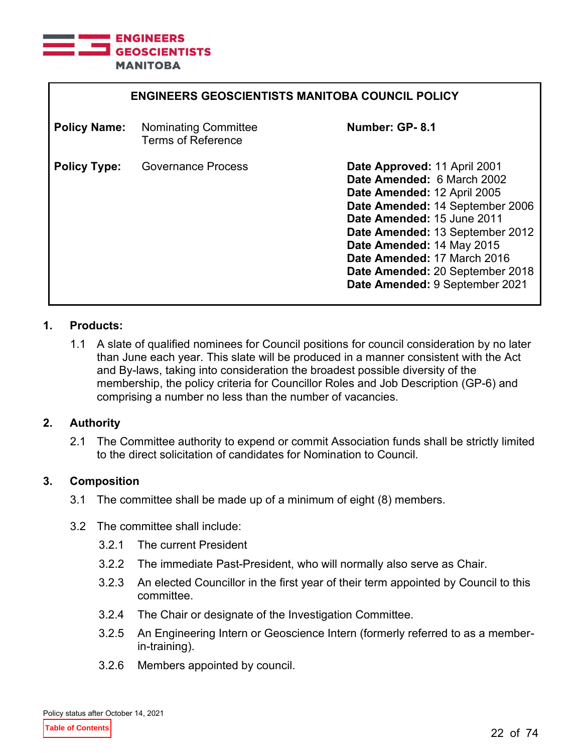## ENGINEERS GEOSCIENTISTS MANITOBA COUNCIL POLICY

| | | |
|---|---|---|
| **Policy Name:** | Nominating Committee Terms of Reference | **Number: GP- 8.1** |
| **Policy Type:** | Governance Process | **Date Approved:** 11 April 2001<br>**Date Amended:** 6 March 2002<br>**Date Amended:** 12 April 2005<br>**Date Amended:** 14 September 2006<br>**Date Amended:** 15 June 2011<br>**Date Amended:** 13 September 2012<br>**Date Amended:** 14 May 2015<br>**Date Amended:** 17 March 2016<br>**Date Amended:** 20 September 2018<br>**Date Amended:** 9 September 2021 |

### 1. Products:

1.1 A slate of qualified nominees for Council positions for council consideration by no later than June each year. This slate will be produced in a manner consistent with the Act and By-laws, taking into consideration the broadest possible diversity of the membership, the policy criteria for Councillor Roles and Job Description (GP-6) and comprising a number no less than the number of vacancies.

### 2. Authority

2.1 The Committee authority to expend or commit Association funds shall be strictly limited to the direct solicitation of candidates for Nomination to Council.

### 3. Composition

3.1 The committee shall be made up of a minimum of eight (8) members.

3.2 The committee shall include:

3.2.1 The current President

3.2.2 The immediate Past-President, who will normally also serve as Chair.

3.2.3 An elected Councillor in the first year of their term appointed by Council to this committee.

3.2.4 The Chair or designate of the Investigation Committee.

3.2.5 An Engineering Intern or Geoscience Intern (formerly referred to as a member-in-training).

3.2.6 Members appointed by council.

Policy status after October 14, 2021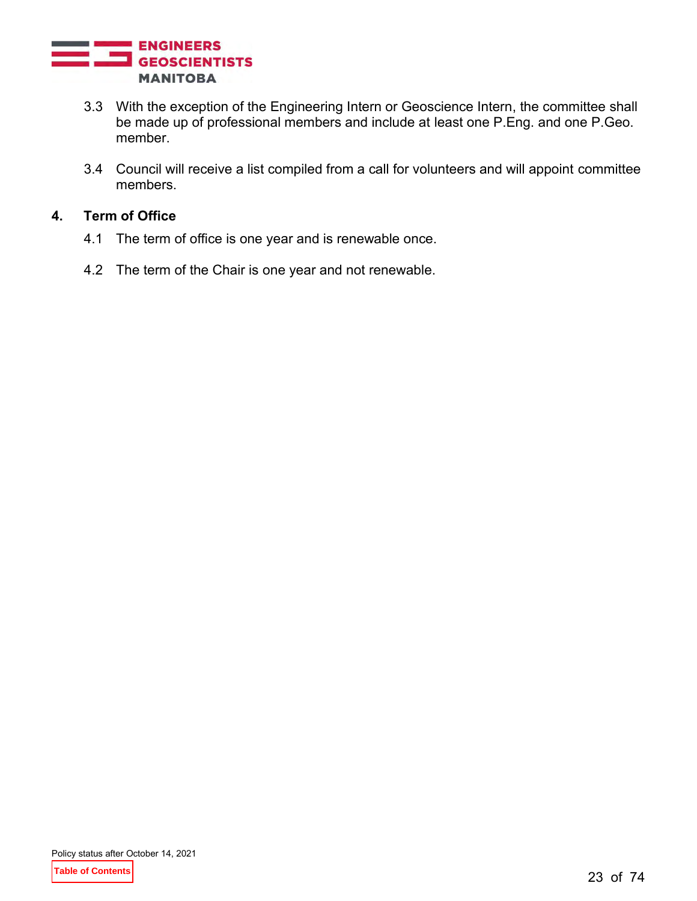3.3 With the exception of the Engineering Intern or Geoscience Intern, the committee shall be made up of professional members and include at least one P.Eng. and one P.Geo. member.

3.4 Council will receive a list compiled from a call for volunteers and will appoint committee members.

## 4. Term of Office

4.1 The term of office is one year and is renewable once.

4.2 The term of the Chair is one year and not renewable.

Policy status after October 14, 2021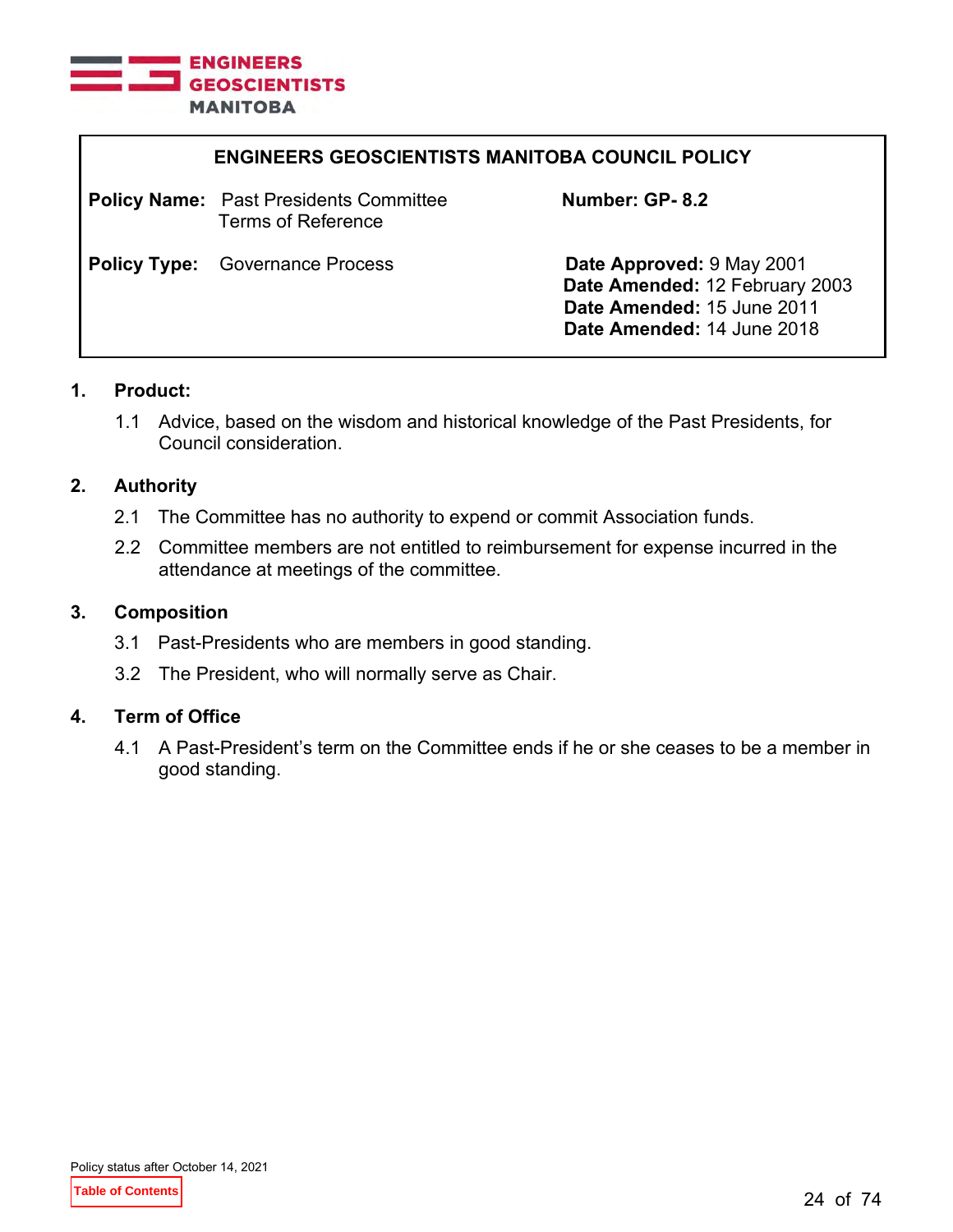## ENGINEERS GEOSCIENTISTS MANITOBA COUNCIL POLICY

| | | | |
|---|---|---|---|
| **Policy Name:** | Past Presidents Committee Terms of Reference | **Number: GP- 8.2** | |
| **Policy Type:** | Governance Process | **Date Approved:** 9 May 2001<br>**Date Amended:** 12 February 2003<br>**Date Amended:** 15 June 2011<br>**Date Amended:** 14 June 2018 | |

### 1. Product:

1.1 Advice, based on the wisdom and historical knowledge of the Past Presidents, for Council consideration.

### 2. Authority

2.1 The Committee has no authority to expend or commit Association funds.

2.2 Committee members are not entitled to reimbursement for expense incurred in the attendance at meetings of the committee.

### 3. Composition

3.1 Past-Presidents who are members in good standing.

3.2 The President, who will normally serve as Chair.

### 4. Term of Office

4.1 A Past-President's term on the Committee ends if he or she ceases to be a member in good standing.

Policy status after October 14, 2021

Table of Contents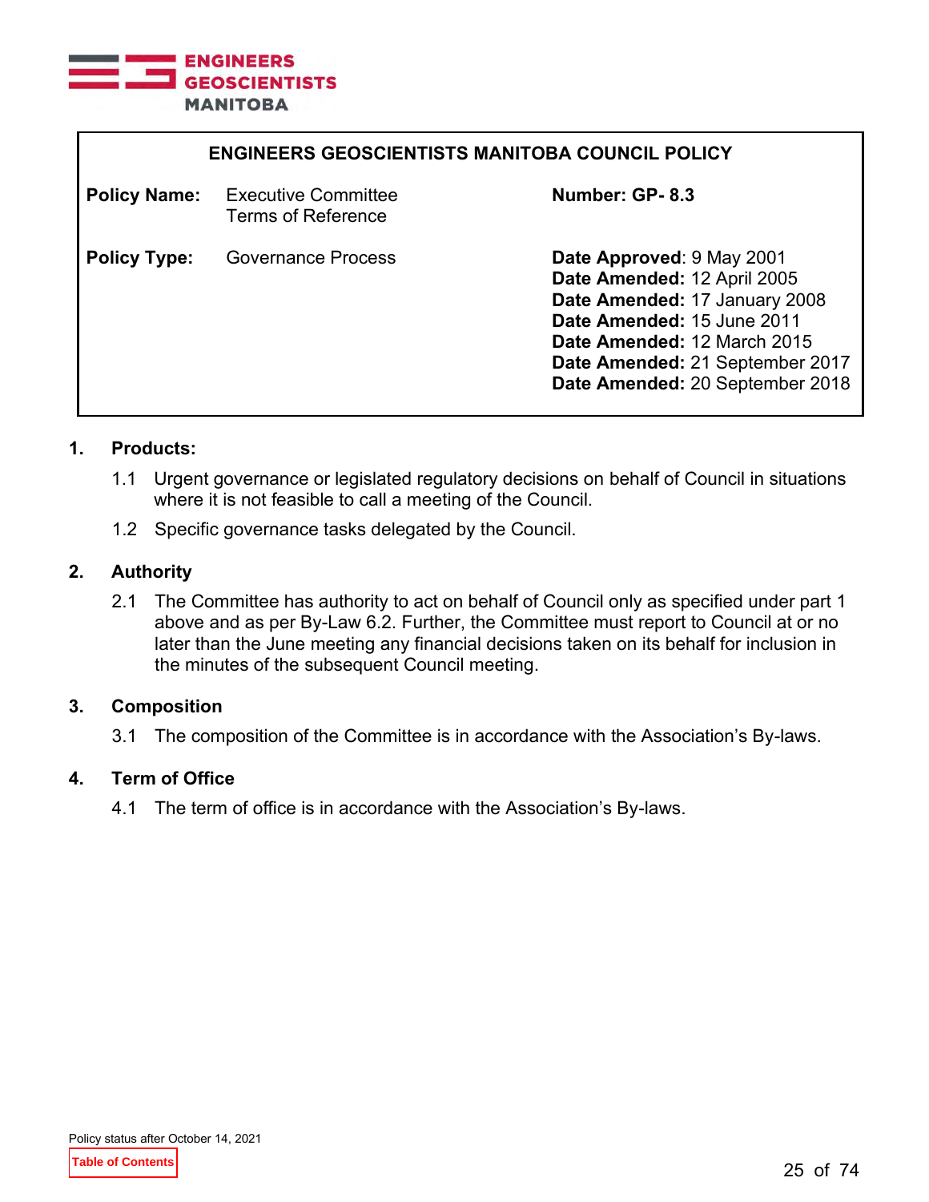**ENGINEERS GEOSCIENTISTS MANITOBA COUNCIL POLICY**

| | | | |
|---|---|---|---|
| **Policy Name:** | Executive Committee Terms of Reference | **Number: GP- 8.3** | |
| **Policy Type:** | Governance Process | **Date Approved**: 9 May 2001<br>**Date Amended:** 12 April 2005<br>**Date Amended:** 17 January 2008<br>**Date Amended:** 15 June 2011<br>**Date Amended:** 12 March 2015<br>**Date Amended:** 21 September 2017<br>**Date Amended:** 20 September 2018 | |

## 1. Products:

1.1 Urgent governance or legislated regulatory decisions on behalf of Council in situations where it is not feasible to call a meeting of the Council.

1.2 Specific governance tasks delegated by the Council.

## 2. Authority

2.1 The Committee has authority to act on behalf of Council only as specified under part 1 above and as per By-Law 6.2. Further, the Committee must report to Council at or no later than the June meeting any financial decisions taken on its behalf for inclusion in the minutes of the subsequent Council meeting.

## 3. Composition

3.1 The composition of the Committee is in accordance with the Association's By-laws.

## 4. Term of Office

4.1 The term of office is in accordance with the Association's By-laws.

Policy status after October 14, 2021

Table of Contents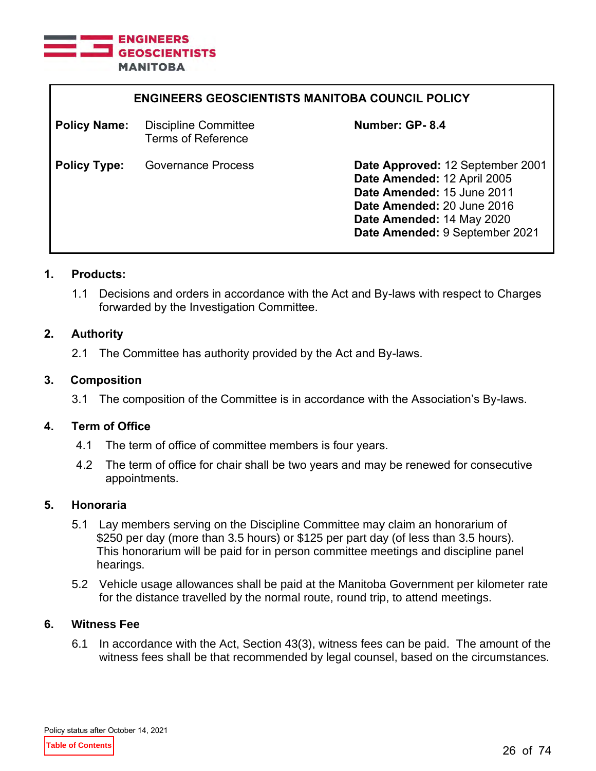**ENGINEERS GEOSCIENTISTS MANITOBA COUNCIL POLICY**

| | | | |
|---|---|---|---|
| **Policy Name:** | Discipline Committee Terms of Reference | **Number: GP- 8.4** | |
| **Policy Type:** | Governance Process | **Date Approved:** 12 September 2001<br>**Date Amended:** 12 April 2005<br>**Date Amended:** 15 June 2011<br>**Date Amended:** 20 June 2016<br>**Date Amended:** 14 May 2020<br>**Date Amended:** 9 September 2021 | |

## 1. Products:

1.1 Decisions and orders in accordance with the Act and By-laws with respect to Charges forwarded by the Investigation Committee.

## 2. Authority

2.1 The Committee has authority provided by the Act and By-laws.

## 3. Composition

3.1 The composition of the Committee is in accordance with the Association's By-laws.

## 4. Term of Office

4.1 The term of office of committee members is four years.

4.2 The term of office for chair shall be two years and may be renewed for consecutive appointments.

## 5. Honoraria

5.1 Lay members serving on the Discipline Committee may claim an honorarium of $250 per day (more than 3.5 hours) or $125 per part day (of less than 3.5 hours). This honorarium will be paid for in person committee meetings and discipline panel hearings.

5.2 Vehicle usage allowances shall be paid at the Manitoba Government per kilometer rate for the distance travelled by the normal route, round trip, to attend meetings.

## 6. Witness Fee

6.1 In accordance with the Act, Section 43(3), witness fees can be paid. The amount of the witness fees shall be that recommended by legal counsel, based on the circumstances.

Policy status after October 14, 2021

Table of Contents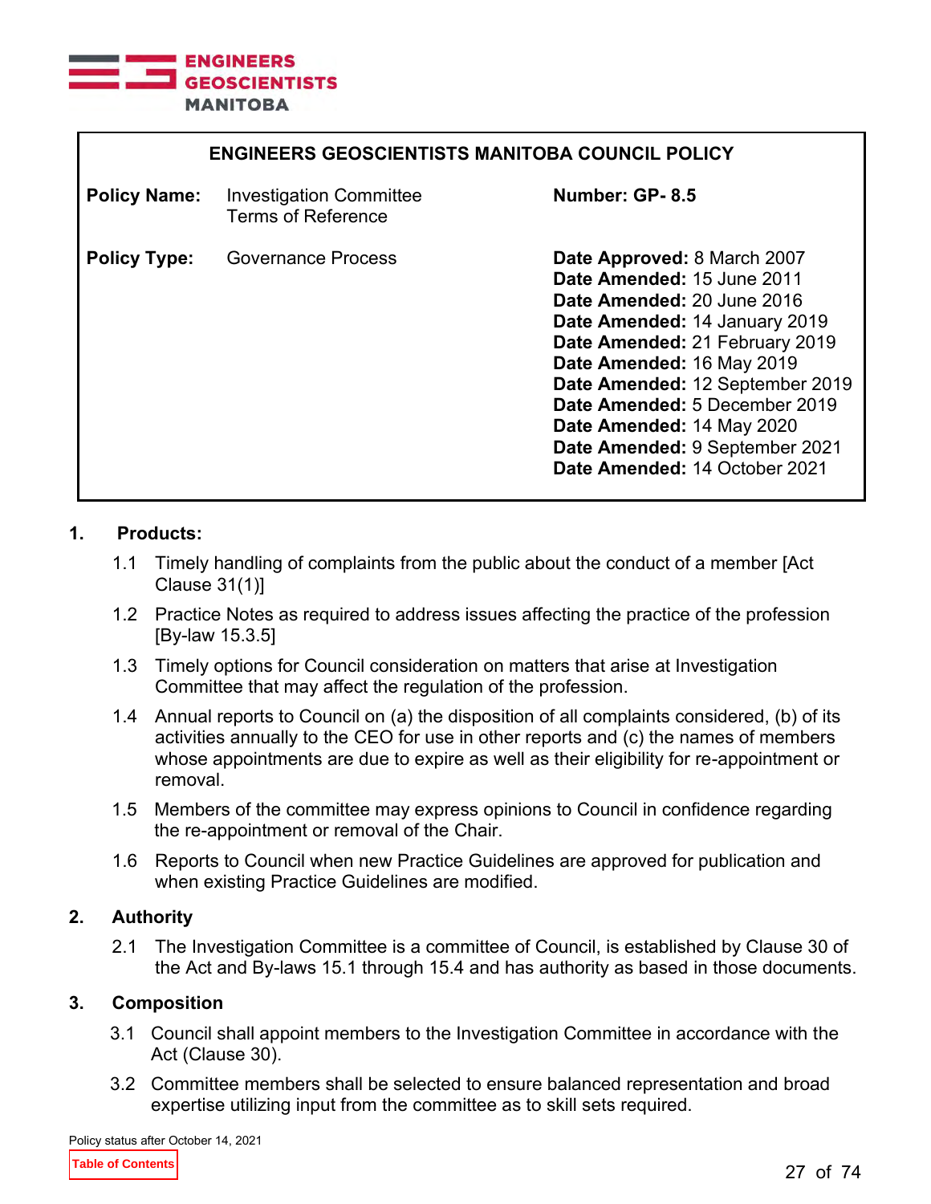ENGINEERS GEOSCIENTISTS MANITOBA

**ENGINEERS GEOSCIENTISTS MANITOBA COUNCIL POLICY**

| | | |
|---|---|---|
| **Policy Name:** | Investigation Committee Terms of Reference | **Number: GP- 8.5** |
| **Policy Type:** | Governance Process | **Date Approved:** 8 March 2007<br>**Date Amended:** 15 June 2011<br>**Date Amended:** 20 June 2016<br>**Date Amended:** 14 January 2019<br>**Date Amended:** 21 February 2019<br>**Date Amended:** 16 May 2019<br>**Date Amended:** 12 September 2019<br>**Date Amended:** 5 December 2019<br>**Date Amended:** 14 May 2020<br>**Date Amended:** 9 September 2021<br>**Date Amended:** 14 October 2021 |

## 1. Products:

1.1 Timely handling of complaints from the public about the conduct of a member [Act Clause 31(1)]

1.2 Practice Notes as required to address issues affecting the practice of the profession [By-law 15.3.5]

1.3 Timely options for Council consideration on matters that arise at Investigation Committee that may affect the regulation of the profession.

1.4 Annual reports to Council on (a) the disposition of all complaints considered, (b) of its activities annually to the CEO for use in other reports and (c) the names of members whose appointments are due to expire as well as their eligibility for re-appointment or removal.

1.5 Members of the committee may express opinions to Council in confidence regarding the re-appointment or removal of the Chair.

1.6 Reports to Council when new Practice Guidelines are approved for publication and when existing Practice Guidelines are modified.

## 2. Authority

2.1 The Investigation Committee is a committee of Council, is established by Clause 30 of the Act and By-laws 15.1 through 15.4 and has authority as based in those documents.

## 3. Composition

3.1 Council shall appoint members to the Investigation Committee in accordance with the Act (Clause 30).

3.2 Committee members shall be selected to ensure balanced representation and broad expertise utilizing input from the committee as to skill sets required.

Policy status after October 14, 2021

Table of Contents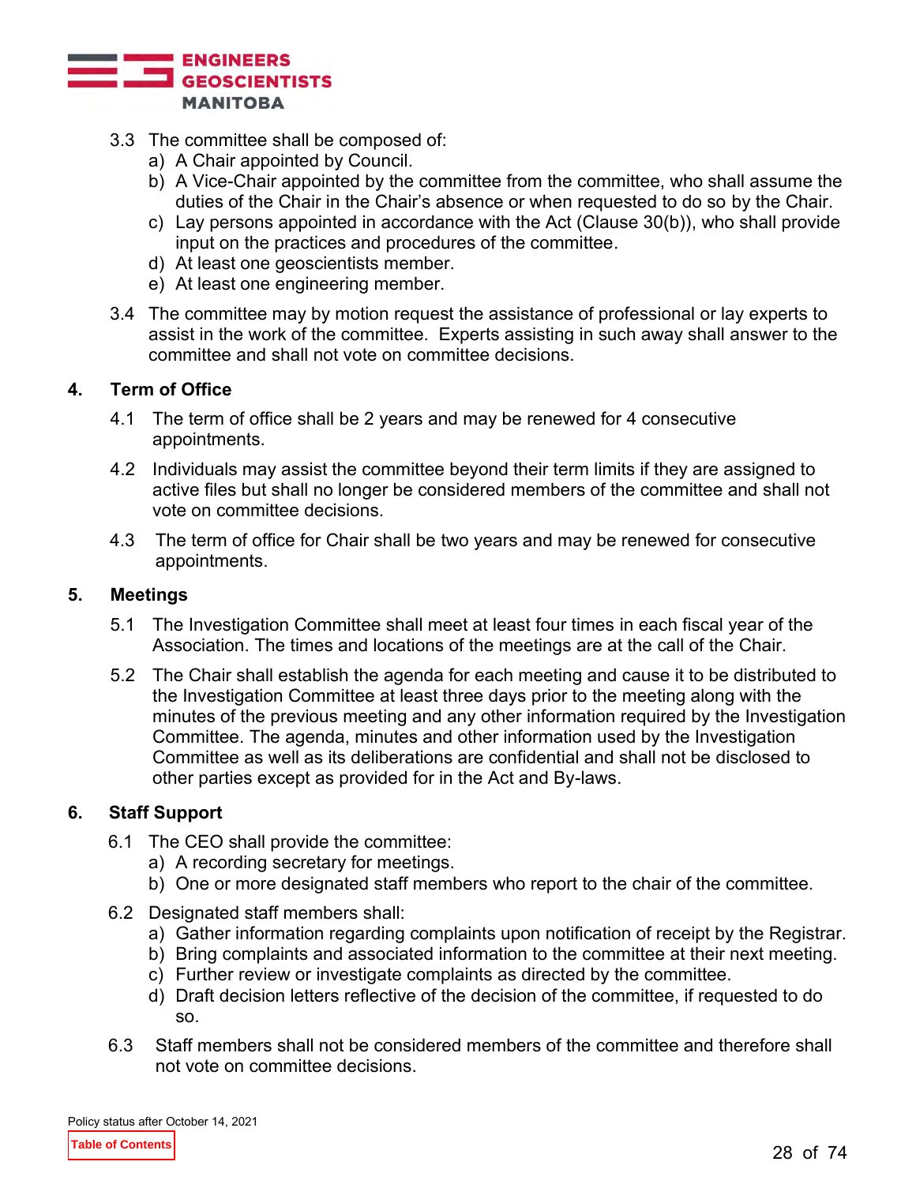3.3 The committee shall be composed of:

a) A Chair appointed by Council.
b) A Vice-Chair appointed by the committee from the committee, who shall assume the duties of the Chair in the Chair's absence or when requested to do so by the Chair.
c) Lay persons appointed in accordance with the Act (Clause 30(b)), who shall provide input on the practices and procedures of the committee.
d) At least one geoscientists member.
e) At least one engineering member.

3.4 The committee may by motion request the assistance of professional or lay experts to assist in the work of the committee. Experts assisting in such away shall answer to the committee and shall not vote on committee decisions.

## 4. Term of Office

4.1 The term of office shall be 2 years and may be renewed for 4 consecutive appointments.

4.2 Individuals may assist the committee beyond their term limits if they are assigned to active files but shall no longer be considered members of the committee and shall not vote on committee decisions.

4.3 The term of office for Chair shall be two years and may be renewed for consecutive appointments.

## 5. Meetings

5.1 The Investigation Committee shall meet at least four times in each fiscal year of the Association. The times and locations of the meetings are at the call of the Chair.

5.2 The Chair shall establish the agenda for each meeting and cause it to be distributed to the Investigation Committee at least three days prior to the meeting along with the minutes of the previous meeting and any other information required by the Investigation Committee. The agenda, minutes and other information used by the Investigation Committee as well as its deliberations are confidential and shall not be disclosed to other parties except as provided for in the Act and By-laws.

## 6. Staff Support

6.1 The CEO shall provide the committee:

a) A recording secretary for meetings.
b) One or more designated staff members who report to the chair of the committee.

6.2 Designated staff members shall:

a) Gather information regarding complaints upon notification of receipt by the Registrar.
b) Bring complaints and associated information to the committee at their next meeting.
c) Further review or investigate complaints as directed by the committee.
d) Draft decision letters reflective of the decision of the committee, if requested to do so.

6.3 Staff members shall not be considered members of the committee and therefore shall not vote on committee decisions.

Policy status after October 14, 2021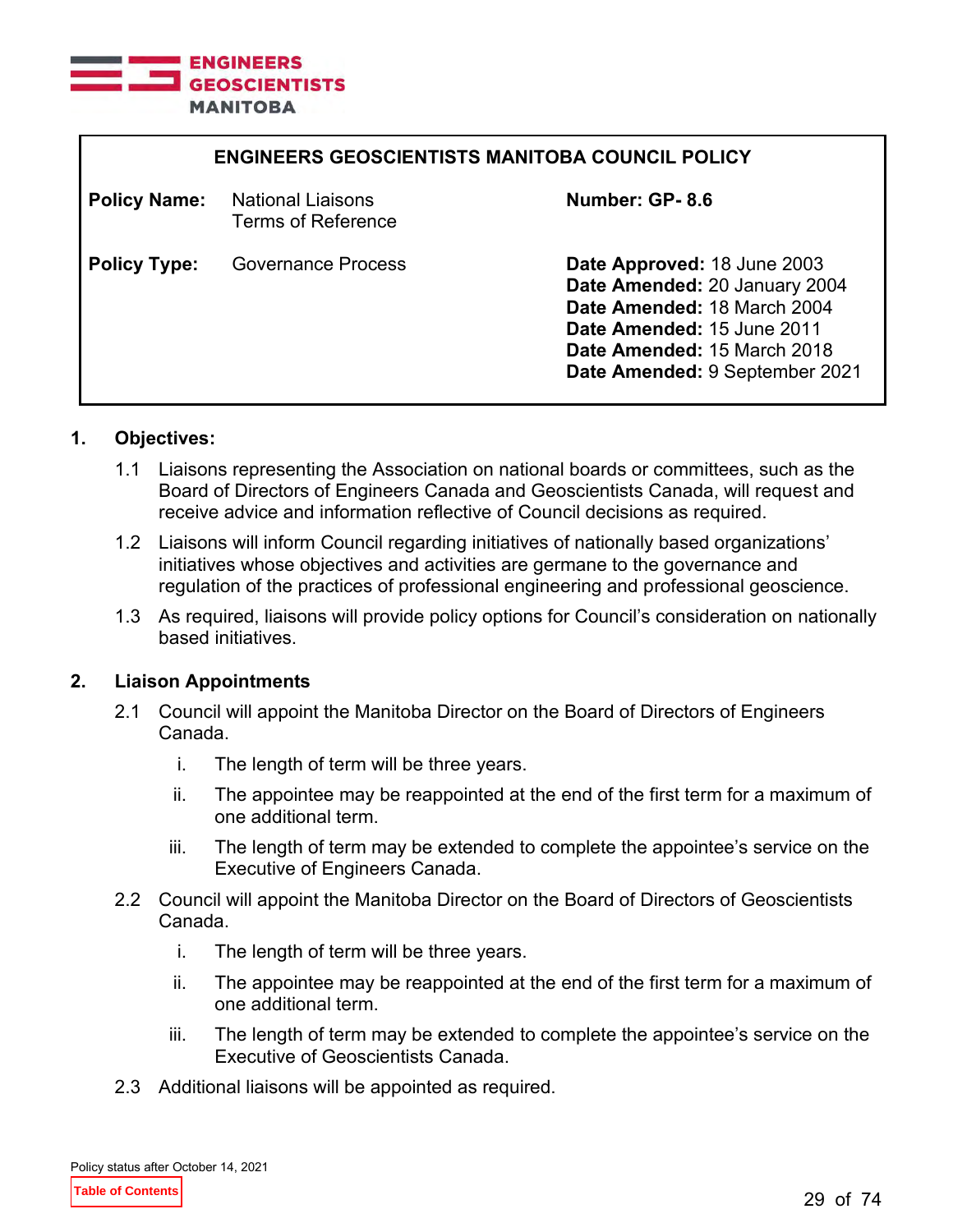**ENGINEERS GEOSCIENTISTS MANITOBA COUNCIL POLICY**

| | | | |
|---|---|---|---|
| **Policy Name:** | National Liaisons Terms of Reference | **Number: GP- 8.6** | |
| **Policy Type:** | Governance Process | **Date Approved:** 18 June 2003<br>**Date Amended:** 20 January 2004<br>**Date Amended:** 18 March 2004<br>**Date Amended:** 15 June 2011<br>**Date Amended:** 15 March 2018<br>**Date Amended:** 9 September 2021 | |

## 1. Objectives:

1.1 Liaisons representing the Association on national boards or committees, such as the Board of Directors of Engineers Canada and Geoscientists Canada, will request and receive advice and information reflective of Council decisions as required.

1.2 Liaisons will inform Council regarding initiatives of nationally based organizations' initiatives whose objectives and activities are germane to the governance and regulation of the practices of professional engineering and professional geoscience.

1.3 As required, liaisons will provide policy options for Council's consideration on nationally based initiatives.

## 2. Liaison Appointments

2.1 Council will appoint the Manitoba Director on the Board of Directors of Engineers Canada.

- i. The length of term will be three years.
- ii. The appointee may be reappointed at the end of the first term for a maximum of one additional term.
- iii. The length of term may be extended to complete the appointee's service on the Executive of Engineers Canada.

2.2 Council will appoint the Manitoba Director on the Board of Directors of Geoscientists Canada.

- i. The length of term will be three years.
- ii. The appointee may be reappointed at the end of the first term for a maximum of one additional term.
- iii. The length of term may be extended to complete the appointee's service on the Executive of Geoscientists Canada.

2.3 Additional liaisons will be appointed as required.

Policy status after October 14, 2021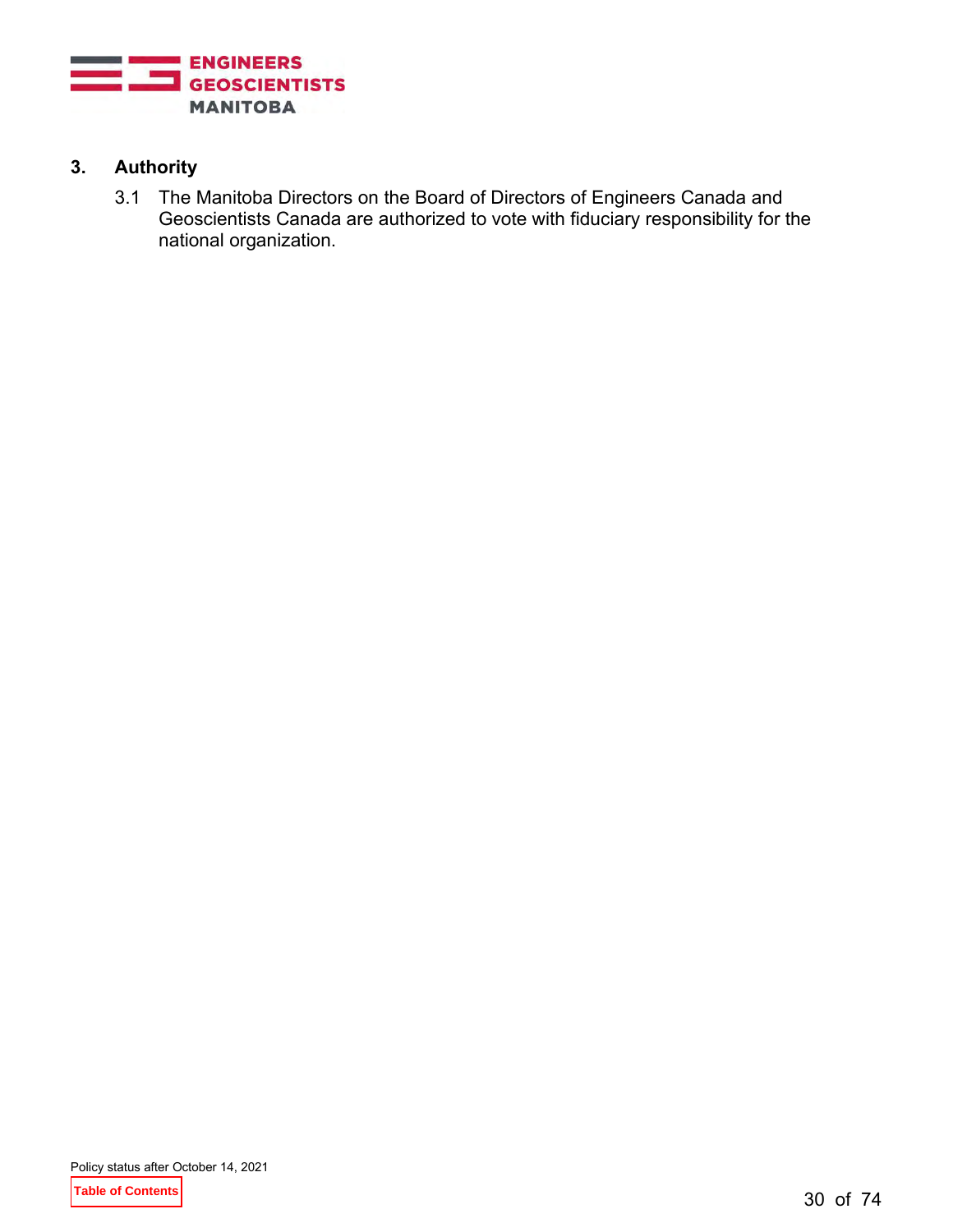## 3. Authority

3.1 The Manitoba Directors on the Board of Directors of Engineers Canada and Geoscientists Canada are authorized to vote with fiduciary responsibility for the national organization.

Policy status after October 14, 2021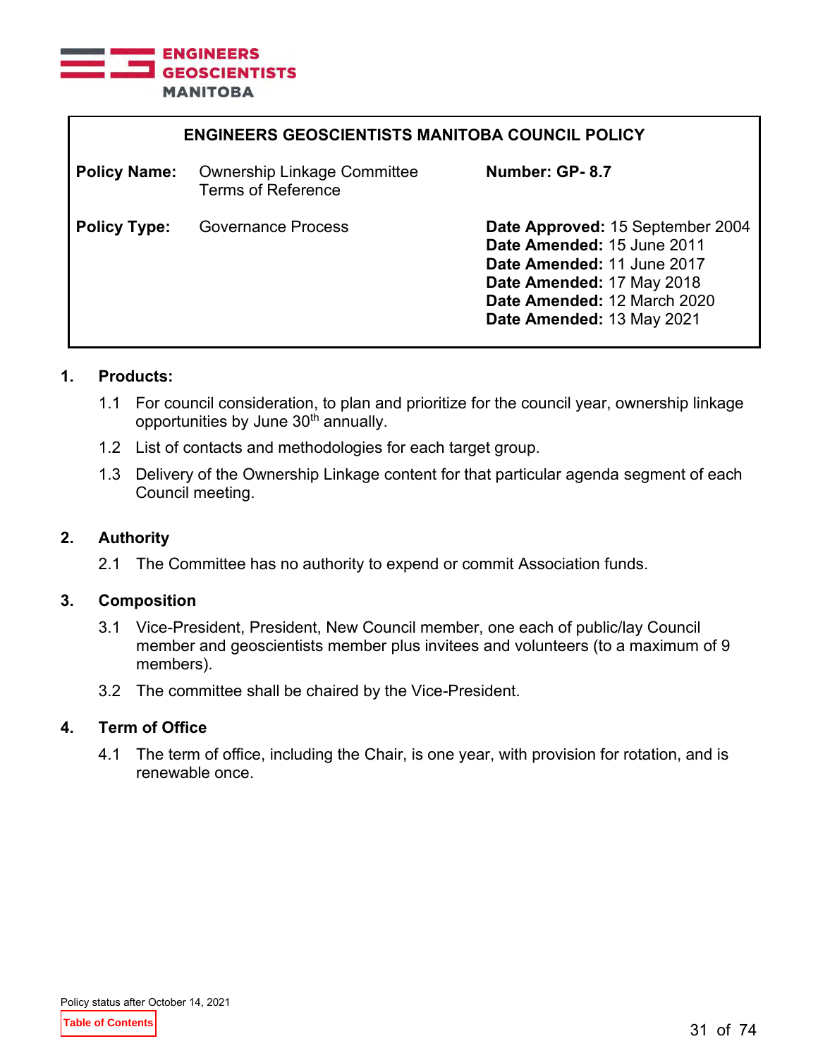**ENGINEERS GEOSCIENTISTS MANITOBA COUNCIL POLICY**

| | | | |
|---|---|---|---|
| **Policy Name:** | Ownership Linkage Committee Terms of Reference | **Number: GP- 8.7** | |
| **Policy Type:** | Governance Process | **Date Approved:** 15 September 2004<br>**Date Amended:** 15 June 2011<br>**Date Amended:** 11 June 2017<br>**Date Amended:** 17 May 2018<br>**Date Amended:** 12 March 2020<br>**Date Amended:** 13 May 2021 | |

## 1. Products:

1.1 For council consideration, to plan and prioritize for the council year, ownership linkage opportunities by June 30th annually.

1.2 List of contacts and methodologies for each target group.

1.3 Delivery of the Ownership Linkage content for that particular agenda segment of each Council meeting.

## 2. Authority

2.1 The Committee has no authority to expend or commit Association funds.

## 3. Composition

3.1 Vice-President, President, New Council member, one each of public/lay Council member and geoscientists member plus invitees and volunteers (to a maximum of 9 members).

3.2 The committee shall be chaired by the Vice-President.

## 4. Term of Office

4.1 The term of office, including the Chair, is one year, with provision for rotation, and is renewable once.

Policy status after October 14, 2021

Table of Contents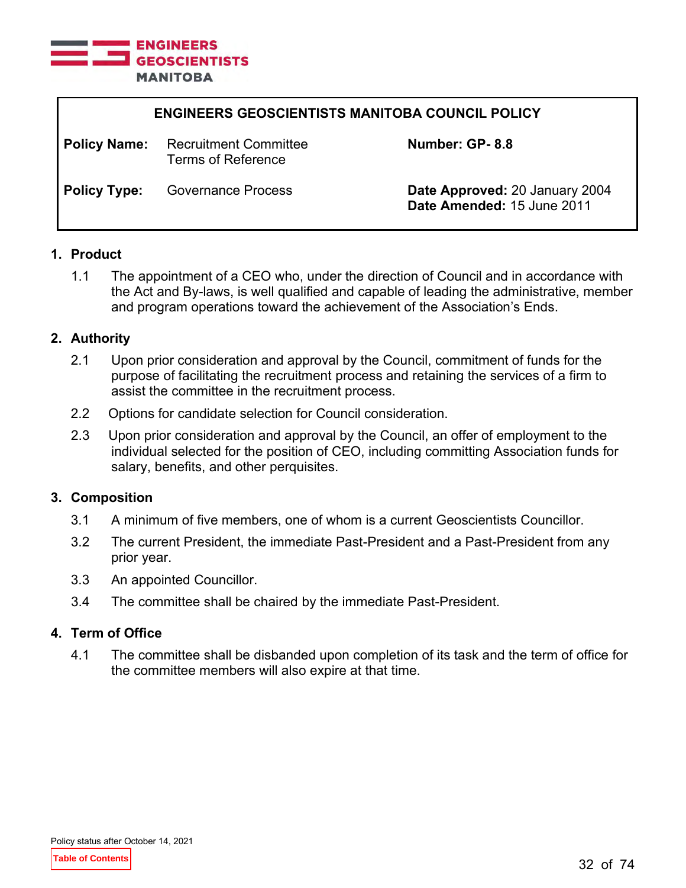ENGINEERS GEOSCIENTISTS MANITOBA

| ENGINEERS GEOSCIENTISTS MANITOBA COUNCIL POLICY | | | |
|---|---|---|---|
| **Policy Name:** | Recruitment Committee Terms of Reference | **Number: GP- 8.8** | |
| **Policy Type:** | Governance Process | **Date Approved:** 20 January 2004<br>**Date Amended:** 15 June 2011 | |

## 1. Product

1.1 The appointment of a CEO who, under the direction of Council and in accordance with the Act and By-laws, is well qualified and capable of leading the administrative, member and program operations toward the achievement of the Association's Ends.

## 2. Authority

2.1 Upon prior consideration and approval by the Council, commitment of funds for the purpose of facilitating the recruitment process and retaining the services of a firm to assist the committee in the recruitment process.

2.2 Options for candidate selection for Council consideration.

2.3 Upon prior consideration and approval by the Council, an offer of employment to the individual selected for the position of CEO, including committing Association funds for salary, benefits, and other perquisites.

## 3. Composition

3.1 A minimum of five members, one of whom is a current Geoscientists Councillor.

3.2 The current President, the immediate Past-President and a Past-President from any prior year.

3.3 An appointed Councillor.

3.4 The committee shall be chaired by the immediate Past-President.

## 4. Term of Office

4.1 The committee shall be disbanded upon completion of its task and the term of office for the committee members will also expire at that time.

Policy status after October 14, 2021

Table of Contents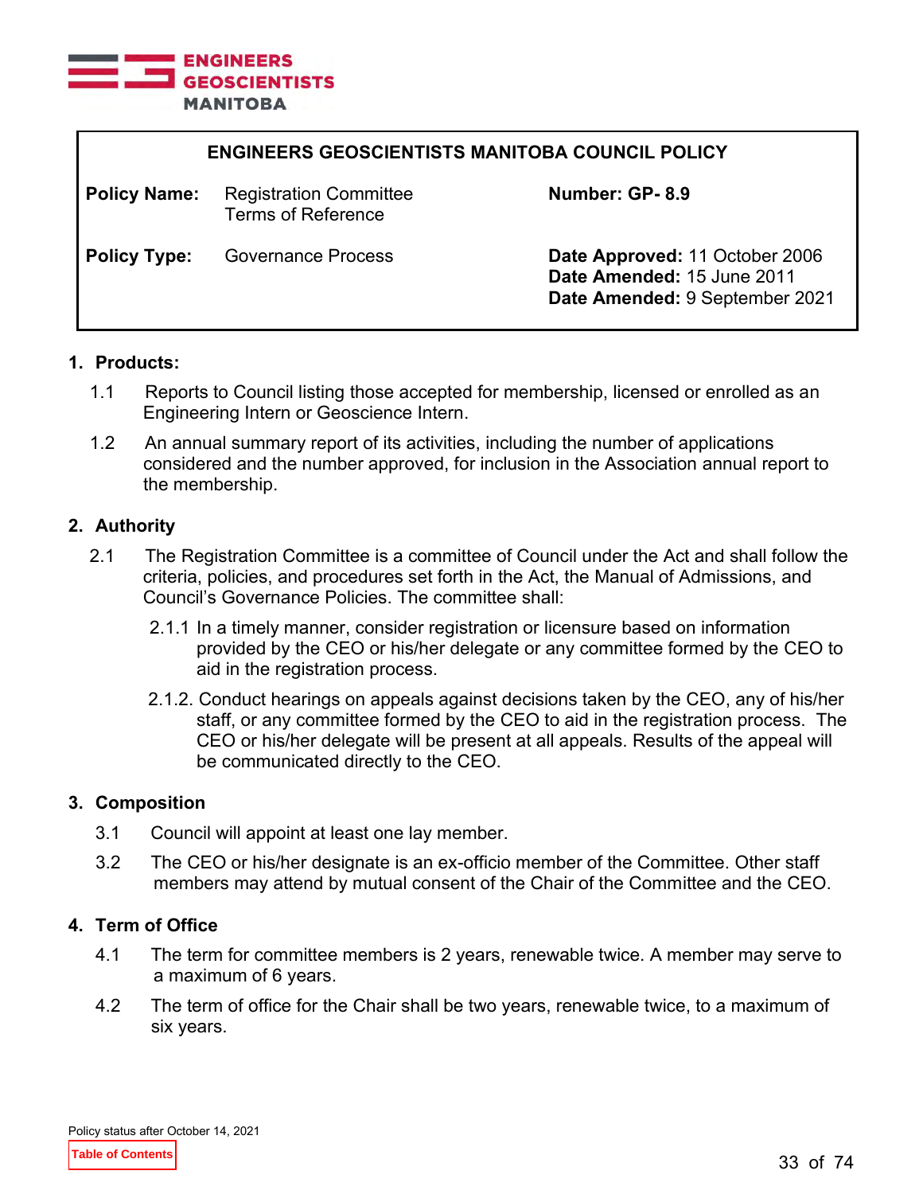ENGINEERS GEOSCIENTISTS MANITOBA

| ENGINEERS GEOSCIENTISTS MANITOBA COUNCIL POLICY | | | |
|---|---|---|---|
| **Policy Name:** | Registration Committee Terms of Reference | **Number: GP- 8.9** | |
| **Policy Type:** | Governance Process | **Date Approved:** 11 October 2006<br>**Date Amended:** 15 June 2011<br>**Date Amended:** 9 September 2021 | |

## 1. Products:

1.1 Reports to Council listing those accepted for membership, licensed or enrolled as an Engineering Intern or Geoscience Intern.

1.2 An annual summary report of its activities, including the number of applications considered and the number approved, for inclusion in the Association annual report to the membership.

## 2. Authority

2.1 The Registration Committee is a committee of Council under the Act and shall follow the criteria, policies, and procedures set forth in the Act, the Manual of Admissions, and Council's Governance Policies. The committee shall:

2.1.1 In a timely manner, consider registration or licensure based on information provided by the CEO or his/her delegate or any committee formed by the CEO to aid in the registration process.

2.1.2. Conduct hearings on appeals against decisions taken by the CEO, any of his/her staff, or any committee formed by the CEO to aid in the registration process. The CEO or his/her delegate will be present at all appeals. Results of the appeal will be communicated directly to the CEO.

## 3. Composition

3.1 Council will appoint at least one lay member.

3.2 The CEO or his/her designate is an ex-officio member of the Committee. Other staff members may attend by mutual consent of the Chair of the Committee and the CEO.

## 4. Term of Office

4.1 The term for committee members is 2 years, renewable twice. A member may serve to a maximum of 6 years.

4.2 The term of office for the Chair shall be two years, renewable twice, to a maximum of six years.

Policy status after October 14, 2021

Table of Contents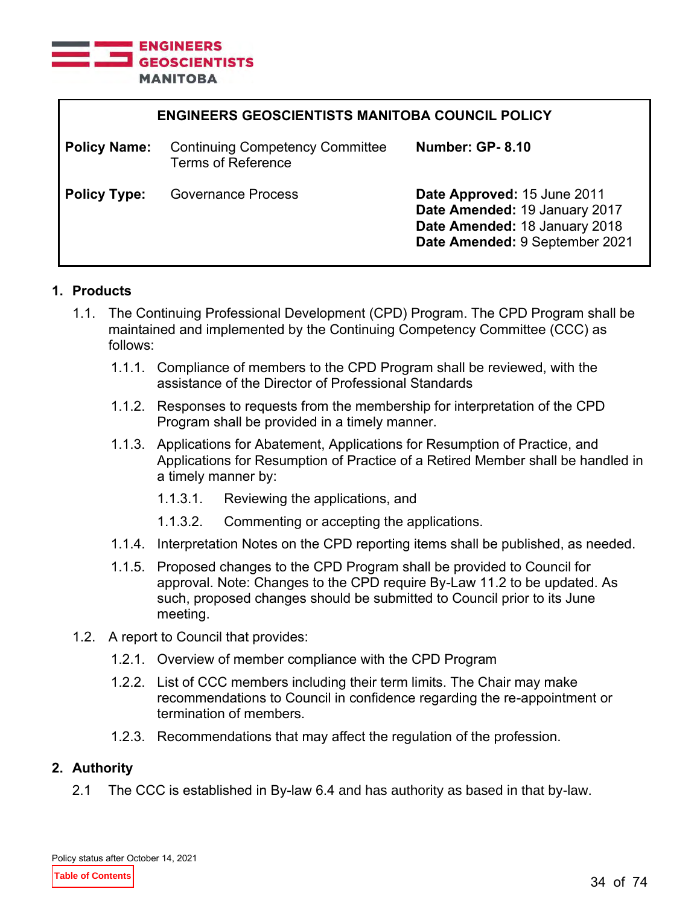**ENGINEERS GEOSCIENTISTS MANITOBA COUNCIL POLICY**

| | | |
|---|---|---|
| **Policy Name:** | Continuing Competency Committee Terms of Reference | **Number: GP- 8.10** |
| **Policy Type:** | Governance Process | **Date Approved:** 15 June 2011<br>**Date Amended:** 19 January 2017<br>**Date Amended:** 18 January 2018<br>**Date Amended:** 9 September 2021 |

## 1. Products

1.1. The Continuing Professional Development (CPD) Program. The CPD Program shall be maintained and implemented by the Continuing Competency Committee (CCC) as follows:

- 1.1.1. Compliance of members to the CPD Program shall be reviewed, with the assistance of the Director of Professional Standards
- 1.1.2. Responses to requests from the membership for interpretation of the CPD Program shall be provided in a timely manner.
- 1.1.3. Applications for Abatement, Applications for Resumption of Practice, and Applications for Resumption of Practice of a Retired Member shall be handled in a timely manner by:
  - 1.1.3.1. Reviewing the applications, and
  - 1.1.3.2. Commenting or accepting the applications.
- 1.1.4. Interpretation Notes on the CPD reporting items shall be published, as needed.
- 1.1.5. Proposed changes to the CPD Program shall be provided to Council for approval. Note: Changes to the CPD require By-Law 11.2 to be updated. As such, proposed changes should be submitted to Council prior to its June meeting.

1.2. A report to Council that provides:

- 1.2.1. Overview of member compliance with the CPD Program
- 1.2.2. List of CCC members including their term limits. The Chair may make recommendations to Council in confidence regarding the re-appointment or termination of members.
- 1.2.3. Recommendations that may affect the regulation of the profession.

## 2. Authority

2.1 The CCC is established in By-law 6.4 and has authority as based in that by-law.

Policy status after October 14, 2021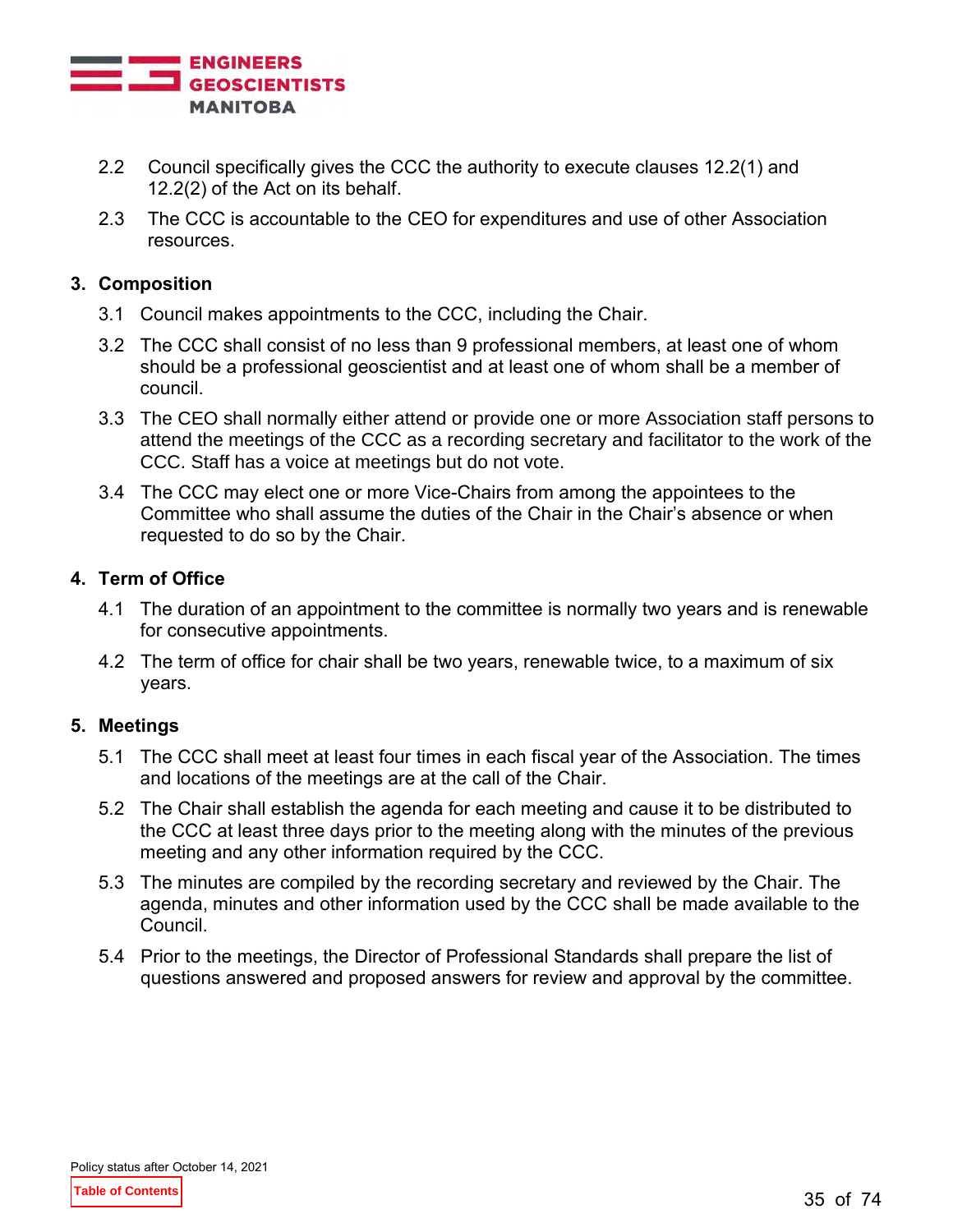2.2 Council specifically gives the CCC the authority to execute clauses 12.2(1) and 12.2(2) of the Act on its behalf.

2.3 The CCC is accountable to the CEO for expenditures and use of other Association resources.

## 3. Composition

3.1 Council makes appointments to the CCC, including the Chair.

3.2 The CCC shall consist of no less than 9 professional members, at least one of whom should be a professional geoscientist and at least one of whom shall be a member of council.

3.3 The CEO shall normally either attend or provide one or more Association staff persons to attend the meetings of the CCC as a recording secretary and facilitator to the work of the CCC. Staff has a voice at meetings but do not vote.

3.4 The CCC may elect one or more Vice-Chairs from among the appointees to the Committee who shall assume the duties of the Chair in the Chair's absence or when requested to do so by the Chair.

## 4. Term of Office

4.1 The duration of an appointment to the committee is normally two years and is renewable for consecutive appointments.

4.2 The term of office for chair shall be two years, renewable twice, to a maximum of six years.

## 5. Meetings

5.1 The CCC shall meet at least four times in each fiscal year of the Association. The times and locations of the meetings are at the call of the Chair.

5.2 The Chair shall establish the agenda for each meeting and cause it to be distributed to the CCC at least three days prior to the meeting along with the minutes of the previous meeting and any other information required by the CCC.

5.3 The minutes are compiled by the recording secretary and reviewed by the Chair. The agenda, minutes and other information used by the CCC shall be made available to the Council.

5.4 Prior to the meetings, the Director of Professional Standards shall prepare the list of questions answered and proposed answers for review and approval by the committee.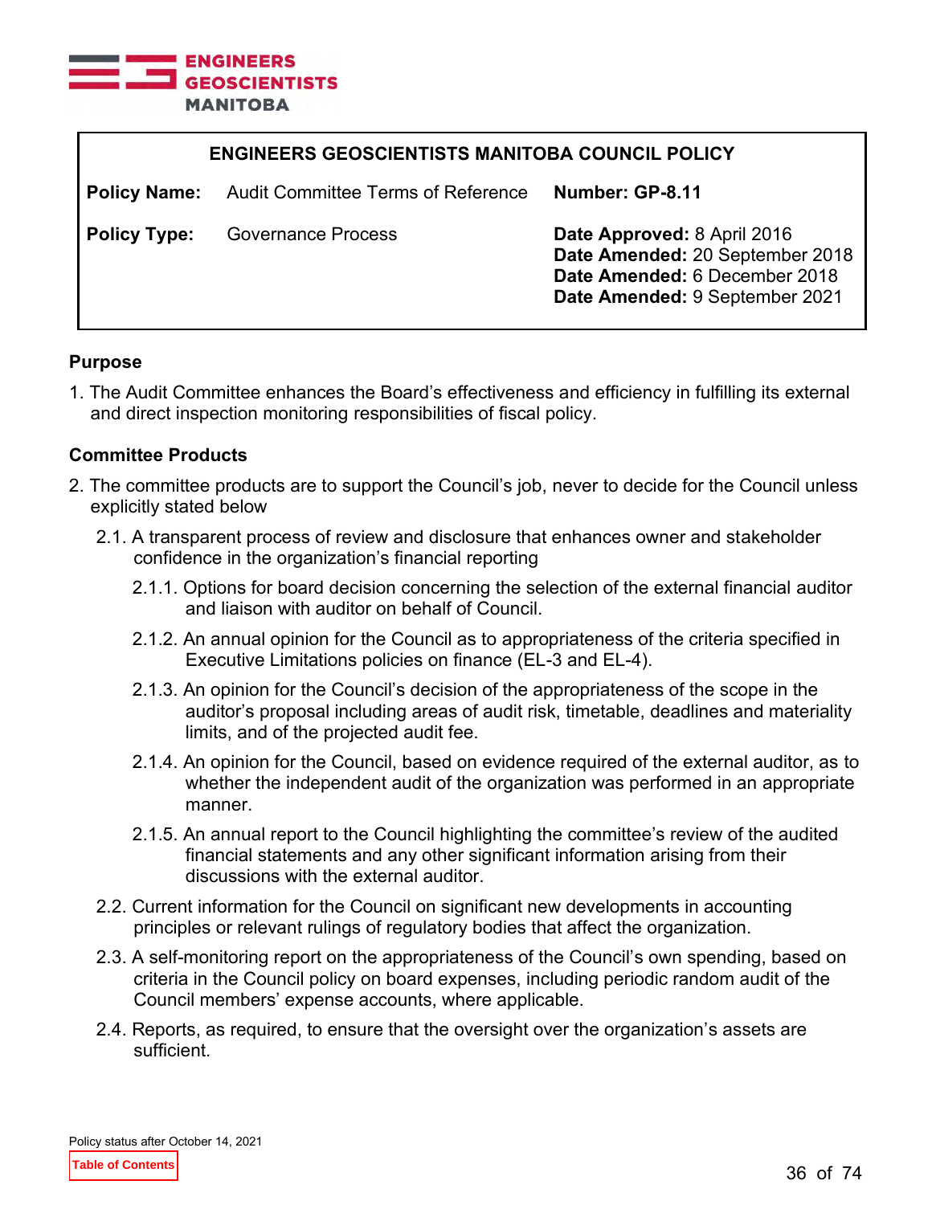**ENGINEERS GEOSCIENTISTS MANITOBA COUNCIL POLICY**

| | | |
|---|---|---|
| **Policy Name:** | Audit Committee Terms of Reference | **Number: GP-8.11** |
| **Policy Type:** | Governance Process | **Date Approved:** 8 April 2016<br>**Date Amended:** 20 September 2018<br>**Date Amended:** 6 December 2018<br>**Date Amended:** 9 September 2021 |

## Purpose

1. The Audit Committee enhances the Board's effectiveness and efficiency in fulfilling its external and direct inspection monitoring responsibilities of fiscal policy.

## Committee Products

2. The committee products are to support the Council's job, never to decide for the Council unless explicitly stated below
   - 2.1. A transparent process of review and disclosure that enhances owner and stakeholder confidence in the organization's financial reporting
     - 2.1.1. Options for board decision concerning the selection of the external financial auditor and liaison with auditor on behalf of Council.
     - 2.1.2. An annual opinion for the Council as to appropriateness of the criteria specified in Executive Limitations policies on finance (EL-3 and EL-4).
     - 2.1.3. An opinion for the Council's decision of the appropriateness of the scope in the auditor's proposal including areas of audit risk, timetable, deadlines and materiality limits, and of the projected audit fee.
     - 2.1.4. An opinion for the Council, based on evidence required of the external auditor, as to whether the independent audit of the organization was performed in an appropriate manner.
     - 2.1.5. An annual report to the Council highlighting the committee's review of the audited financial statements and any other significant information arising from their discussions with the external auditor.
   - 2.2. Current information for the Council on significant new developments in accounting principles or relevant rulings of regulatory bodies that affect the organization.
   - 2.3. A self-monitoring report on the appropriateness of the Council's own spending, based on criteria in the Council policy on board expenses, including periodic random audit of the Council members' expense accounts, where applicable.
   - 2.4. Reports, as required, to ensure that the oversight over the organization's assets are sufficient.

Policy status after October 14, 2021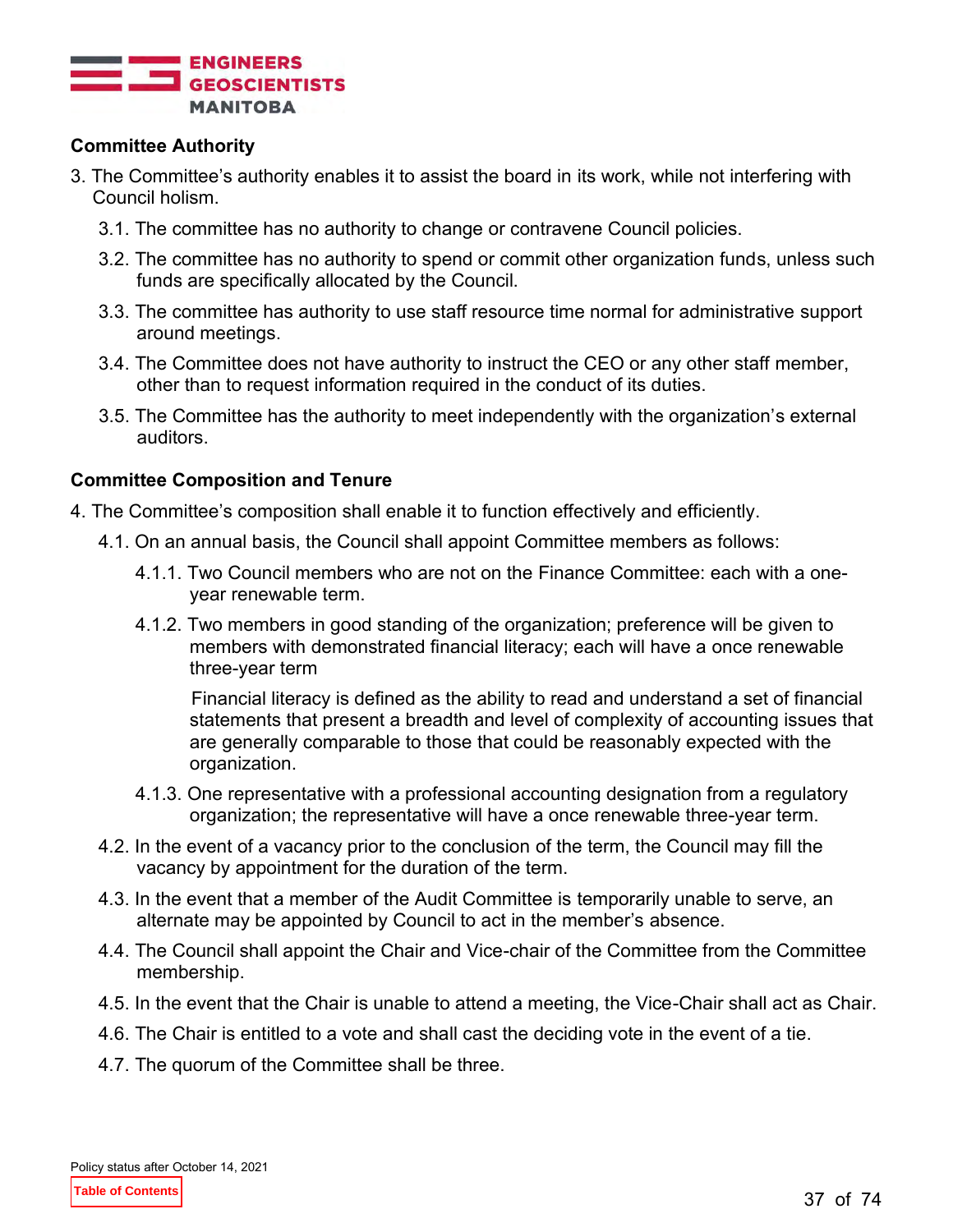**Committee Authority**

3. The Committee's authority enables it to assist the board in its work, while not interfering with Council holism.
   - 3.1. The committee has no authority to change or contravene Council policies.
   - 3.2. The committee has no authority to spend or commit other organization funds, unless such funds are specifically allocated by the Council.
   - 3.3. The committee has authority to use staff resource time normal for administrative support around meetings.
   - 3.4. The Committee does not have authority to instruct the CEO or any other staff member, other than to request information required in the conduct of its duties.
   - 3.5. The Committee has the authority to meet independently with the organization's external auditors.

**Committee Composition and Tenure**

4. The Committee's composition shall enable it to function effectively and efficiently.
   - 4.1. On an annual basis, the Council shall appoint Committee members as follows:
     - 4.1.1. Two Council members who are not on the Finance Committee: each with a one-year renewable term.
     - 4.1.2. Two members in good standing of the organization; preference will be given to members with demonstrated financial literacy; each will have a once renewable three-year term

       Financial literacy is defined as the ability to read and understand a set of financial statements that present a breadth and level of complexity of accounting issues that are generally comparable to those that could be reasonably expected with the organization.
     - 4.1.3. One representative with a professional accounting designation from a regulatory organization; the representative will have a once renewable three-year term.
   - 4.2. In the event of a vacancy prior to the conclusion of the term, the Council may fill the vacancy by appointment for the duration of the term.
   - 4.3. In the event that a member of the Audit Committee is temporarily unable to serve, an alternate may be appointed by Council to act in the member's absence.
   - 4.4. The Council shall appoint the Chair and Vice-chair of the Committee from the Committee membership.
   - 4.5. In the event that the Chair is unable to attend a meeting, the Vice-Chair shall act as Chair.
   - 4.6. The Chair is entitled to a vote and shall cast the deciding vote in the event of a tie.
   - 4.7. The quorum of the Committee shall be three.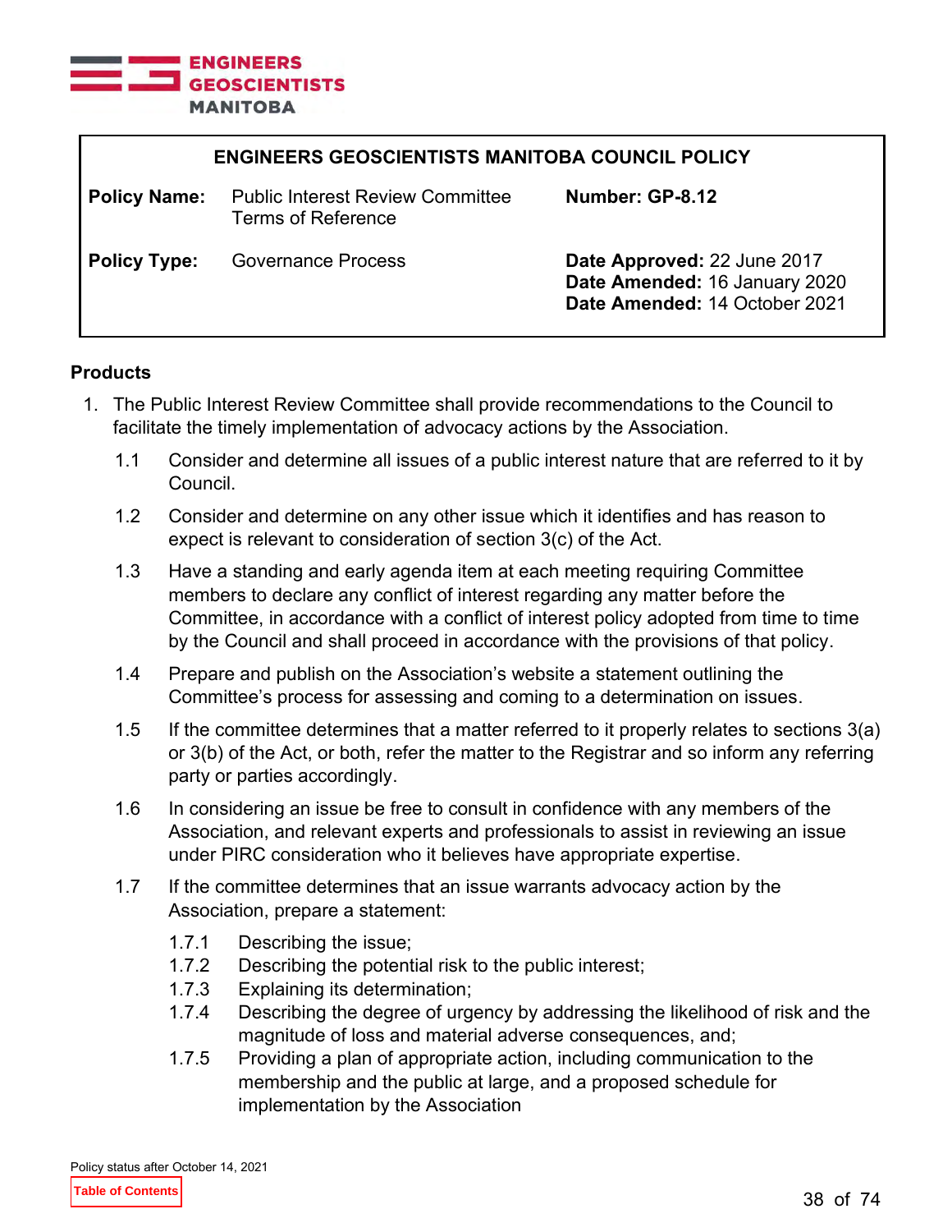| ENGINEERS GEOSCIENTISTS MANITOBA COUNCIL POLICY | | |
| --- | --- | --- |
| **Policy Name:** | Public Interest Review Committee Terms of Reference | **Number: GP-8.12** |
| **Policy Type:** | Governance Process | **Date Approved:** 22 June 2017<br>**Date Amended:** 16 January 2020<br>**Date Amended:** 14 October 2021 |

**Products**

1. The Public Interest Review Committee shall provide recommendations to the Council to facilitate the timely implementation of advocacy actions by the Association.

   1.1 Consider and determine all issues of a public interest nature that are referred to it by Council.

   1.2 Consider and determine on any other issue which it identifies and has reason to expect is relevant to consideration of section 3(c) of the Act.

   1.3 Have a standing and early agenda item at each meeting requiring Committee members to declare any conflict of interest regarding any matter before the Committee, in accordance with a conflict of interest policy adopted from time to time by the Council and shall proceed in accordance with the provisions of that policy.

   1.4 Prepare and publish on the Association's website a statement outlining the Committee's process for assessing and coming to a determination on issues.

   1.5 If the committee determines that a matter referred to it properly relates to sections 3(a) or 3(b) of the Act, or both, refer the matter to the Registrar and so inform any referring party or parties accordingly.

   1.6 In considering an issue be free to consult in confidence with any members of the Association, and relevant experts and professionals to assist in reviewing an issue under PIRC consideration who it believes have appropriate expertise.

   1.7 If the committee determines that an issue warrants advocacy action by the Association, prepare a statement:

      1.7.1 Describing the issue;
      1.7.2 Describing the potential risk to the public interest;
      1.7.3 Explaining its determination;
      1.7.4 Describing the degree of urgency by addressing the likelihood of risk and the magnitude of loss and material adverse consequences, and;
      1.7.5 Providing a plan of appropriate action, including communication to the membership and the public at large, and a proposed schedule for implementation by the Association

Policy status after October 14, 2021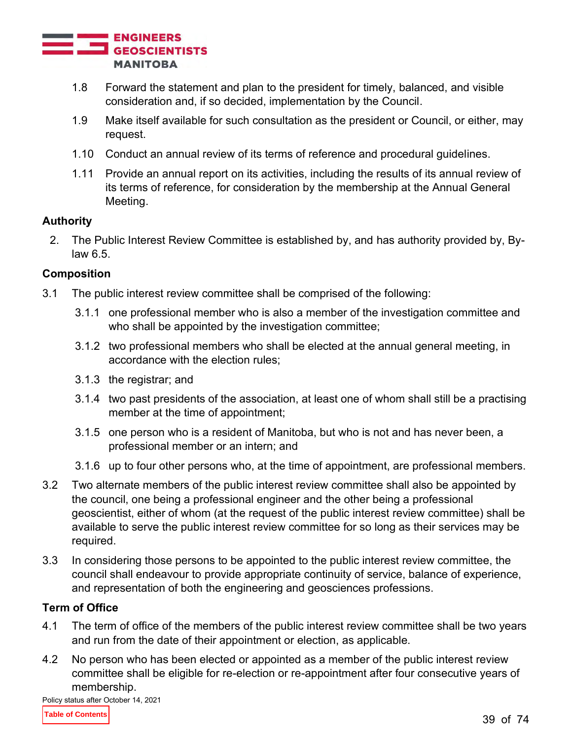1.8 Forward the statement and plan to the president for timely, balanced, and visible consideration and, if so decided, implementation by the Council.

1.9 Make itself available for such consultation as the president or Council, or either, may request.

1.10 Conduct an annual review of its terms of reference and procedural guidelines.

1.11 Provide an annual report on its activities, including the results of its annual review of its terms of reference, for consideration by the membership at the Annual General Meeting.

### Authority

2. The Public Interest Review Committee is established by, and has authority provided by, By-law 6.5.

### Composition

3.1 The public interest review committee shall be comprised of the following:

3.1.1 one professional member who is also a member of the investigation committee and who shall be appointed by the investigation committee;

3.1.2 two professional members who shall be elected at the annual general meeting, in accordance with the election rules;

3.1.3 the registrar; and

3.1.4 two past presidents of the association, at least one of whom shall still be a practising member at the time of appointment;

3.1.5 one person who is a resident of Manitoba, but who is not and has never been, a professional member or an intern; and

3.1.6 up to four other persons who, at the time of appointment, are professional members.

3.2 Two alternate members of the public interest review committee shall also be appointed by the council, one being a professional engineer and the other being a professional geoscientist, either of whom (at the request of the public interest review committee) shall be available to serve the public interest review committee for so long as their services may be required.

3.3 In considering those persons to be appointed to the public interest review committee, the council shall endeavour to provide appropriate continuity of service, balance of experience, and representation of both the engineering and geosciences professions.

### Term of Office

4.1 The term of office of the members of the public interest review committee shall be two years and run from the date of their appointment or election, as applicable.

4.2 No person who has been elected or appointed as a member of the public interest review committee shall be eligible for re-election or re-appointment after four consecutive years of membership.

Policy status after October 14, 2021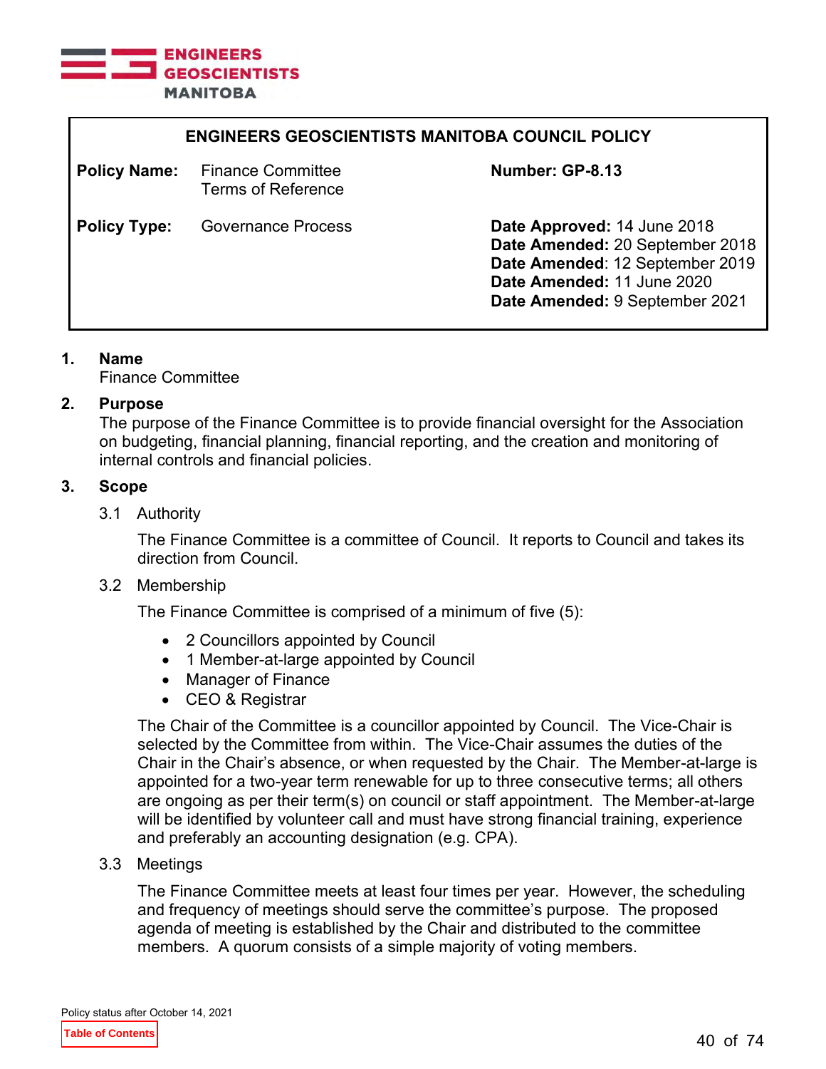**ENGINEERS GEOSCIENTISTS MANITOBA COUNCIL POLICY**

| **Policy Name:** | Finance Committee Terms of Reference | **Number: GP-8.13** |
|---|---|---|
| **Policy Type:** | Governance Process | **Date Approved:** 14 June 2018<br>**Date Amended:** 20 September 2018<br>**Date Amended**: 12 September 2019<br>**Date Amended:** 11 June 2020<br>**Date Amended:** 9 September 2021 |

## 1. Name

Finance Committee

## 2. Purpose

The purpose of the Finance Committee is to provide financial oversight for the Association on budgeting, financial planning, financial reporting, and the creation and monitoring of internal controls and financial policies.

## 3. Scope

### 3.1 Authority

The Finance Committee is a committee of Council. It reports to Council and takes its direction from Council.

### 3.2 Membership

The Finance Committee is comprised of a minimum of five (5):

- 2 Councillors appointed by Council
- 1 Member-at-large appointed by Council
- Manager of Finance
- CEO & Registrar

The Chair of the Committee is a councillor appointed by Council. The Vice-Chair is selected by the Committee from within. The Vice-Chair assumes the duties of the Chair in the Chair's absence, or when requested by the Chair. The Member-at-large is appointed for a two-year term renewable for up to three consecutive terms; all others are ongoing as per their term(s) on council or staff appointment. The Member-at-large will be identified by volunteer call and must have strong financial training, experience and preferably an accounting designation (e.g. CPA).

### 3.3 Meetings

The Finance Committee meets at least four times per year. However, the scheduling and frequency of meetings should serve the committee's purpose. The proposed agenda of meeting is established by the Chair and distributed to the committee members. A quorum consists of a simple majority of voting members.

Policy status after October 14, 2021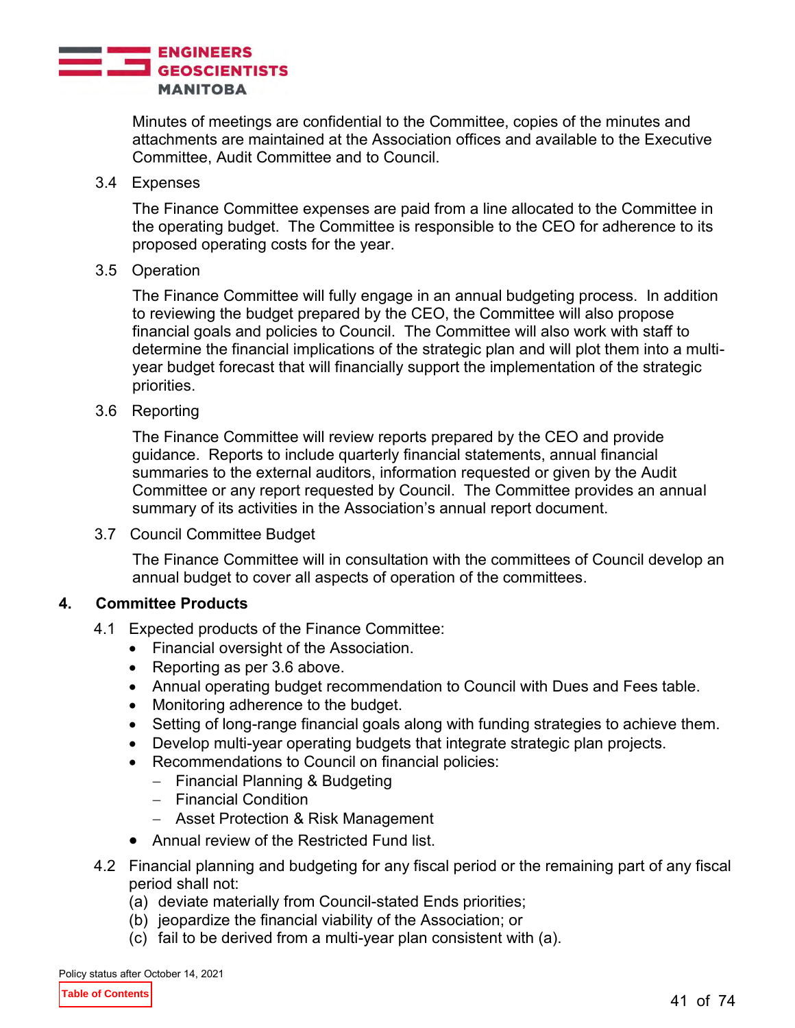Minutes of meetings are confidential to the Committee, copies of the minutes and attachments are maintained at the Association offices and available to the Executive Committee, Audit Committee and to Council.

3.4 Expenses

The Finance Committee expenses are paid from a line allocated to the Committee in the operating budget. The Committee is responsible to the CEO for adherence to its proposed operating costs for the year.

3.5 Operation

The Finance Committee will fully engage in an annual budgeting process. In addition to reviewing the budget prepared by the CEO, the Committee will also propose financial goals and policies to Council. The Committee will also work with staff to determine the financial implications of the strategic plan and will plot them into a multi-year budget forecast that will financially support the implementation of the strategic priorities.

3.6 Reporting

The Finance Committee will review reports prepared by the CEO and provide guidance. Reports to include quarterly financial statements, annual financial summaries to the external auditors, information requested or given by the Audit Committee or any report requested by Council. The Committee provides an annual summary of its activities in the Association's annual report document.

3.7 Council Committee Budget

The Finance Committee will in consultation with the committees of Council develop an annual budget to cover all aspects of operation of the committees.

## 4. Committee Products

4.1 Expected products of the Finance Committee:

- Financial oversight of the Association.
- Reporting as per 3.6 above.
- Annual operating budget recommendation to Council with Dues and Fees table.
- Monitoring adherence to the budget.
- Setting of long-range financial goals along with funding strategies to achieve them.
- Develop multi-year operating budgets that integrate strategic plan projects.
- Recommendations to Council on financial policies:
  - Financial Planning & Budgeting
  - Financial Condition
  - Asset Protection & Risk Management
- Annual review of the Restricted Fund list.

4.2 Financial planning and budgeting for any fiscal period or the remaining part of any fiscal period shall not:

(a) deviate materially from Council-stated Ends priorities;
(b) jeopardize the financial viability of the Association; or
(c) fail to be derived from a multi-year plan consistent with (a).

Policy status after October 14, 2021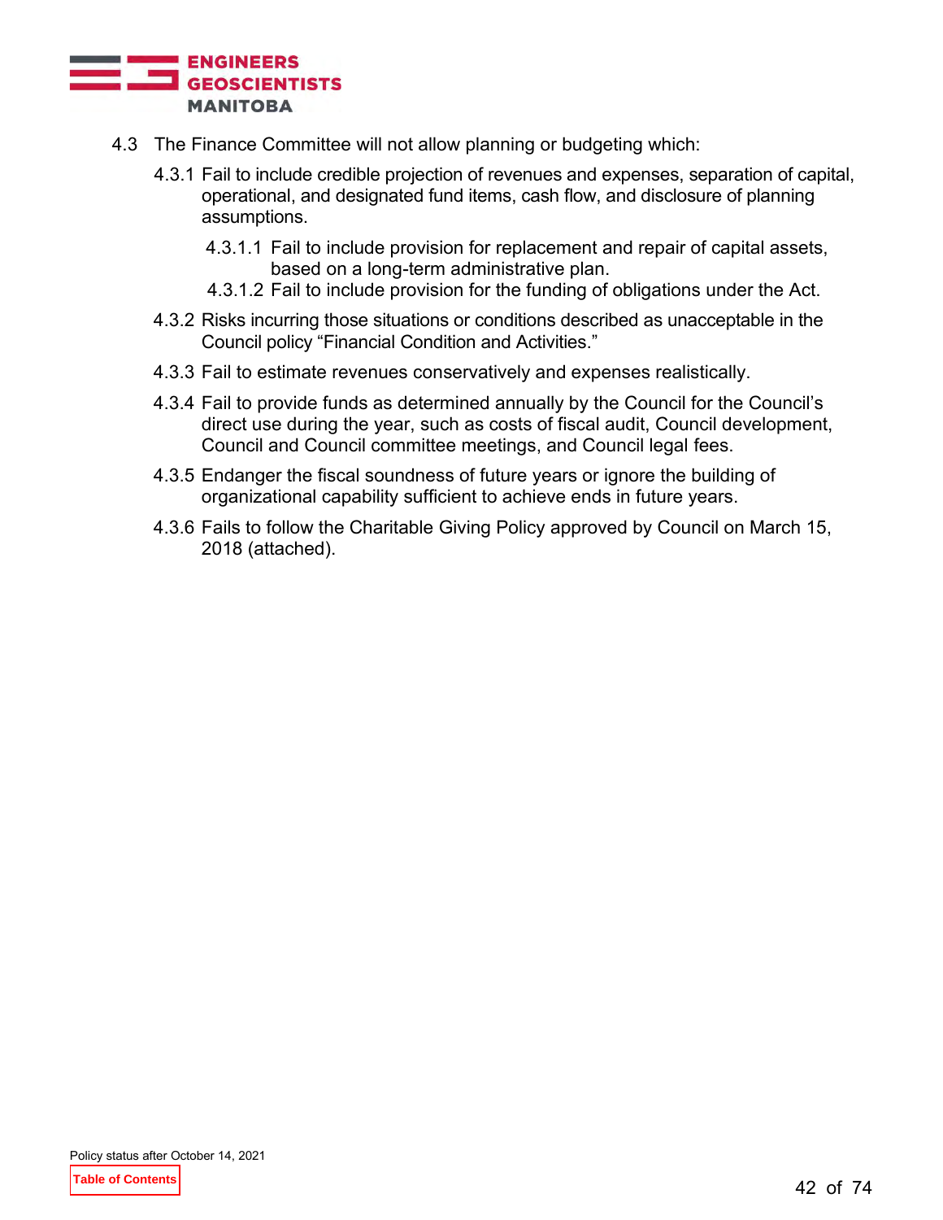4.3 The Finance Committee will not allow planning or budgeting which:

4.3.1 Fail to include credible projection of revenues and expenses, separation of capital, operational, and designated fund items, cash flow, and disclosure of planning assumptions.

4.3.1.1 Fail to include provision for replacement and repair of capital assets, based on a long-term administrative plan.

4.3.1.2 Fail to include provision for the funding of obligations under the Act.

4.3.2 Risks incurring those situations or conditions described as unacceptable in the Council policy "Financial Condition and Activities."

4.3.3 Fail to estimate revenues conservatively and expenses realistically.

4.3.4 Fail to provide funds as determined annually by the Council for the Council's direct use during the year, such as costs of fiscal audit, Council development, Council and Council committee meetings, and Council legal fees.

4.3.5 Endanger the fiscal soundness of future years or ignore the building of organizational capability sufficient to achieve ends in future years.

4.3.6 Fails to follow the Charitable Giving Policy approved by Council on March 15, 2018 (attached).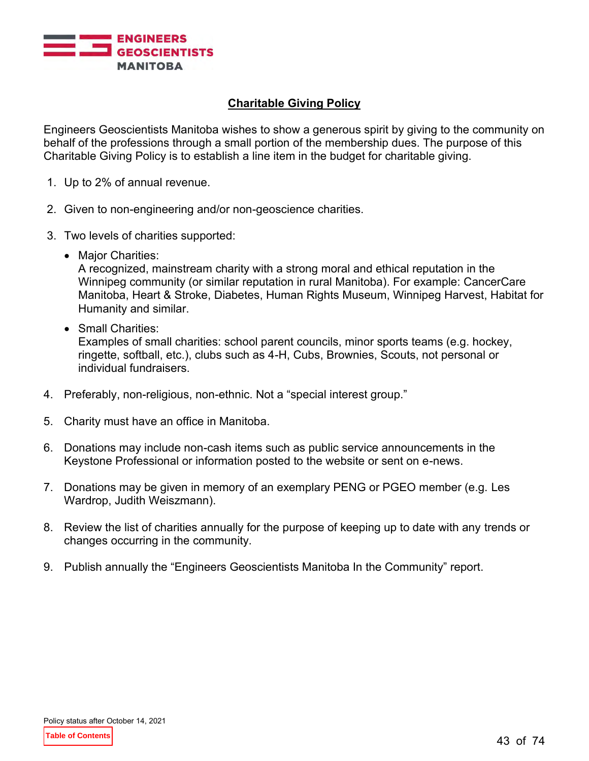# Charitable Giving Policy

Engineers Geoscientists Manitoba wishes to show a generous spirit by giving to the community on behalf of the professions through a small portion of the membership dues. The purpose of this Charitable Giving Policy is to establish a line item in the budget for charitable giving.

1. Up to 2% of annual revenue.

2. Given to non-engineering and/or non-geoscience charities.

3. Two levels of charities supported:

   - Major Charities:
     A recognized, mainstream charity with a strong moral and ethical reputation in the Winnipeg community (or similar reputation in rural Manitoba). For example: CancerCare Manitoba, Heart & Stroke, Diabetes, Human Rights Museum, Winnipeg Harvest, Habitat for Humanity and similar.

   - Small Charities:
     Examples of small charities: school parent councils, minor sports teams (e.g. hockey, ringette, softball, etc.), clubs such as 4-H, Cubs, Brownies, Scouts, not personal or individual fundraisers.

4. Preferably, non-religious, non-ethnic. Not a "special interest group."

5. Charity must have an office in Manitoba.

6. Donations may include non-cash items such as public service announcements in the Keystone Professional or information posted to the website or sent on e-news.

7. Donations may be given in memory of an exemplary PENG or PGEO member (e.g. Les Wardrop, Judith Weiszmann).

8. Review the list of charities annually for the purpose of keeping up to date with any trends or changes occurring in the community.

9. Publish annually the "Engineers Geoscientists Manitoba In the Community" report.

Policy status after October 14, 2021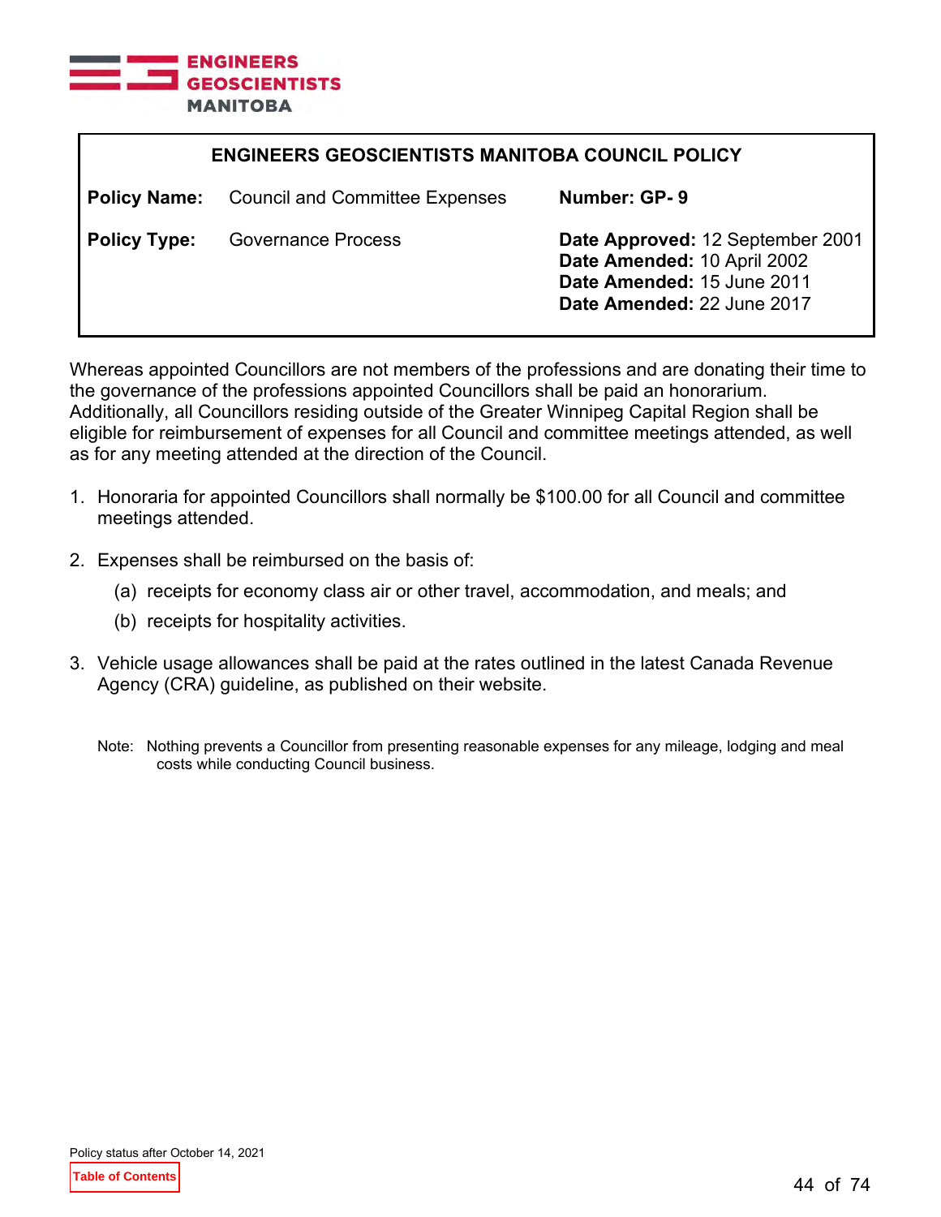## ENGINEERS GEOSCIENTISTS MANITOBA COUNCIL POLICY

| | | |
|---|---|---|
| **Policy Name:** | Council and Committee Expenses | **Number: GP- 9** |
| **Policy Type:** | Governance Process | **Date Approved:** 12 September 2001<br>**Date Amended:** 10 April 2002<br>**Date Amended:** 15 June 2011<br>**Date Amended:** 22 June 2017 |

Whereas appointed Councillors are not members of the professions and are donating their time to the governance of the professions appointed Councillors shall be paid an honorarium. Additionally, all Councillors residing outside of the Greater Winnipeg Capital Region shall be eligible for reimbursement of expenses for all Council and committee meetings attended, as well as for any meeting attended at the direction of the Council.

1. Honoraria for appointed Councillors shall normally be $100.00 for all Council and committee meetings attended.
2. Expenses shall be reimbursed on the basis of:
   (a) receipts for economy class air or other travel, accommodation, and meals; and
   (b) receipts for hospitality activities.
3. Vehicle usage allowances shall be paid at the rates outlined in the latest Canada Revenue Agency (CRA) guideline, as published on their website.

Note: Nothing prevents a Councillor from presenting reasonable expenses for any mileage, lodging and meal costs while conducting Council business.

Policy status after October 14, 2021

Table of Contents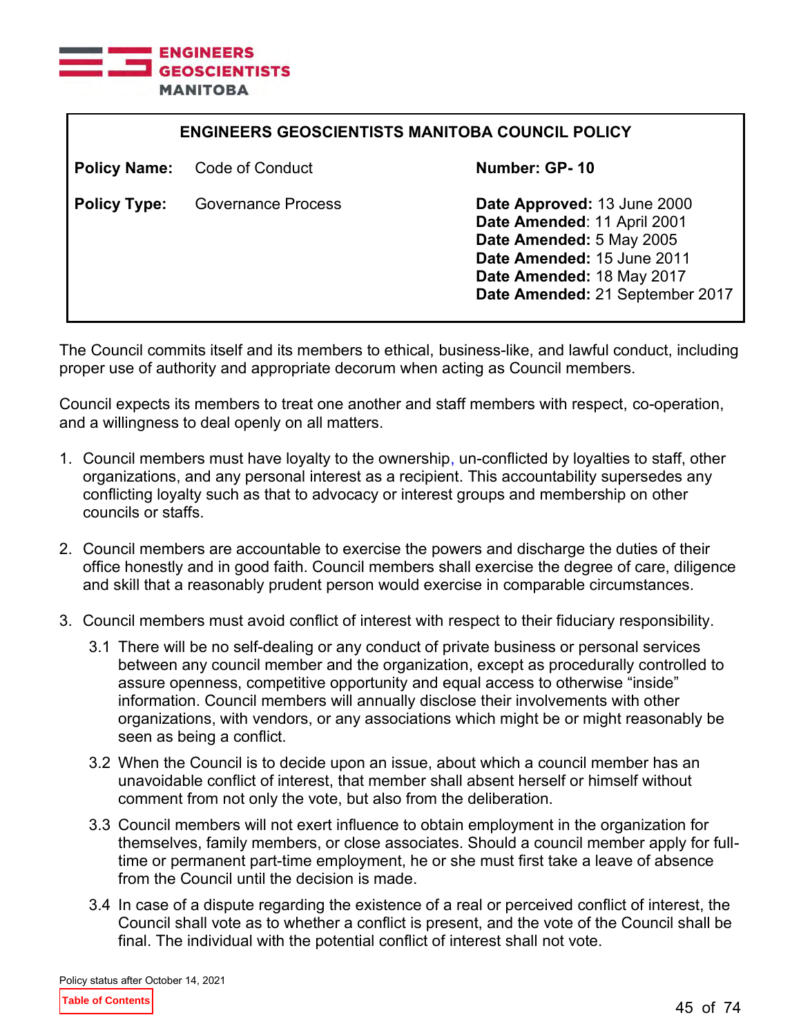ENGINEERS GEOSCIENTISTS MANITOBA

## ENGINEERS GEOSCIENTISTS MANITOBA COUNCIL POLICY

| | | |
|---|---|---|
| **Policy Name:** | Code of Conduct | **Number: GP- 10** |
| **Policy Type:** | Governance Process | **Date Approved:** 13 June 2000<br>**Date Amended**: 11 April 2001<br>**Date Amended:** 5 May 2005<br>**Date Amended:** 15 June 2011<br>**Date Amended:** 18 May 2017<br>**Date Amended:** 21 September 2017 |

The Council commits itself and its members to ethical, business-like, and lawful conduct, including proper use of authority and appropriate decorum when acting as Council members.

Council expects its members to treat one another and staff members with respect, co-operation, and a willingness to deal openly on all matters.

1. Council members must have loyalty to the ownership, un-conflicted by loyalties to staff, other organizations, and any personal interest as a recipient. This accountability supersedes any conflicting loyalty such as that to advocacy or interest groups and membership on other councils or staffs.

2. Council members are accountable to exercise the powers and discharge the duties of their office honestly and in good faith. Council members shall exercise the degree of care, diligence and skill that a reasonably prudent person would exercise in comparable circumstances.

3. Council members must avoid conflict of interest with respect to their fiduciary responsibility.

   3.1 There will be no self-dealing or any conduct of private business or personal services between any council member and the organization, except as procedurally controlled to assure openness, competitive opportunity and equal access to otherwise “inside” information. Council members will annually disclose their involvements with other organizations, with vendors, or any associations which might be or might reasonably be seen as being a conflict.

   3.2 When the Council is to decide upon an issue, about which a council member has an unavoidable conflict of interest, that member shall absent herself or himself without comment from not only the vote, but also from the deliberation.

   3.3 Council members will not exert influence to obtain employment in the organization for themselves, family members, or close associates. Should a council member apply for full-time or permanent part-time employment, he or she must first take a leave of absence from the Council until the decision is made.

   3.4 In case of a dispute regarding the existence of a real or perceived conflict of interest, the Council shall vote as to whether a conflict is present, and the vote of the Council shall be final. The individual with the potential conflict of interest shall not vote.

Policy status after October 14, 2021

Table of Contents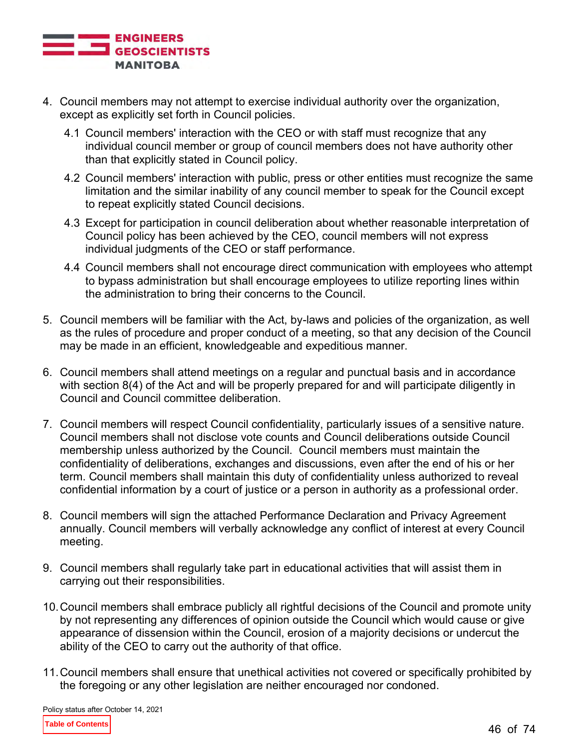4. Council members may not attempt to exercise individual authority over the organization, except as explicitly set forth in Council policies.

   4.1 Council members' interaction with the CEO or with staff must recognize that any individual council member or group of council members does not have authority other than that explicitly stated in Council policy.

   4.2 Council members' interaction with public, press or other entities must recognize the same limitation and the similar inability of any council member to speak for the Council except to repeat explicitly stated Council decisions.

   4.3 Except for participation in council deliberation about whether reasonable interpretation of Council policy has been achieved by the CEO, council members will not express individual judgments of the CEO or staff performance.

   4.4 Council members shall not encourage direct communication with employees who attempt to bypass administration but shall encourage employees to utilize reporting lines within the administration to bring their concerns to the Council.

5. Council members will be familiar with the Act, by-laws and policies of the organization, as well as the rules of procedure and proper conduct of a meeting, so that any decision of the Council may be made in an efficient, knowledgeable and expeditious manner.

6. Council members shall attend meetings on a regular and punctual basis and in accordance with section 8(4) of the Act and will be properly prepared for and will participate diligently in Council and Council committee deliberation.

7. Council members will respect Council confidentiality, particularly issues of a sensitive nature. Council members shall not disclose vote counts and Council deliberations outside Council membership unless authorized by the Council. Council members must maintain the confidentiality of deliberations, exchanges and discussions, even after the end of his or her term. Council members shall maintain this duty of confidentiality unless authorized to reveal confidential information by a court of justice or a person in authority as a professional order.

8. Council members will sign the attached Performance Declaration and Privacy Agreement annually. Council members will verbally acknowledge any conflict of interest at every Council meeting.

9. Council members shall regularly take part in educational activities that will assist them in carrying out their responsibilities.

10. Council members shall embrace publicly all rightful decisions of the Council and promote unity by not representing any differences of opinion outside the Council which would cause or give appearance of dissension within the Council, erosion of a majority decisions or undercut the ability of the CEO to carry out the authority of that office.

11. Council members shall ensure that unethical activities not covered or specifically prohibited by the foregoing or any other legislation are neither encouraged nor condoned.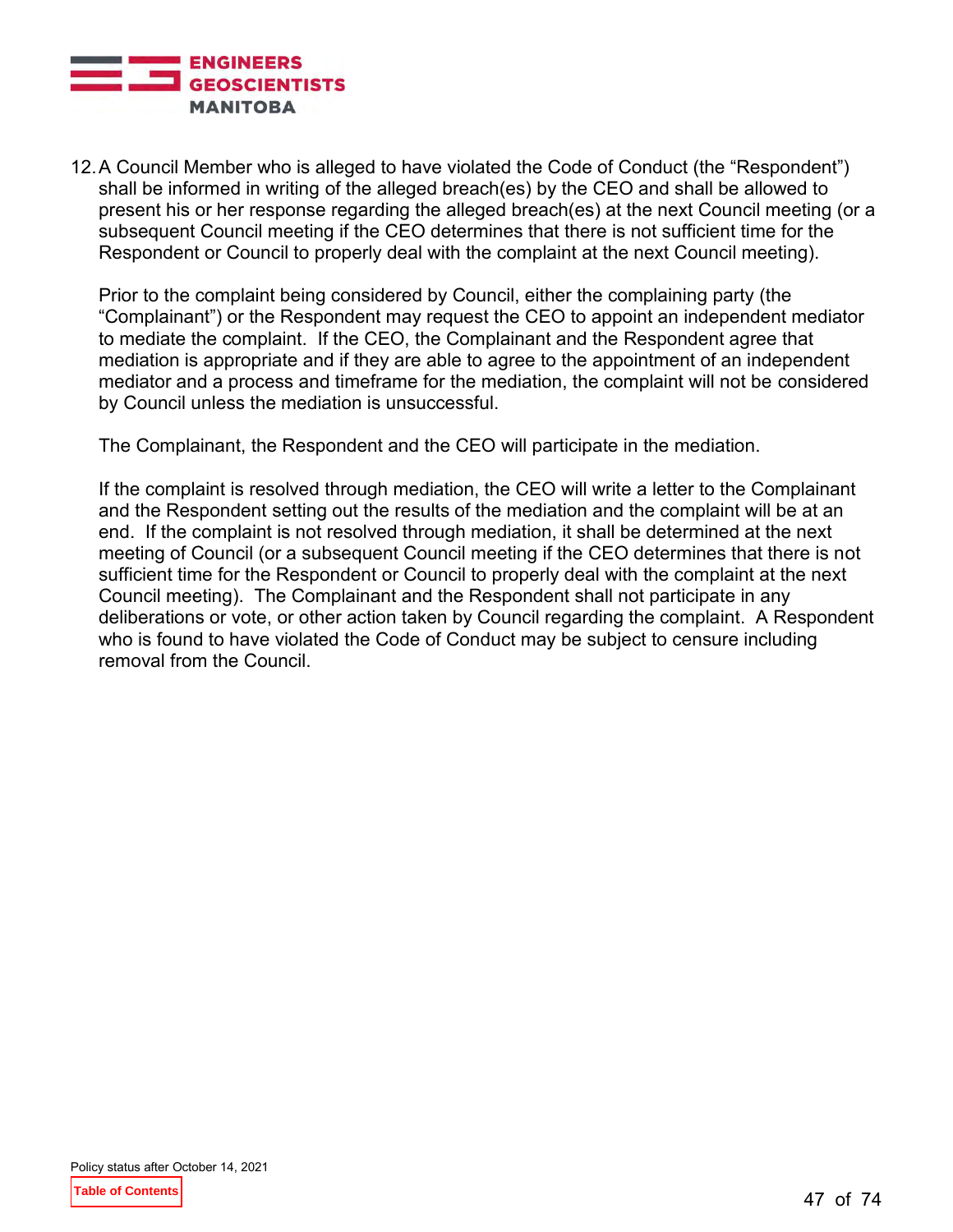12. A Council Member who is alleged to have violated the Code of Conduct (the "Respondent") shall be informed in writing of the alleged breach(es) by the CEO and shall be allowed to present his or her response regarding the alleged breach(es) at the next Council meeting (or a subsequent Council meeting if the CEO determines that there is not sufficient time for the Respondent or Council to properly deal with the complaint at the next Council meeting).

    Prior to the complaint being considered by Council, either the complaining party (the "Complainant") or the Respondent may request the CEO to appoint an independent mediator to mediate the complaint. If the CEO, the Complainant and the Respondent agree that mediation is appropriate and if they are able to agree to the appointment of an independent mediator and a process and timeframe for the mediation, the complaint will not be considered by Council unless the mediation is unsuccessful.

    The Complainant, the Respondent and the CEO will participate in the mediation.

    If the complaint is resolved through mediation, the CEO will write a letter to the Complainant and the Respondent setting out the results of the mediation and the complaint will be at an end. If the complaint is not resolved through mediation, it shall be determined at the next meeting of Council (or a subsequent Council meeting if the CEO determines that there is not sufficient time for the Respondent or Council to properly deal with the complaint at the next Council meeting). The Complainant and the Respondent shall not participate in any deliberations or vote, or other action taken by Council regarding the complaint. A Respondent who is found to have violated the Code of Conduct may be subject to censure including removal from the Council.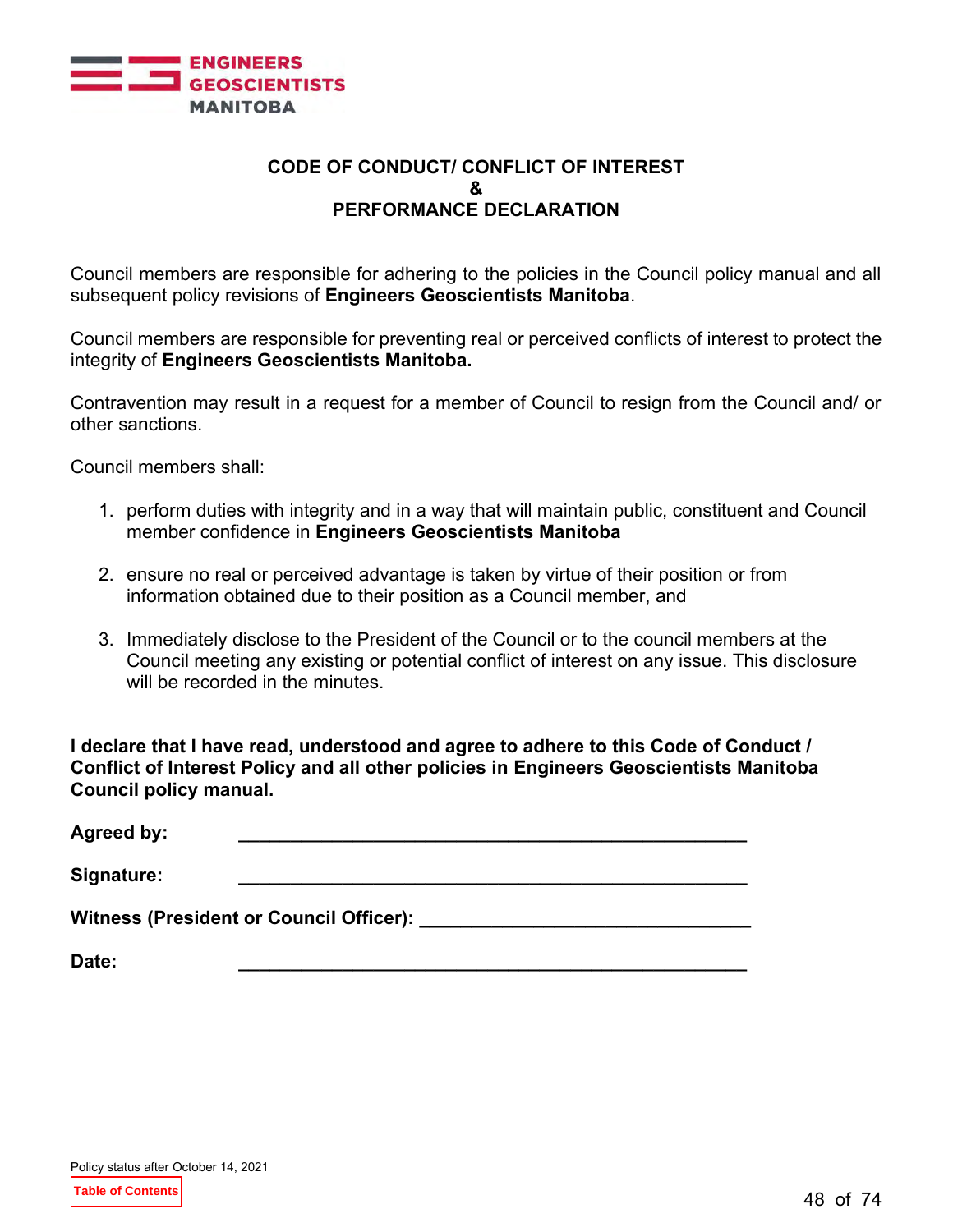**CODE OF CONDUCT/ CONFLICT OF INTEREST**
**&**
**PERFORMANCE DECLARATION**

Council members are responsible for adhering to the policies in the Council policy manual and all subsequent policy revisions of **Engineers Geoscientists Manitoba**.

Council members are responsible for preventing real or perceived conflicts of interest to protect the integrity of **Engineers Geoscientists Manitoba.**

Contravention may result in a request for a member of Council to resign from the Council and/ or other sanctions.

Council members shall:

1. perform duties with integrity and in a way that will maintain public, constituent and Council member confidence in **Engineers Geoscientists Manitoba**

2. ensure no real or perceived advantage is taken by virtue of their position or from information obtained due to their position as a Council member, and

3. Immediately disclose to the President of the Council or to the council members at the Council meeting any existing or potential conflict of interest on any issue. This disclosure will be recorded in the minutes.

**I declare that I have read, understood and agree to adhere to this Code of Conduct / Conflict of Interest Policy and all other policies in Engineers Geoscientists Manitoba Council policy manual.**

**Agreed by:** ____________________________________________

**Signature:** ____________________________________________

**Witness (President or Council Officer):** ____________________________

**Date:** ____________________________________________

Policy status after October 14, 2021

Table of Contents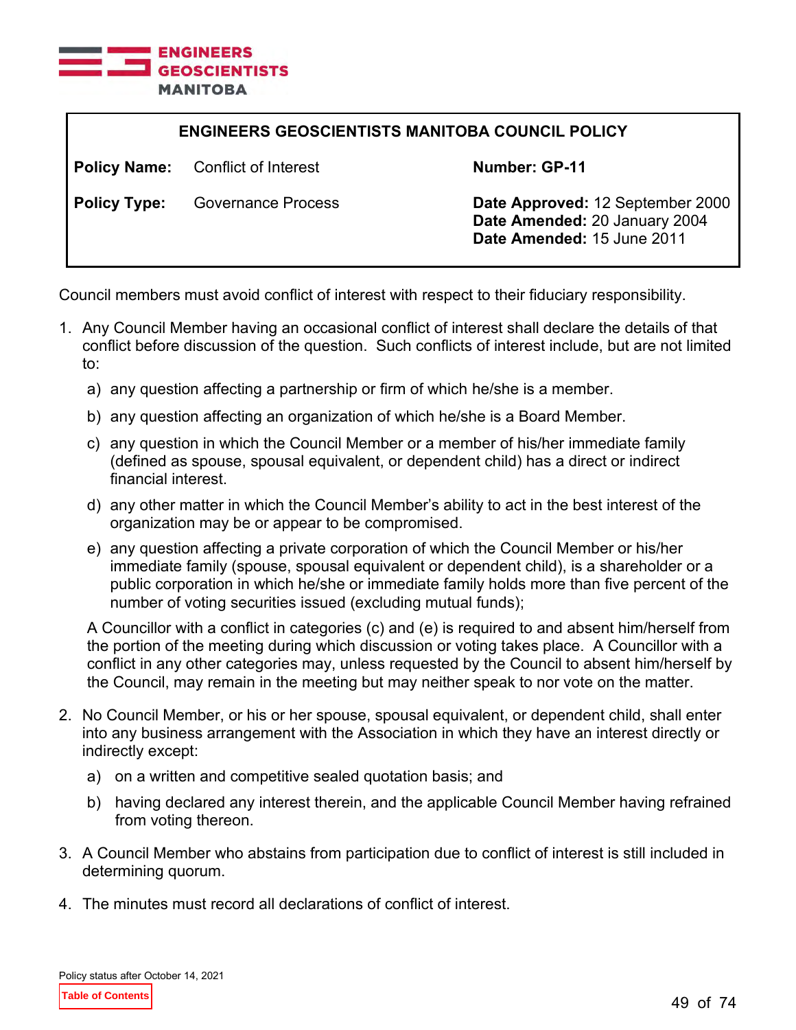ENGINEERS GEOSCIENTISTS MANITOBA

| ENGINEERS GEOSCIENTISTS MANITOBA COUNCIL POLICY | | |
|---|---|---|
| **Policy Name:** | Conflict of Interest | **Number: GP-11** |
| **Policy Type:** | Governance Process | **Date Approved:** 12 September 2000<br>**Date Amended:** 20 January 2004<br>**Date Amended:** 15 June 2011 |

Council members must avoid conflict of interest with respect to their fiduciary responsibility.

1. Any Council Member having an occasional conflict of interest shall declare the details of that conflict before discussion of the question. Such conflicts of interest include, but are not limited to:

   a) any question affecting a partnership or firm of which he/she is a member.

   b) any question affecting an organization of which he/she is a Board Member.

   c) any question in which the Council Member or a member of his/her immediate family (defined as spouse, spousal equivalent, or dependent child) has a direct or indirect financial interest.

   d) any other matter in which the Council Member's ability to act in the best interest of the organization may be or appear to be compromised.

   e) any question affecting a private corporation of which the Council Member or his/her immediate family (spouse, spousal equivalent or dependent child), is a shareholder or a public corporation in which he/she or immediate family holds more than five percent of the number of voting securities issued (excluding mutual funds);

   A Councillor with a conflict in categories (c) and (e) is required to and absent him/herself from the portion of the meeting during which discussion or voting takes place. A Councillor with a conflict in any other categories may, unless requested by the Council to absent him/herself by the Council, may remain in the meeting but may neither speak to nor vote on the matter.

2. No Council Member, or his or her spouse, spousal equivalent, or dependent child, shall enter into any business arrangement with the Association in which they have an interest directly or indirectly except:

   a) on a written and competitive sealed quotation basis; and

   b) having declared any interest therein, and the applicable Council Member having refrained from voting thereon.

3. A Council Member who abstains from participation due to conflict of interest is still included in determining quorum.

4. The minutes must record all declarations of conflict of interest.

Policy status after October 14, 2021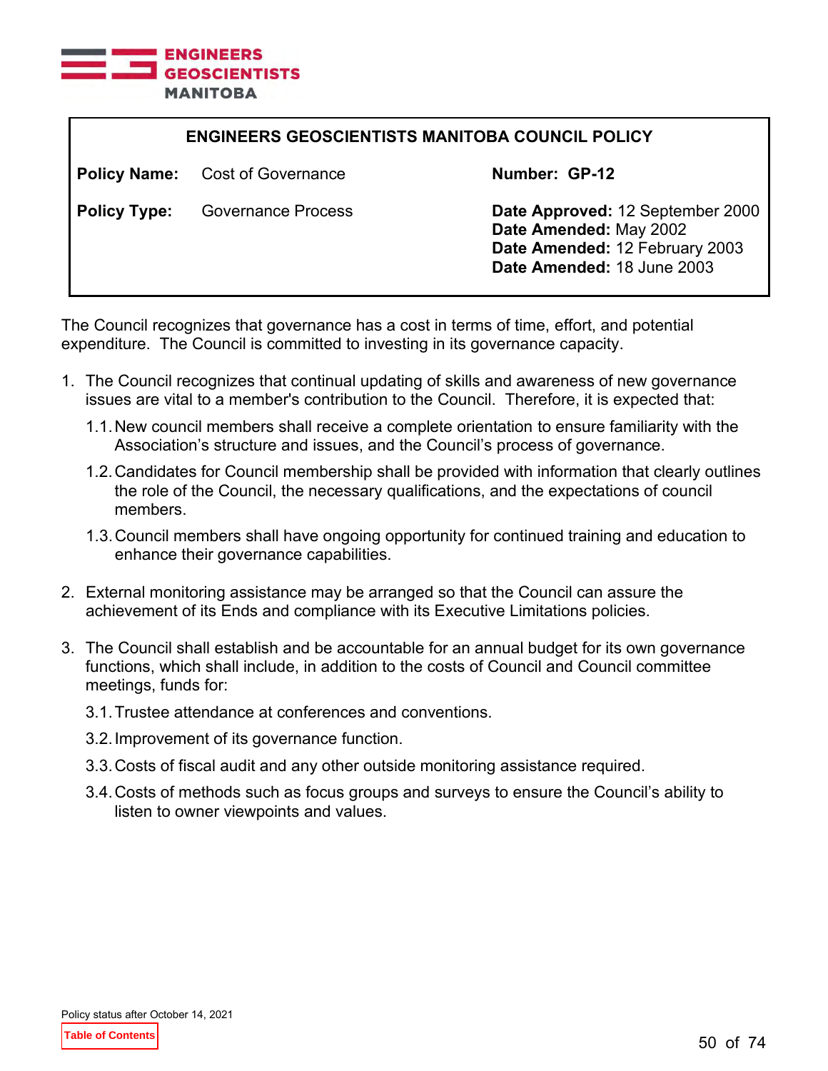## ENGINEERS GEOSCIENTISTS MANITOBA COUNCIL POLICY

| | | |
|---|---|---|
| **Policy Name:** | Cost of Governance | **Number: GP-12** |
| **Policy Type:** | Governance Process | **Date Approved:** 12 September 2000<br>**Date Amended:** May 2002<br>**Date Amended:** 12 February 2003<br>**Date Amended:** 18 June 2003 |

The Council recognizes that governance has a cost in terms of time, effort, and potential expenditure. The Council is committed to investing in its governance capacity.

1. The Council recognizes that continual updating of skills and awareness of new governance issues are vital to a member's contribution to the Council. Therefore, it is expected that:
   1.1. New council members shall receive a complete orientation to ensure familiarity with the Association's structure and issues, and the Council's process of governance.
   1.2. Candidates for Council membership shall be provided with information that clearly outlines the role of the Council, the necessary qualifications, and the expectations of council members.
   1.3. Council members shall have ongoing opportunity for continued training and education to enhance their governance capabilities.

2. External monitoring assistance may be arranged so that the Council can assure the achievement of its Ends and compliance with its Executive Limitations policies.

3. The Council shall establish and be accountable for an annual budget for its own governance functions, which shall include, in addition to the costs of Council and Council committee meetings, funds for:
   3.1. Trustee attendance at conferences and conventions.
   3.2. Improvement of its governance function.
   3.3. Costs of fiscal audit and any other outside monitoring assistance required.
   3.4. Costs of methods such as focus groups and surveys to ensure the Council's ability to listen to owner viewpoints and values.

Policy status after October 14, 2021

Table of Contents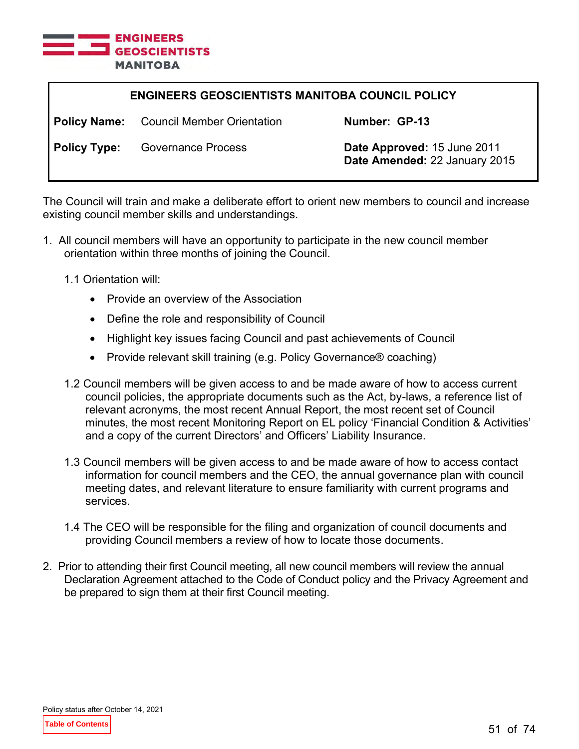ENGINEERS GEOSCIENTISTS MANITOBA

| ENGINEERS GEOSCIENTISTS MANITOBA COUNCIL POLICY | | | |
|---|---|---|---|
| **Policy Name:** | Council Member Orientation | **Number: GP-13** | |
| **Policy Type:** | Governance Process | **Date Approved:** 15 June 2011<br>**Date Amended:** 22 January 2015 | |

The Council will train and make a deliberate effort to orient new members to council and increase existing council member skills and understandings.

1. All council members will have an opportunity to participate in the new council member orientation within three months of joining the Council.

   1.1 Orientation will:

   - Provide an overview of the Association
   - Define the role and responsibility of Council
   - Highlight key issues facing Council and past achievements of Council
   - Provide relevant skill training (e.g. Policy Governance® coaching)

   1.2 Council members will be given access to and be made aware of how to access current council policies, the appropriate documents such as the Act, by-laws, a reference list of relevant acronyms, the most recent Annual Report, the most recent set of Council minutes, the most recent Monitoring Report on EL policy 'Financial Condition & Activities' and a copy of the current Directors' and Officers' Liability Insurance.

   1.3 Council members will be given access to and be made aware of how to access contact information for council members and the CEO, the annual governance plan with council meeting dates, and relevant literature to ensure familiarity with current programs and services.

   1.4 The CEO will be responsible for the filing and organization of council documents and providing Council members a review of how to locate those documents.

2. Prior to attending their first Council meeting, all new council members will review the annual Declaration Agreement attached to the Code of Conduct policy and the Privacy Agreement and be prepared to sign them at their first Council meeting.

Policy status after October 14, 2021

Table of Contents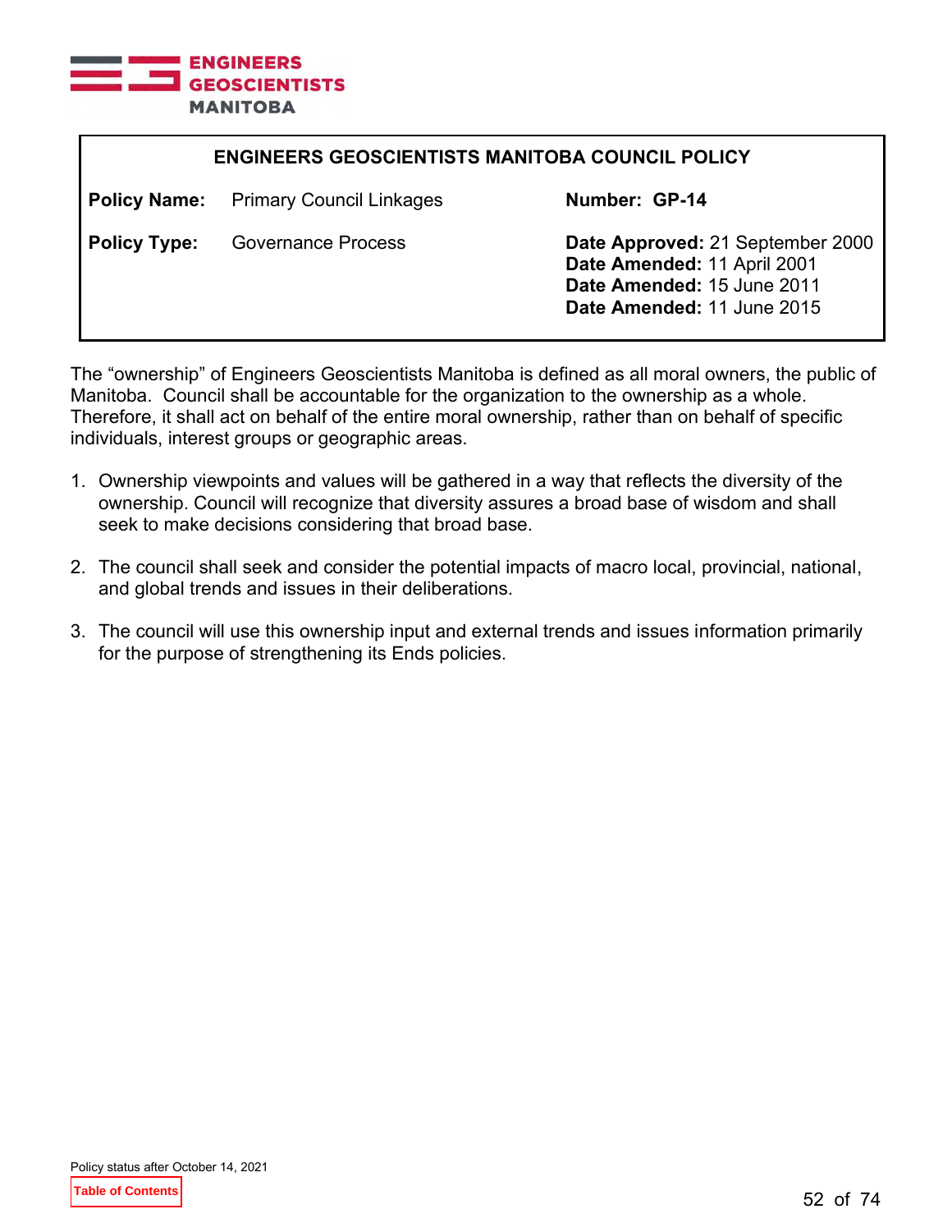## ENGINEERS GEOSCIENTISTS MANITOBA COUNCIL POLICY

| | | |
|---|---|---|
| **Policy Name:** | Primary Council Linkages | **Number: GP-14** |
| **Policy Type:** | Governance Process | **Date Approved:** 21 September 2000<br>**Date Amended:** 11 April 2001<br>**Date Amended:** 15 June 2011<br>**Date Amended:** 11 June 2015 |

The "ownership" of Engineers Geoscientists Manitoba is defined as all moral owners, the public of Manitoba. Council shall be accountable for the organization to the ownership as a whole. Therefore, it shall act on behalf of the entire moral ownership, rather than on behalf of specific individuals, interest groups or geographic areas.

1. Ownership viewpoints and values will be gathered in a way that reflects the diversity of the ownership. Council will recognize that diversity assures a broad base of wisdom and shall seek to make decisions considering that broad base.

2. The council shall seek and consider the potential impacts of macro local, provincial, national, and global trends and issues in their deliberations.

3. The council will use this ownership input and external trends and issues information primarily for the purpose of strengthening its Ends policies.

Policy status after October 14, 2021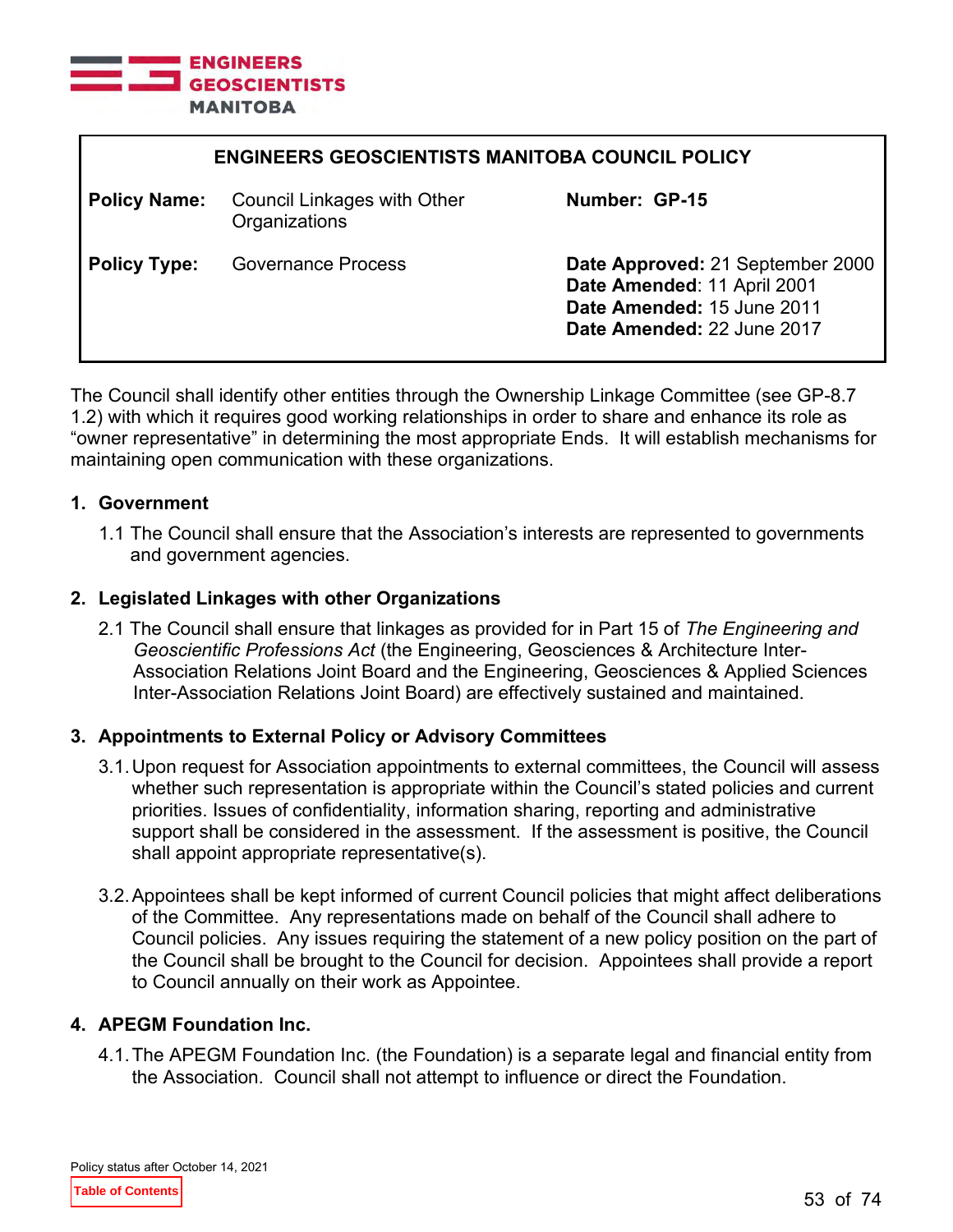## ENGINEERS GEOSCIENTISTS MANITOBA COUNCIL POLICY

| | | | |
|---|---|---|---|
| **Policy Name:** | Council Linkages with Other Organizations | **Number: GP-15** | |
| **Policy Type:** | Governance Process | **Date Approved:** 21 September 2000<br>**Date Amended**: 11 April 2001<br>**Date Amended:** 15 June 2011<br>**Date Amended:** 22 June 2017 | |

The Council shall identify other entities through the Ownership Linkage Committee (see GP-8.7 1.2) with which it requires good working relationships in order to share and enhance its role as "owner representative" in determining the most appropriate Ends. It will establish mechanisms for maintaining open communication with these organizations.

### 1. Government

1.1 The Council shall ensure that the Association's interests are represented to governments and government agencies.

### 2. Legislated Linkages with other Organizations

2.1 The Council shall ensure that linkages as provided for in Part 15 of *The Engineering and Geoscientific Professions Act* (the Engineering, Geosciences & Architecture Inter-Association Relations Joint Board and the Engineering, Geosciences & Applied Sciences Inter-Association Relations Joint Board) are effectively sustained and maintained.

### 3. Appointments to External Policy or Advisory Committees

3.1. Upon request for Association appointments to external committees, the Council will assess whether such representation is appropriate within the Council's stated policies and current priorities. Issues of confidentiality, information sharing, reporting and administrative support shall be considered in the assessment. If the assessment is positive, the Council shall appoint appropriate representative(s).

3.2. Appointees shall be kept informed of current Council policies that might affect deliberations of the Committee. Any representations made on behalf of the Council shall adhere to Council policies. Any issues requiring the statement of a new policy position on the part of the Council shall be brought to the Council for decision. Appointees shall provide a report to Council annually on their work as Appointee.

### 4. APEGM Foundation Inc.

4.1. The APEGM Foundation Inc. (the Foundation) is a separate legal and financial entity from the Association. Council shall not attempt to influence or direct the Foundation.

Policy status after October 14, 2021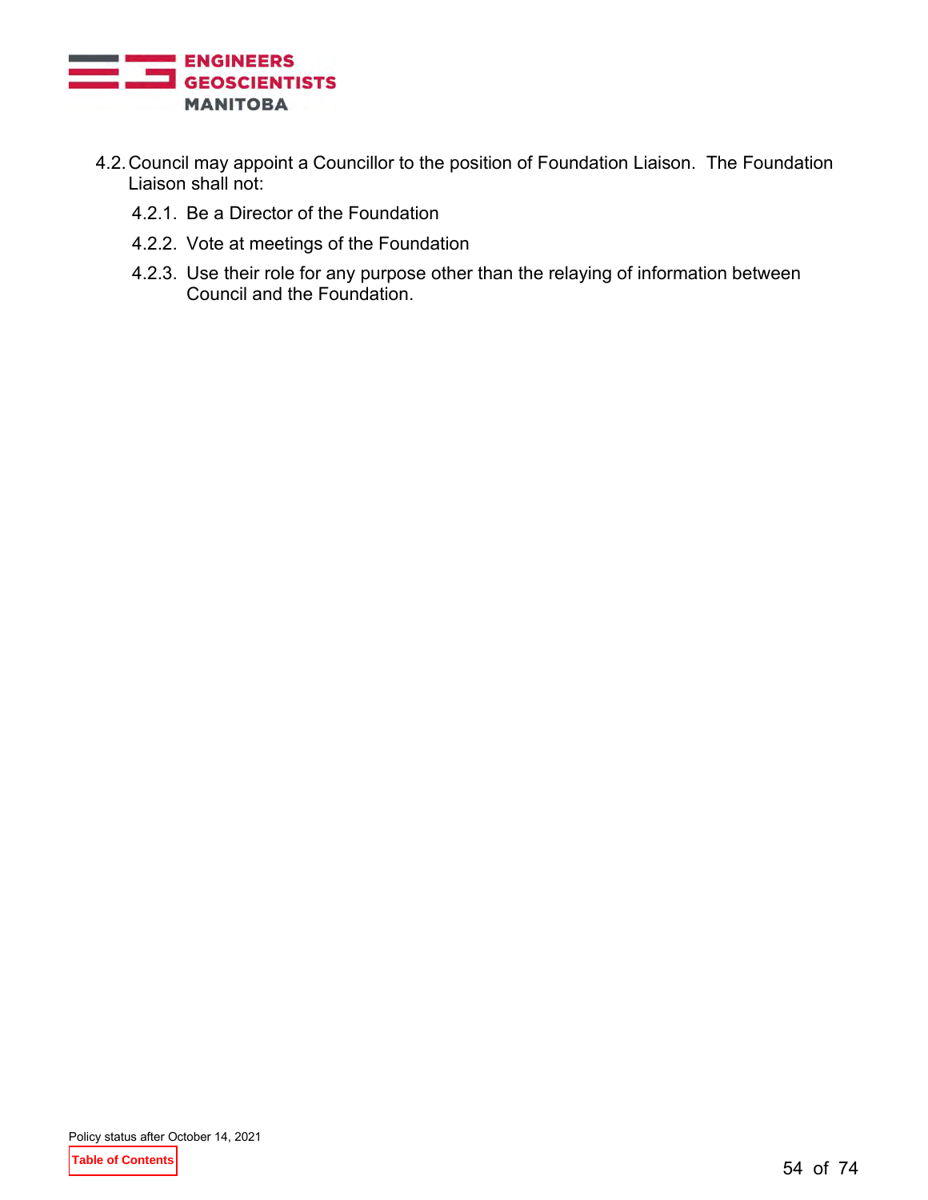4.2. Council may appoint a Councillor to the position of Foundation Liaison. The Foundation Liaison shall not:

   4.2.1. Be a Director of the Foundation

   4.2.2. Vote at meetings of the Foundation

   4.2.3. Use their role for any purpose other than the relaying of information between Council and the Foundation.

Policy status after October 14, 2021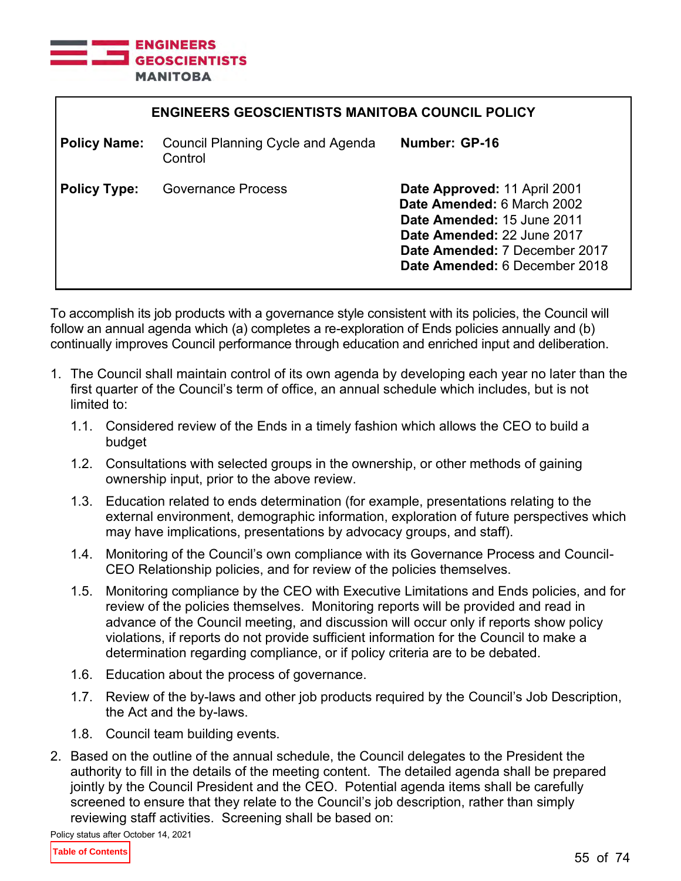**ENGINEERS GEOSCIENTISTS MANITOBA**

| ENGINEERS GEOSCIENTISTS MANITOBA COUNCIL POLICY | | |
|---|---|---|
| **Policy Name:** | Council Planning Cycle and Agenda Control | **Number: GP-16** |
| **Policy Type:** | Governance Process | **Date Approved:** 11 April 2001<br>**Date Amended:** 6 March 2002<br>**Date Amended:** 15 June 2011<br>**Date Amended:** 22 June 2017<br>**Date Amended:** 7 December 2017<br>**Date Amended:** 6 December 2018 |

To accomplish its job products with a governance style consistent with its policies, the Council will follow an annual agenda which (a) completes a re-exploration of Ends policies annually and (b) continually improves Council performance through education and enriched input and deliberation.

1. The Council shall maintain control of its own agenda by developing each year no later than the first quarter of the Council's term of office, an annual schedule which includes, but is not limited to:
   1.1. Considered review of the Ends in a timely fashion which allows the CEO to build a budget
   1.2. Consultations with selected groups in the ownership, or other methods of gaining ownership input, prior to the above review.
   1.3. Education related to ends determination (for example, presentations relating to the external environment, demographic information, exploration of future perspectives which may have implications, presentations by advocacy groups, and staff).
   1.4. Monitoring of the Council's own compliance with its Governance Process and Council-CEO Relationship policies, and for review of the policies themselves.
   1.5. Monitoring compliance by the CEO with Executive Limitations and Ends policies, and for review of the policies themselves. Monitoring reports will be provided and read in advance of the Council meeting, and discussion will occur only if reports show policy violations, if reports do not provide sufficient information for the Council to make a determination regarding compliance, or if policy criteria are to be debated.
   1.6. Education about the process of governance.
   1.7. Review of the by-laws and other job products required by the Council's Job Description, the Act and the by-laws.
   1.8. Council team building events.
2. Based on the outline of the annual schedule, the Council delegates to the President the authority to fill in the details of the meeting content. The detailed agenda shall be prepared jointly by the Council President and the CEO. Potential agenda items shall be carefully screened to ensure that they relate to the Council's job description, rather than simply reviewing staff activities. Screening shall be based on:

Policy status after October 14, 2021

Table of Contents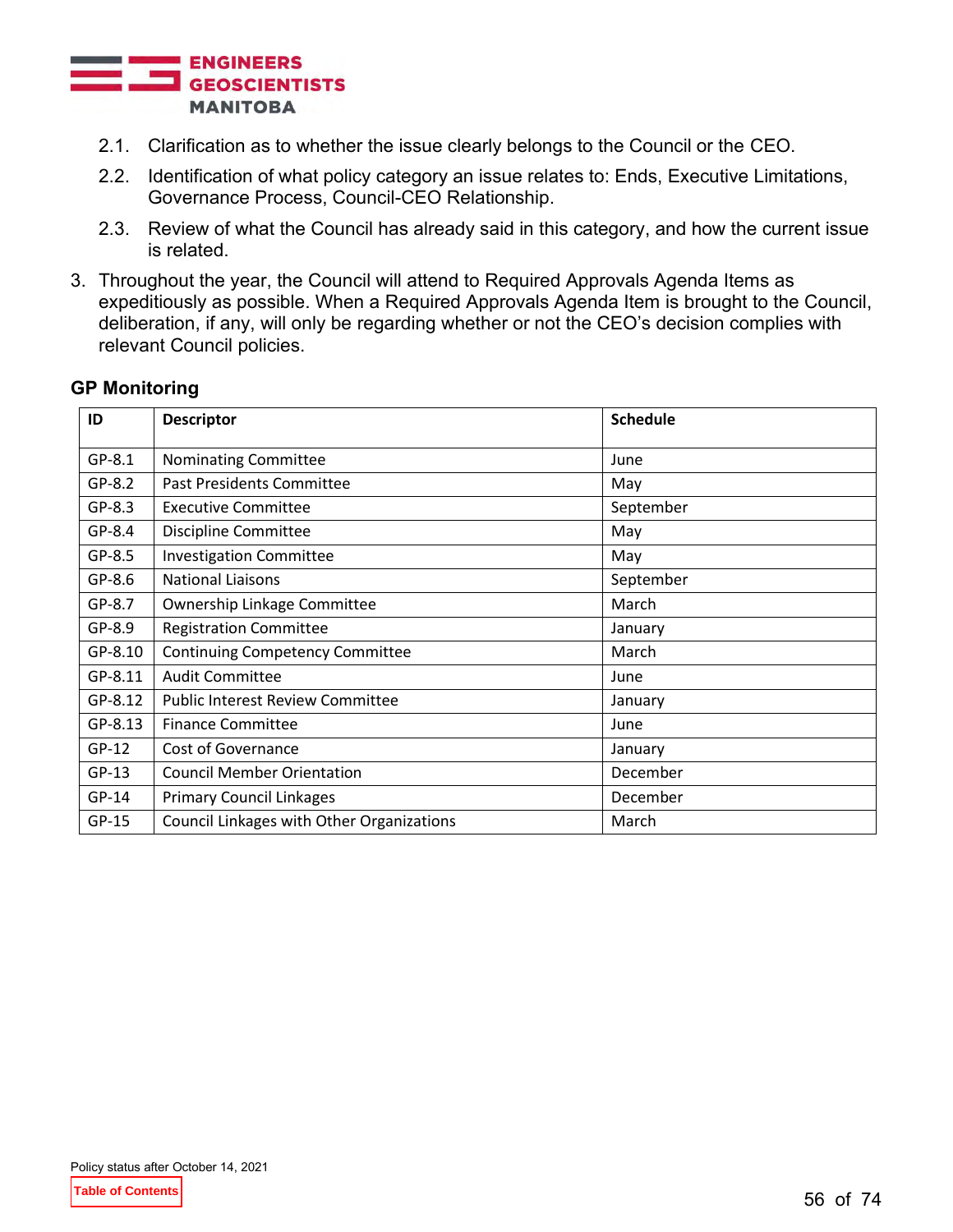2.1. Clarification as to whether the issue clearly belongs to the Council or the CEO.

2.2. Identification of what policy category an issue relates to: Ends, Executive Limitations, Governance Process, Council-CEO Relationship.

2.3. Review of what the Council has already said in this category, and how the current issue is related.

3. Throughout the year, the Council will attend to Required Approvals Agenda Items as expeditiously as possible. When a Required Approvals Agenda Item is brought to the Council, deliberation, if any, will only be regarding whether or not the CEO's decision complies with relevant Council policies.

### GP Monitoring

| ID | Descriptor | Schedule |
|---|---|---|
| GP-8.1 | Nominating Committee | June |
| GP-8.2 | Past Presidents Committee | May |
| GP-8.3 | Executive Committee | September |
| GP-8.4 | Discipline Committee | May |
| GP-8.5 | Investigation Committee | May |
| GP-8.6 | National Liaisons | September |
| GP-8.7 | Ownership Linkage Committee | March |
| GP-8.9 | Registration Committee | January |
| GP-8.10 | Continuing Competency Committee | March |
| GP-8.11 | Audit Committee | June |
| GP-8.12 | Public Interest Review Committee | January |
| GP-8.13 | Finance Committee | June |
| GP-12 | Cost of Governance | January |
| GP-13 | Council Member Orientation | December |
| GP-14 | Primary Council Linkages | December |
| GP-15 | Council Linkages with Other Organizations | March |

Policy status after October 14, 2021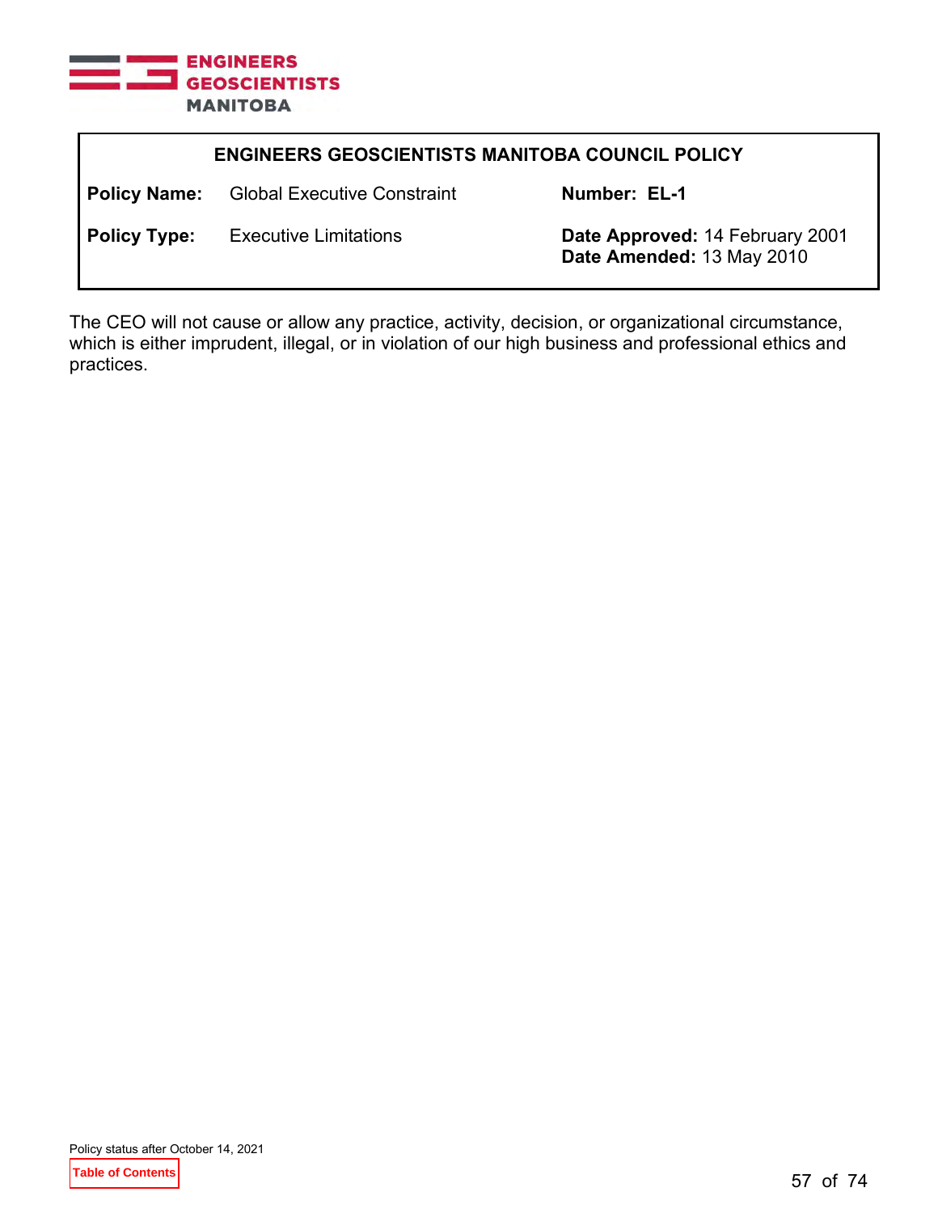## ENGINEERS GEOSCIENTISTS MANITOBA COUNCIL POLICY

| | | | |
|---|---|---|---|
| **Policy Name:** | Global Executive Constraint | **Number:** | **EL-1** |
| **Policy Type:** | Executive Limitations | **Date Approved:** 14 February 2001<br>**Date Amended:** 13 May 2010 | |

The CEO will not cause or allow any practice, activity, decision, or organizational circumstance, which is either imprudent, illegal, or in violation of our high business and professional ethics and practices.

Policy status after October 14, 2021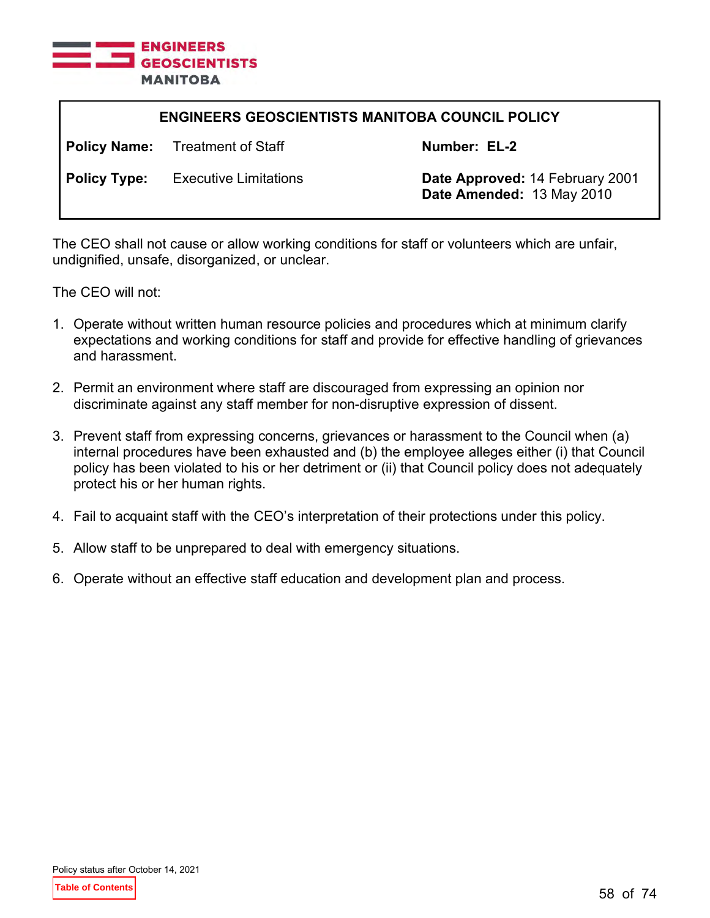## ENGINEERS GEOSCIENTISTS MANITOBA COUNCIL POLICY

| | | | |
|---|---|---|---|
| **Policy Name:** | Treatment of Staff | **Number:** | EL-2 |
| **Policy Type:** | Executive Limitations | **Date Approved:** | 14 February 2001 |
| | | **Date Amended:** | 13 May 2010 |

The CEO shall not cause or allow working conditions for staff or volunteers which are unfair, undignified, unsafe, disorganized, or unclear.

The CEO will not:

1. Operate without written human resource policies and procedures which at minimum clarify expectations and working conditions for staff and provide for effective handling of grievances and harassment.

2. Permit an environment where staff are discouraged from expressing an opinion nor discriminate against any staff member for non-disruptive expression of dissent.

3. Prevent staff from expressing concerns, grievances or harassment to the Council when (a) internal procedures have been exhausted and (b) the employee alleges either (i) that Council policy has been violated to his or her detriment or (ii) that Council policy does not adequately protect his or her human rights.

4. Fail to acquaint staff with the CEO's interpretation of their protections under this policy.

5. Allow staff to be unprepared to deal with emergency situations.

6. Operate without an effective staff education and development plan and process.

Policy status after October 14, 2021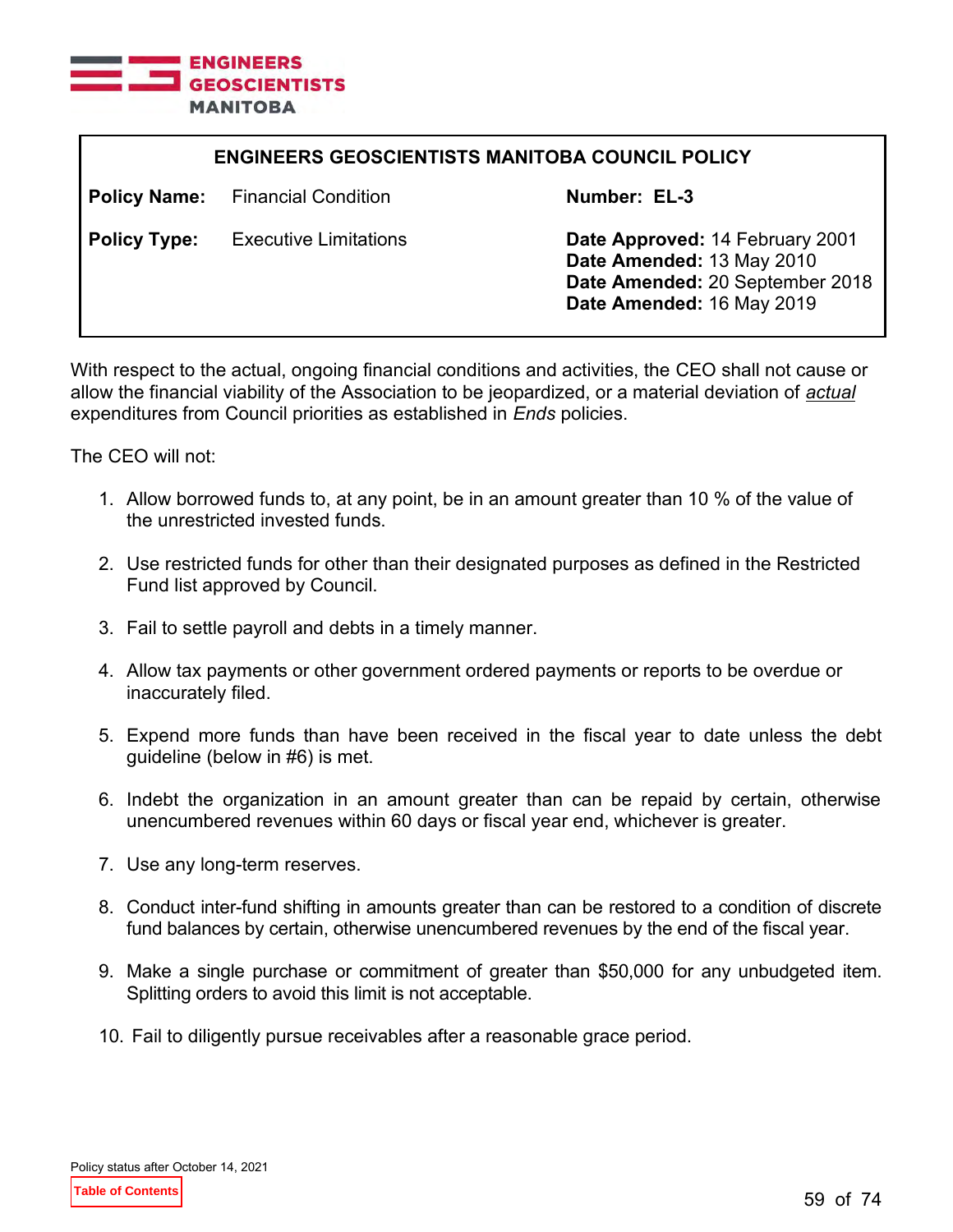**ENGINEERS GEOSCIENTISTS MANITOBA COUNCIL POLICY**

| | | |
|---|---|---|
| **Policy Name:** | Financial Condition | **Number: EL-3** |
| **Policy Type:** | Executive Limitations | **Date Approved:** 14 February 2001<br>**Date Amended:** 13 May 2010<br>**Date Amended:** 20 September 2018<br>**Date Amended:** 16 May 2019 |

With respect to the actual, ongoing financial conditions and activities, the CEO shall not cause or allow the financial viability of the Association to be jeopardized, or a material deviation of *actual* expenditures from Council priorities as established in *Ends* policies.

The CEO will not:

1. Allow borrowed funds to, at any point, be in an amount greater than 10 % of the value of the unrestricted invested funds.

2. Use restricted funds for other than their designated purposes as defined in the Restricted Fund list approved by Council.

3. Fail to settle payroll and debts in a timely manner.

4. Allow tax payments or other government ordered payments or reports to be overdue or inaccurately filed.

5. Expend more funds than have been received in the fiscal year to date unless the debt guideline (below in #6) is met.

6. Indebt the organization in an amount greater than can be repaid by certain, otherwise unencumbered revenues within 60 days or fiscal year end, whichever is greater.

7. Use any long-term reserves.

8. Conduct inter-fund shifting in amounts greater than can be restored to a condition of discrete fund balances by certain, otherwise unencumbered revenues by the end of the fiscal year.

9. Make a single purchase or commitment of greater than $50,000 for any unbudgeted item. Splitting orders to avoid this limit is not acceptable.

10. Fail to diligently pursue receivables after a reasonable grace period.

Policy status after October 14, 2021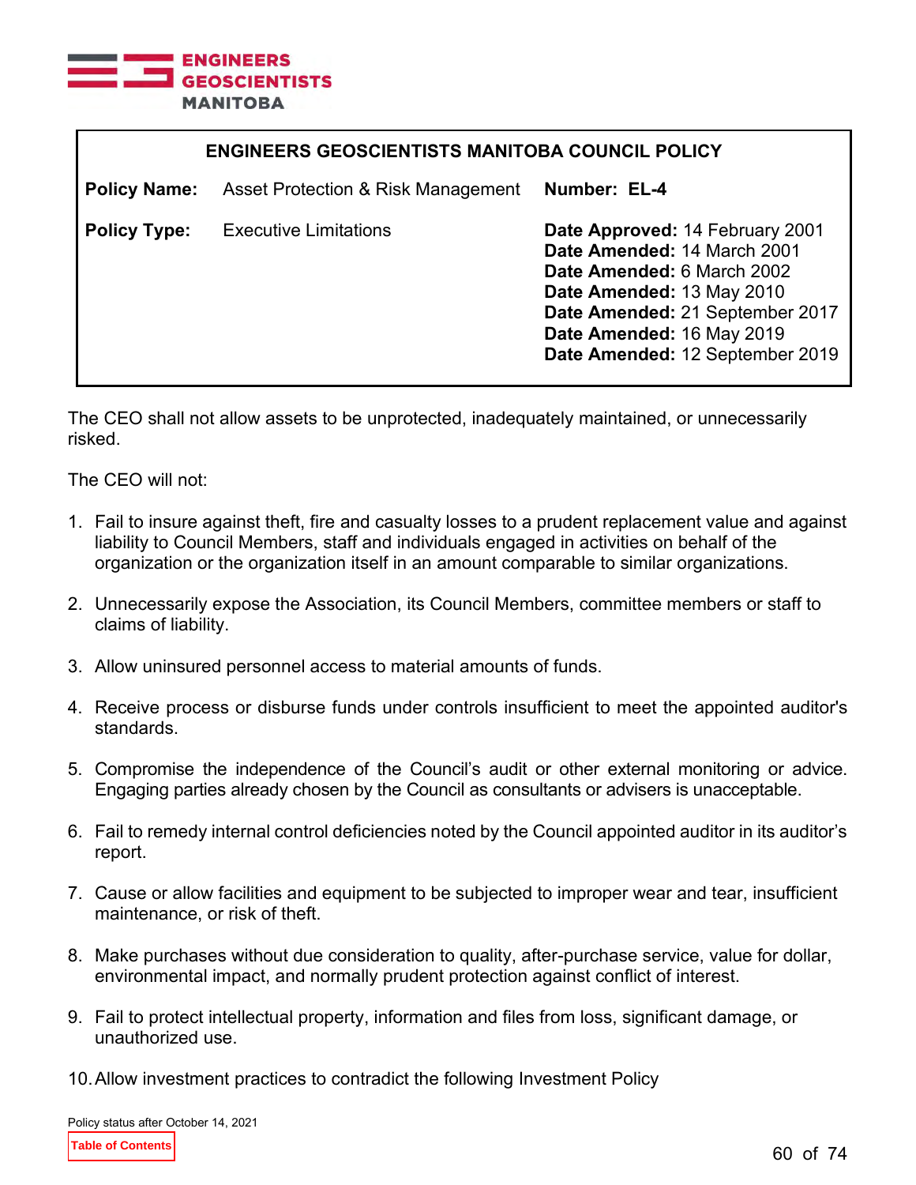**ENGINEERS GEOSCIENTISTS MANITOBA COUNCIL POLICY**

| | | |
|---|---|---|
| **Policy Name:** | Asset Protection & Risk Management | **Number: EL-4** |
| **Policy Type:** | Executive Limitations | **Date Approved:** 14 February 2001<br>**Date Amended:** 14 March 2001<br>**Date Amended:** 6 March 2002<br>**Date Amended:** 13 May 2010<br>**Date Amended:** 21 September 2017<br>**Date Amended:** 16 May 2019<br>**Date Amended:** 12 September 2019 |

The CEO shall not allow assets to be unprotected, inadequately maintained, or unnecessarily risked.

The CEO will not:

1. Fail to insure against theft, fire and casualty losses to a prudent replacement value and against liability to Council Members, staff and individuals engaged in activities on behalf of the organization or the organization itself in an amount comparable to similar organizations.

2. Unnecessarily expose the Association, its Council Members, committee members or staff to claims of liability.

3. Allow uninsured personnel access to material amounts of funds.

4. Receive process or disburse funds under controls insufficient to meet the appointed auditor's standards.

5. Compromise the independence of the Council's audit or other external monitoring or advice. Engaging parties already chosen by the Council as consultants or advisers is unacceptable.

6. Fail to remedy internal control deficiencies noted by the Council appointed auditor in its auditor's report.

7. Cause or allow facilities and equipment to be subjected to improper wear and tear, insufficient maintenance, or risk of theft.

8. Make purchases without due consideration to quality, after-purchase service, value for dollar, environmental impact, and normally prudent protection against conflict of interest.

9. Fail to protect intellectual property, information and files from loss, significant damage, or unauthorized use.

10. Allow investment practices to contradict the following Investment Policy

Policy status after October 14, 2021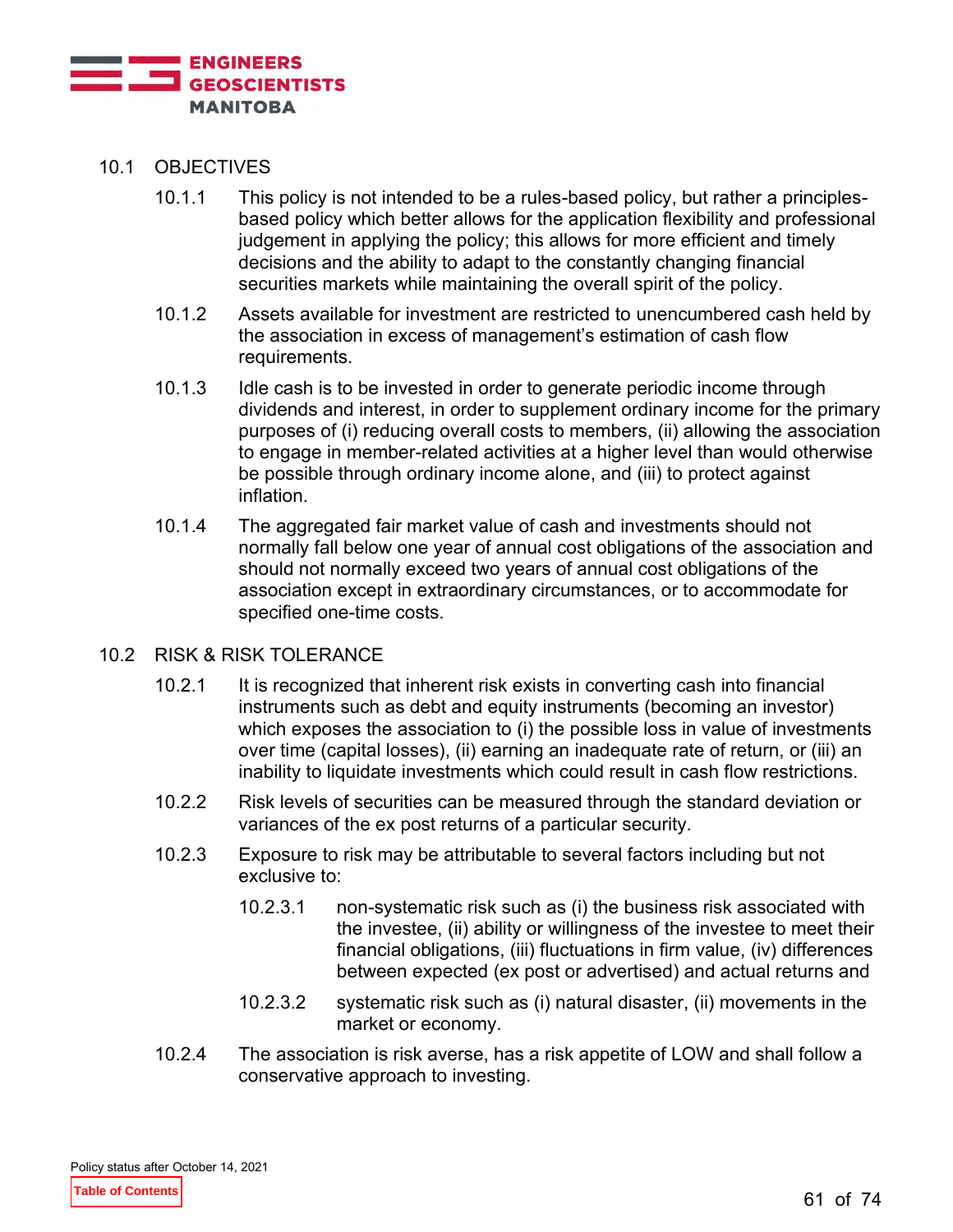## 10.1 OBJECTIVES

10.1.1 This policy is not intended to be a rules-based policy, but rather a principles-based policy which better allows for the application flexibility and professional judgement in applying the policy; this allows for more efficient and timely decisions and the ability to adapt to the constantly changing financial securities markets while maintaining the overall spirit of the policy.

10.1.2 Assets available for investment are restricted to unencumbered cash held by the association in excess of management's estimation of cash flow requirements.

10.1.3 Idle cash is to be invested in order to generate periodic income through dividends and interest, in order to supplement ordinary income for the primary purposes of (i) reducing overall costs to members, (ii) allowing the association to engage in member-related activities at a higher level than would otherwise be possible through ordinary income alone, and (iii) to protect against inflation.

10.1.4 The aggregated fair market value of cash and investments should not normally fall below one year of annual cost obligations of the association and should not normally exceed two years of annual cost obligations of the association except in extraordinary circumstances, or to accommodate for specified one-time costs.

## 10.2 RISK & RISK TOLERANCE

10.2.1 It is recognized that inherent risk exists in converting cash into financial instruments such as debt and equity instruments (becoming an investor) which exposes the association to (i) the possible loss in value of investments over time (capital losses), (ii) earning an inadequate rate of return, or (iii) an inability to liquidate investments which could result in cash flow restrictions.

10.2.2 Risk levels of securities can be measured through the standard deviation or variances of the ex post returns of a particular security.

10.2.3 Exposure to risk may be attributable to several factors including but not exclusive to:

10.2.3.1 non-systematic risk such as (i) the business risk associated with the investee, (ii) ability or willingness of the investee to meet their financial obligations, (iii) fluctuations in firm value, (iv) differences between expected (ex post or advertised) and actual returns and

10.2.3.2 systematic risk such as (i) natural disaster, (ii) movements in the market or economy.

10.2.4 The association is risk averse, has a risk appetite of LOW and shall follow a conservative approach to investing.

Policy status after October 14, 2021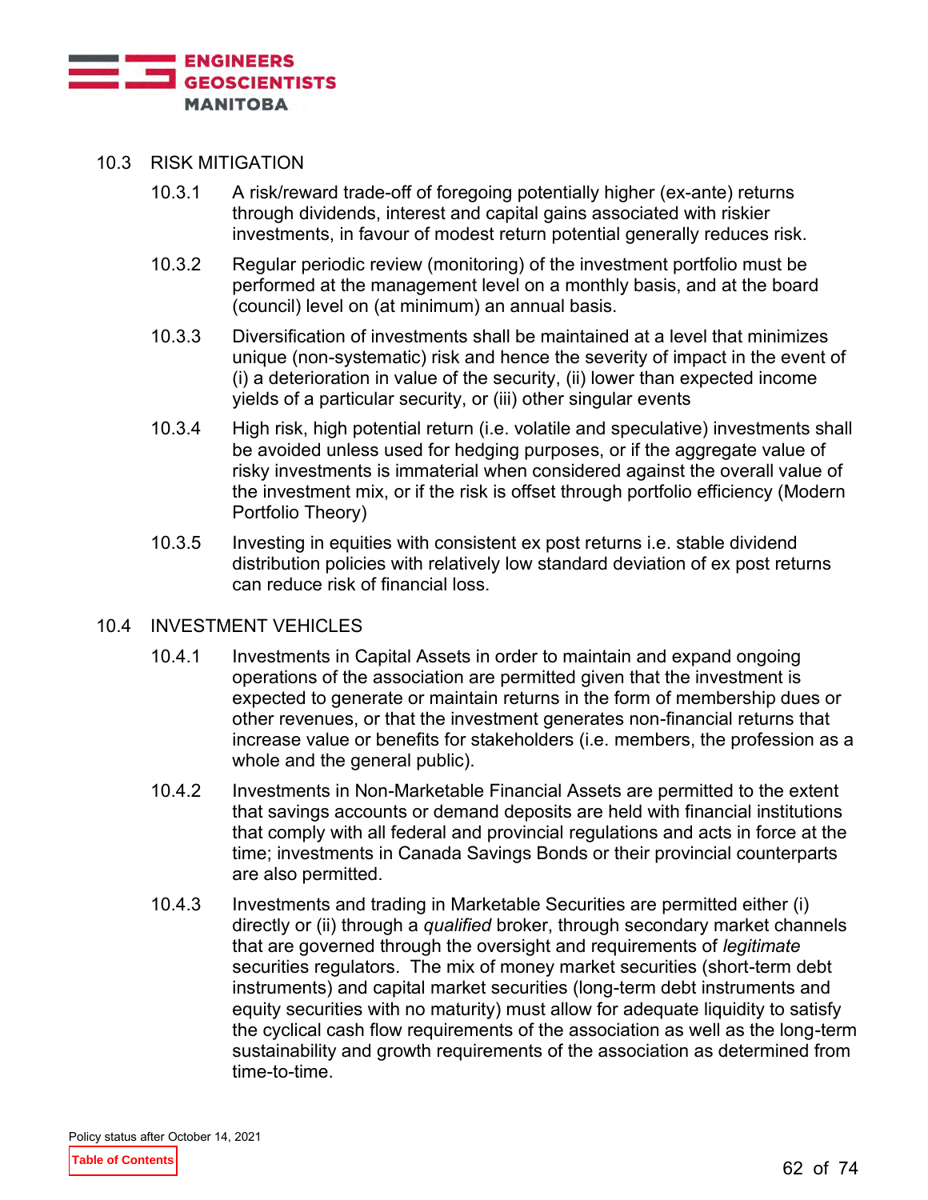## 10.3 RISK MITIGATION

10.3.1 A risk/reward trade-off of foregoing potentially higher (ex-ante) returns through dividends, interest and capital gains associated with riskier investments, in favour of modest return potential generally reduces risk.

10.3.2 Regular periodic review (monitoring) of the investment portfolio must be performed at the management level on a monthly basis, and at the board (council) level on (at minimum) an annual basis.

10.3.3 Diversification of investments shall be maintained at a level that minimizes unique (non-systematic) risk and hence the severity of impact in the event of (i) a deterioration in value of the security, (ii) lower than expected income yields of a particular security, or (iii) other singular events

10.3.4 High risk, high potential return (i.e. volatile and speculative) investments shall be avoided unless used for hedging purposes, or if the aggregate value of risky investments is immaterial when considered against the overall value of the investment mix, or if the risk is offset through portfolio efficiency (Modern Portfolio Theory)

10.3.5 Investing in equities with consistent ex post returns i.e. stable dividend distribution policies with relatively low standard deviation of ex post returns can reduce risk of financial loss.

## 10.4 INVESTMENT VEHICLES

10.4.1 Investments in Capital Assets in order to maintain and expand ongoing operations of the association are permitted given that the investment is expected to generate or maintain returns in the form of membership dues or other revenues, or that the investment generates non-financial returns that increase value or benefits for stakeholders (i.e. members, the profession as a whole and the general public).

10.4.2 Investments in Non-Marketable Financial Assets are permitted to the extent that savings accounts or demand deposits are held with financial institutions that comply with all federal and provincial regulations and acts in force at the time; investments in Canada Savings Bonds or their provincial counterparts are also permitted.

10.4.3 Investments and trading in Marketable Securities are permitted either (i) directly or (ii) through a *qualified* broker, through secondary market channels that are governed through the oversight and requirements of *legitimate* securities regulators. The mix of money market securities (short-term debt instruments) and capital market securities (long-term debt instruments and equity securities with no maturity) must allow for adequate liquidity to satisfy the cyclical cash flow requirements of the association as well as the long-term sustainability and growth requirements of the association as determined from time-to-time.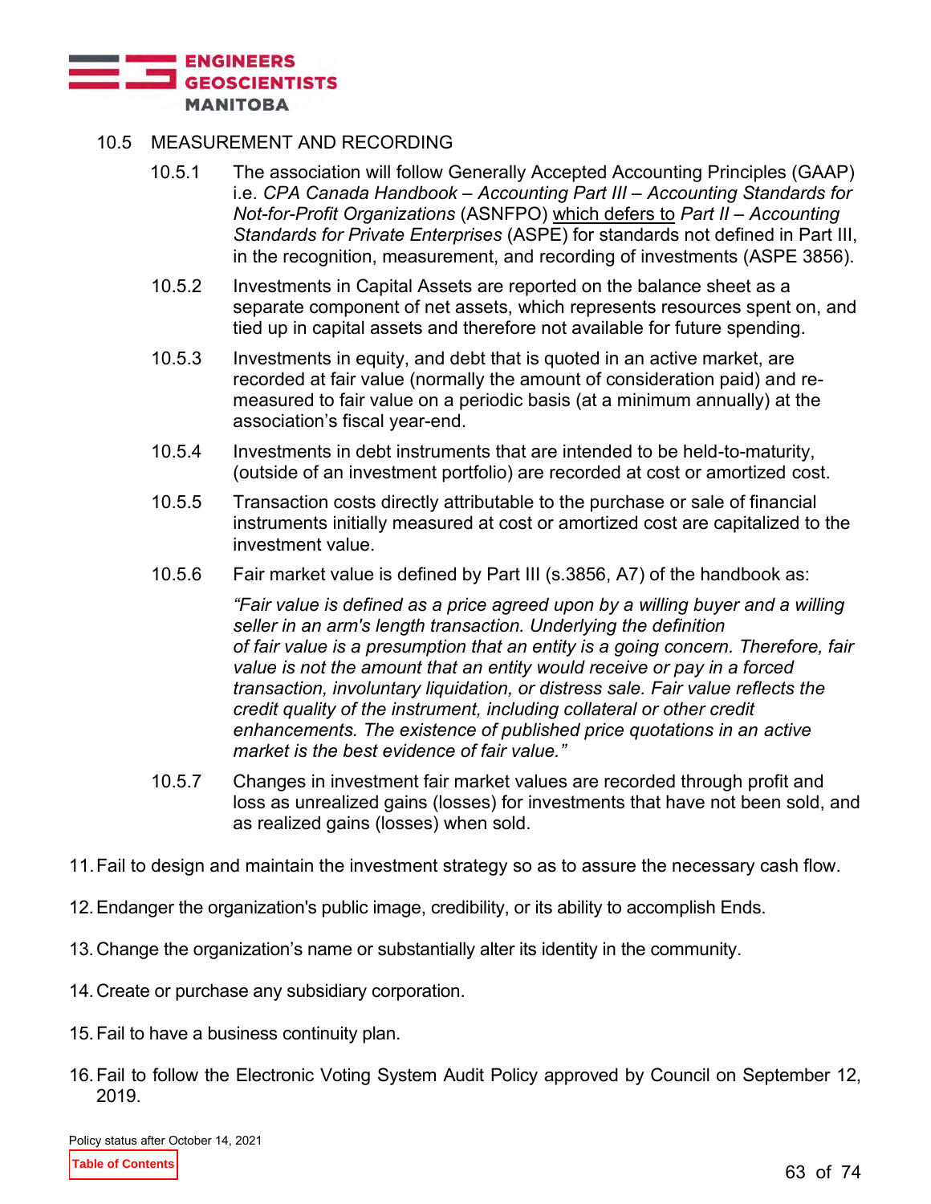10.5 MEASUREMENT AND RECORDING

10.5.1 The association will follow Generally Accepted Accounting Principles (GAAP) i.e. *CPA Canada Handbook – Accounting Part III – Accounting Standards for Not-for-Profit Organizations* (ASNFPO) which defers to *Part II – Accounting Standards for Private Enterprises* (ASPE) for standards not defined in Part III, in the recognition, measurement, and recording of investments (ASPE 3856).

10.5.2 Investments in Capital Assets are reported on the balance sheet as a separate component of net assets, which represents resources spent on, and tied up in capital assets and therefore not available for future spending.

10.5.3 Investments in equity, and debt that is quoted in an active market, are recorded at fair value (normally the amount of consideration paid) and re-measured to fair value on a periodic basis (at a minimum annually) at the association's fiscal year-end.

10.5.4 Investments in debt instruments that are intended to be held-to-maturity, (outside of an investment portfolio) are recorded at cost or amortized cost.

10.5.5 Transaction costs directly attributable to the purchase or sale of financial instruments initially measured at cost or amortized cost are capitalized to the investment value.

10.5.6 Fair market value is defined by Part III (s.3856, A7) of the handbook as:

*"Fair value is defined as a price agreed upon by a willing buyer and a willing seller in an arm's length transaction. Underlying the definition of fair value is a presumption that an entity is a going concern. Therefore, fair value is not the amount that an entity would receive or pay in a forced transaction, involuntary liquidation, or distress sale. Fair value reflects the credit quality of the instrument, including collateral or other credit enhancements. The existence of published price quotations in an active market is the best evidence of fair value."*

10.5.7 Changes in investment fair market values are recorded through profit and loss as unrealized gains (losses) for investments that have not been sold, and as realized gains (losses) when sold.

11. Fail to design and maintain the investment strategy so as to assure the necessary cash flow.

12. Endanger the organization's public image, credibility, or its ability to accomplish Ends.

13. Change the organization's name or substantially alter its identity in the community.

14. Create or purchase any subsidiary corporation.

15. Fail to have a business continuity plan.

16. Fail to follow the Electronic Voting System Audit Policy approved by Council on September 12, 2019.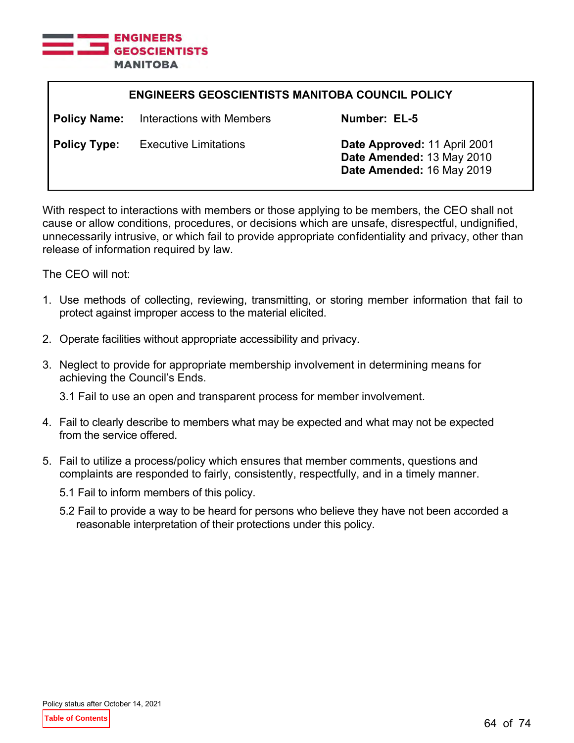**ENGINEERS GEOSCIENTISTS MANITOBA**

| ENGINEERS GEOSCIENTISTS MANITOBA COUNCIL POLICY | | | |
|---|---|---|---|
| **Policy Name:** | Interactions with Members | **Number: EL-5** | |
| **Policy Type:** | Executive Limitations | **Date Approved:** 11 April 2001<br>**Date Amended:** 13 May 2010<br>**Date Amended:** 16 May 2019 | |

With respect to interactions with members or those applying to be members, the CEO shall not cause or allow conditions, procedures, or decisions which are unsafe, disrespectful, undignified, unnecessarily intrusive, or which fail to provide appropriate confidentiality and privacy, other than release of information required by law.

The CEO will not:

1. Use methods of collecting, reviewing, transmitting, or storing member information that fail to protect against improper access to the material elicited.

2. Operate facilities without appropriate accessibility and privacy.

3. Neglect to provide for appropriate membership involvement in determining means for achieving the Council's Ends.

   3.1 Fail to use an open and transparent process for member involvement.

4. Fail to clearly describe to members what may be expected and what may not be expected from the service offered.

5. Fail to utilize a process/policy which ensures that member comments, questions and complaints are responded to fairly, consistently, respectfully, and in a timely manner.

   5.1 Fail to inform members of this policy.

   5.2 Fail to provide a way to be heard for persons who believe they have not been accorded a reasonable interpretation of their protections under this policy.

Policy status after October 14, 2021

Table of Contents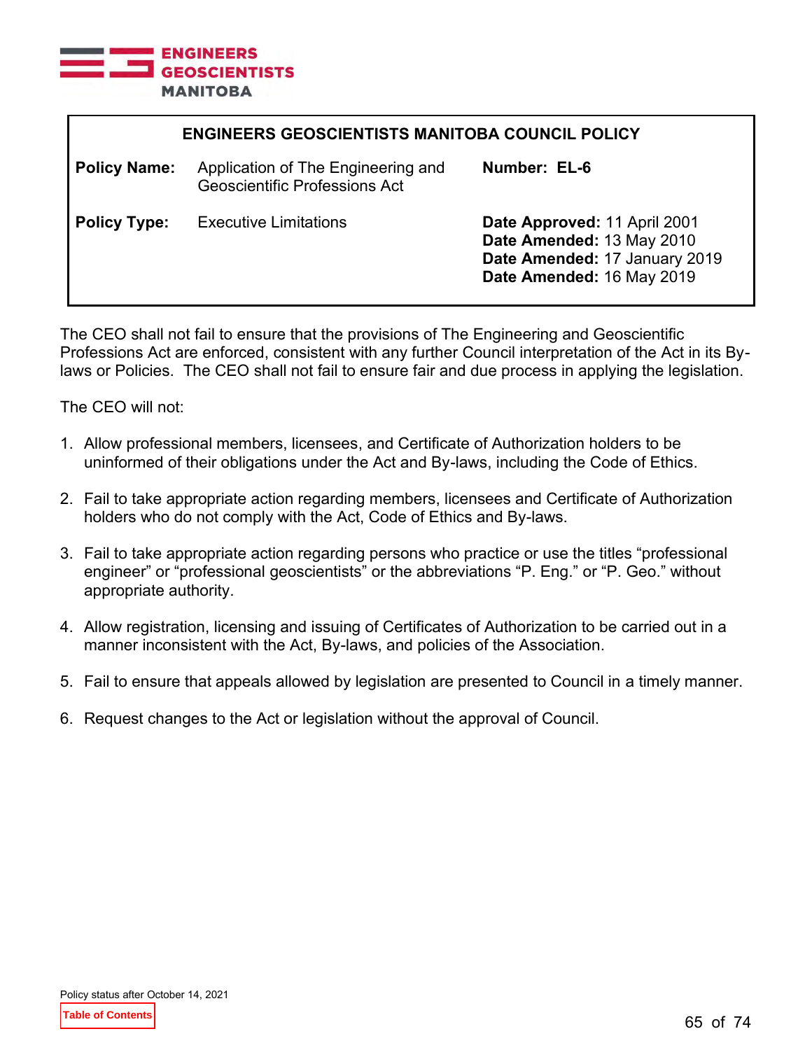## ENGINEERS GEOSCIENTISTS MANITOBA COUNCIL POLICY

| | | |
|---|---|---|
| **Policy Name:** | Application of The Engineering and Geoscientific Professions Act | **Number: EL-6** |
| **Policy Type:** | Executive Limitations | **Date Approved:** 11 April 2001<br>**Date Amended:** 13 May 2010<br>**Date Amended:** 17 January 2019<br>**Date Amended:** 16 May 2019 |

The CEO shall not fail to ensure that the provisions of The Engineering and Geoscientific Professions Act are enforced, consistent with any further Council interpretation of the Act in its By-laws or Policies. The CEO shall not fail to ensure fair and due process in applying the legislation.

The CEO will not:

1. Allow professional members, licensees, and Certificate of Authorization holders to be uninformed of their obligations under the Act and By-laws, including the Code of Ethics.

2. Fail to take appropriate action regarding members, licensees and Certificate of Authorization holders who do not comply with the Act, Code of Ethics and By-laws.

3. Fail to take appropriate action regarding persons who practice or use the titles “professional engineer” or “professional geoscientists” or the abbreviations “P. Eng.” or “P. Geo.” without appropriate authority.

4. Allow registration, licensing and issuing of Certificates of Authorization to be carried out in a manner inconsistent with the Act, By-laws, and policies of the Association.

5. Fail to ensure that appeals allowed by legislation are presented to Council in a timely manner.

6. Request changes to the Act or legislation without the approval of Council.

Policy status after October 14, 2021

Table of Contents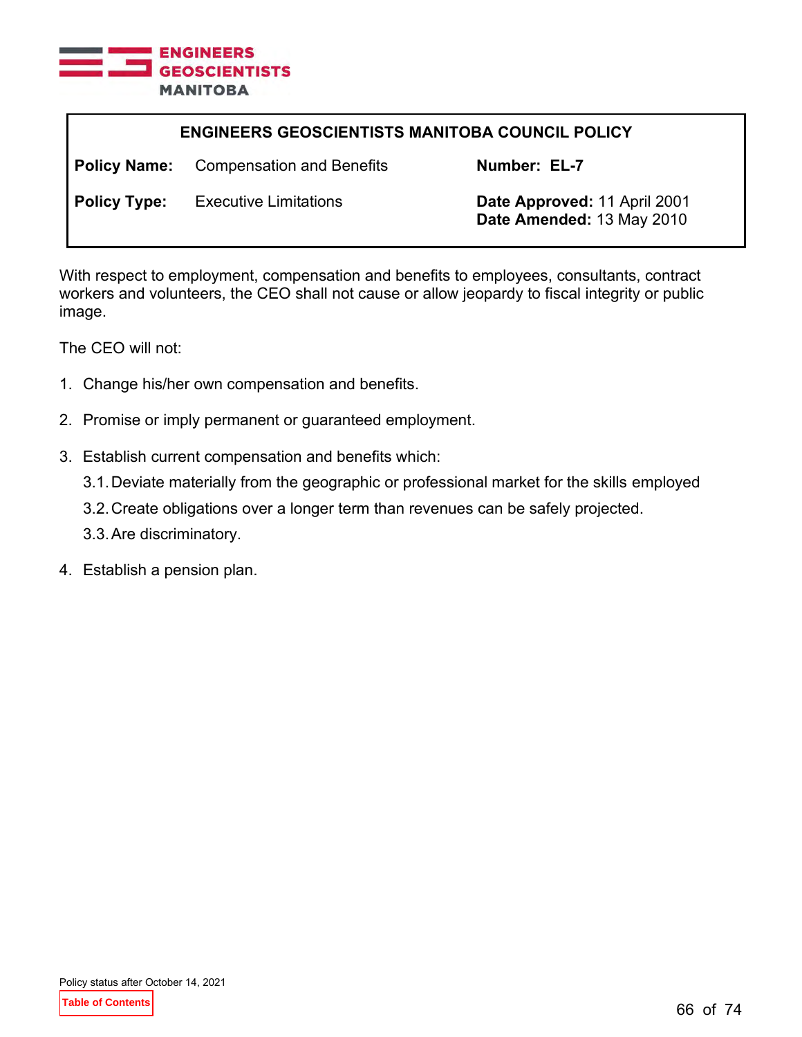## ENGINEERS GEOSCIENTISTS MANITOBA COUNCIL POLICY

| | | | |
|---|---|---|---|
| **Policy Name:** | Compensation and Benefits | **Number:** | **EL-7** |
| **Policy Type:** | Executive Limitations | **Date Approved:** | 11 April 2001 |
| | | **Date Amended:** | 13 May 2010 |

With respect to employment, compensation and benefits to employees, consultants, contract workers and volunteers, the CEO shall not cause or allow jeopardy to fiscal integrity or public image.

The CEO will not:

1. Change his/her own compensation and benefits.
2. Promise or imply permanent or guaranteed employment.
3. Establish current compensation and benefits which:
   - 3.1. Deviate materially from the geographic or professional market for the skills employed
   - 3.2. Create obligations over a longer term than revenues can be safely projected.
   - 3.3. Are discriminatory.
4. Establish a pension plan.

Policy status after October 14, 2021

Table of Contents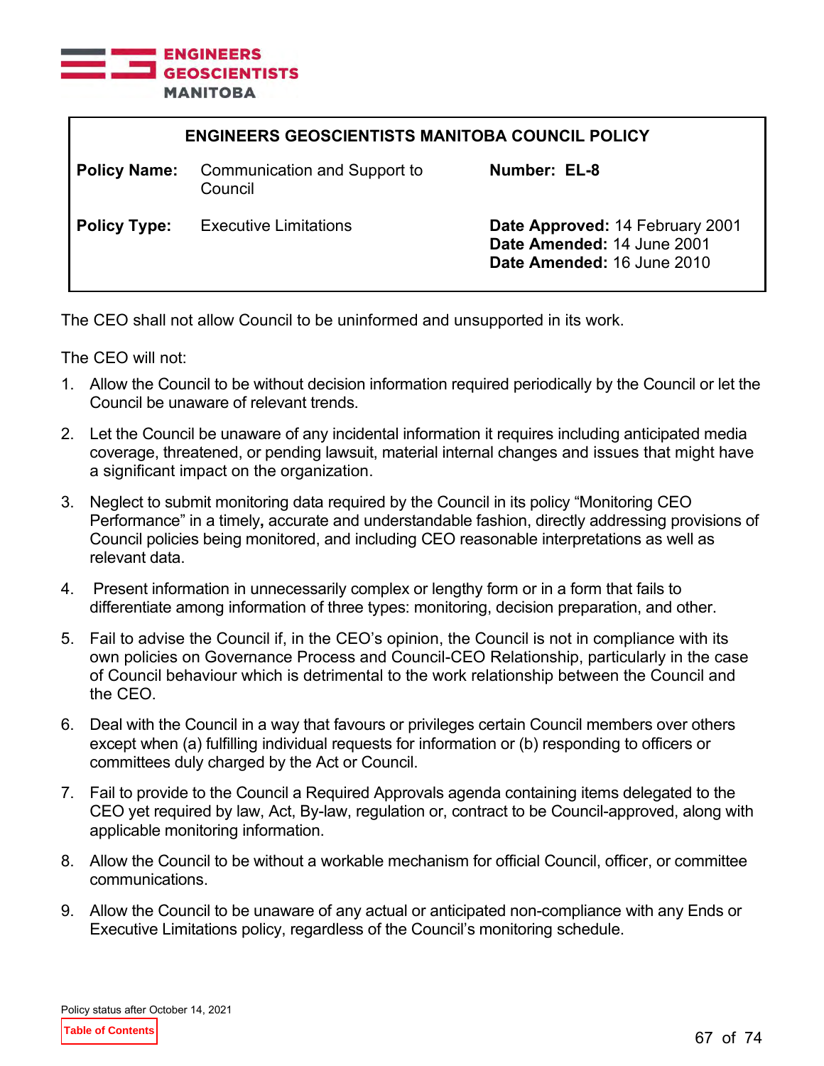ENGINEERS GEOSCIENTISTS MANITOBA

| ENGINEERS GEOSCIENTISTS MANITOBA COUNCIL POLICY | | | |
|---|---|---|---|
| **Policy Name:** | Communication and Support to Council | **Number: EL-8** | |
| **Policy Type:** | Executive Limitations | **Date Approved:** 14 February 2001<br>**Date Amended:** 14 June 2001<br>**Date Amended:** 16 June 2010 | |

The CEO shall not allow Council to be uninformed and unsupported in its work.

The CEO will not:

1. Allow the Council to be without decision information required periodically by the Council or let the Council be unaware of relevant trends.
2. Let the Council be unaware of any incidental information it requires including anticipated media coverage, threatened, or pending lawsuit, material internal changes and issues that might have a significant impact on the organization.
3. Neglect to submit monitoring data required by the Council in its policy "Monitoring CEO Performance" in a timely**,** accurate and understandable fashion, directly addressing provisions of Council policies being monitored, and including CEO reasonable interpretations as well as relevant data.
4. Present information in unnecessarily complex or lengthy form or in a form that fails to differentiate among information of three types: monitoring, decision preparation, and other.
5. Fail to advise the Council if, in the CEO's opinion, the Council is not in compliance with its own policies on Governance Process and Council-CEO Relationship, particularly in the case of Council behaviour which is detrimental to the work relationship between the Council and the CEO.
6. Deal with the Council in a way that favours or privileges certain Council members over others except when (a) fulfilling individual requests for information or (b) responding to officers or committees duly charged by the Act or Council.
7. Fail to provide to the Council a Required Approvals agenda containing items delegated to the CEO yet required by law, Act, By-law, regulation or, contract to be Council-approved, along with applicable monitoring information.
8. Allow the Council to be without a workable mechanism for official Council, officer, or committee communications.
9. Allow the Council to be unaware of any actual or anticipated non-compliance with any Ends or Executive Limitations policy, regardless of the Council's monitoring schedule.

Policy status after October 14, 2021

Table of Contents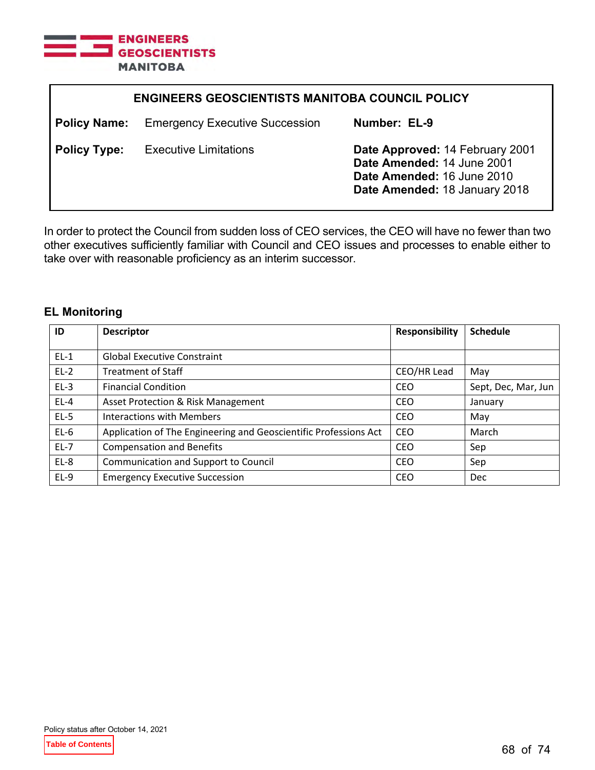ENGINEERS GEOSCIENTISTS MANITOBA

## ENGINEERS GEOSCIENTISTS MANITOBA COUNCIL POLICY

**Policy Name:** Emergency Executive Succession

**Number: EL-9**

**Policy Type:** Executive Limitations

**Date Approved:** 14 February 2001
**Date Amended:** 14 June 2001
**Date Amended:** 16 June 2010
**Date Amended:** 18 January 2018

In order to protect the Council from sudden loss of CEO services, the CEO will have no fewer than two other executives sufficiently familiar with Council and CEO issues and processes to enable either to take over with reasonable proficiency as an interim successor.

### EL Monitoring

| ID | Descriptor | Responsibility | Schedule |
|---|---|---|---|
| EL-1 | Global Executive Constraint | | |
| EL-2 | Treatment of Staff | CEO/HR Lead | May |
| EL-3 | Financial Condition | CEO | Sept, Dec, Mar, Jun |
| EL-4 | Asset Protection & Risk Management | CEO | January |
| EL-5 | Interactions with Members | CEO | May |
| EL-6 | Application of The Engineering and Geoscientific Professions Act | CEO | March |
| EL-7 | Compensation and Benefits | CEO | Sep |
| EL-8 | Communication and Support to Council | CEO | Sep |
| EL-9 | Emergency Executive Succession | CEO | Dec |

Policy status after October 14, 2021

Table of Contents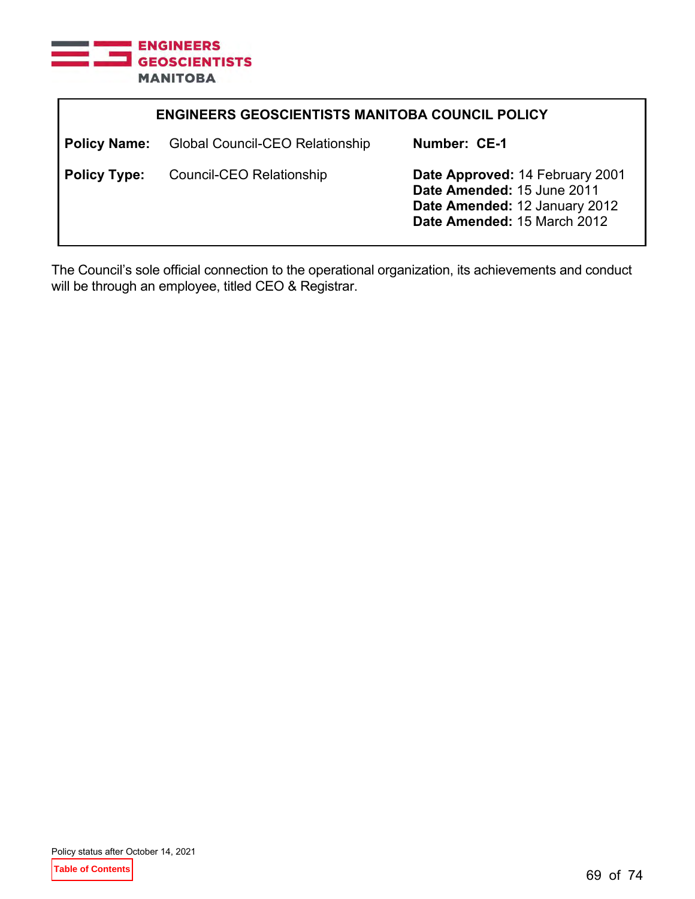**ENGINEERS GEOSCIENTISTS MANITOBA COUNCIL POLICY**

| | | |
|---|---|---|
| **Policy Name:** | Global Council-CEO Relationship | **Number: CE-1** |
| **Policy Type:** | Council-CEO Relationship | **Date Approved:** 14 February 2001<br>**Date Amended:** 15 June 2011<br>**Date Amended:** 12 January 2012<br>**Date Amended:** 15 March 2012 |

The Council's sole official connection to the operational organization, its achievements and conduct will be through an employee, titled CEO & Registrar.

Policy status after October 14, 2021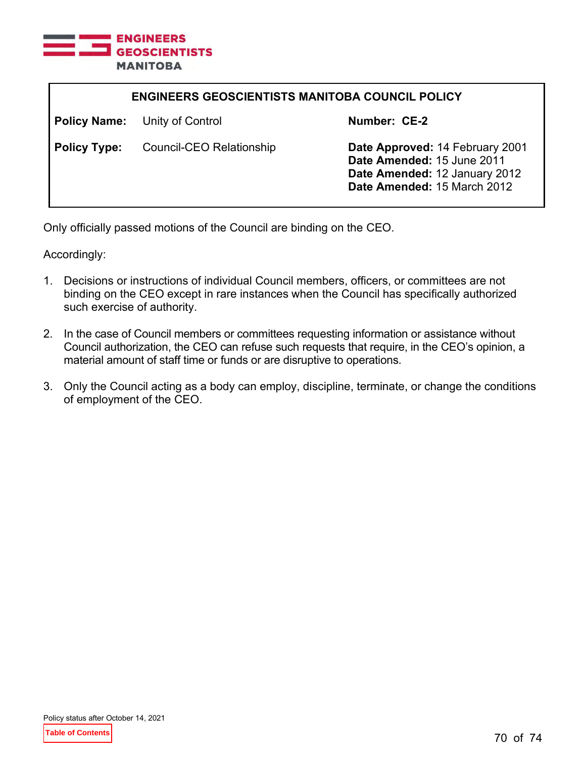**ENGINEERS GEOSCIENTISTS MANITOBA COUNCIL POLICY**

| | | | |
|---|---|---|---|
| **Policy Name:** | Unity of Control | **Number:** CE-2 | |
| **Policy Type:** | Council-CEO Relationship | **Date Approved:** 14 February 2001<br>**Date Amended:** 15 June 2011<br>**Date Amended:** 12 January 2012<br>**Date Amended:** 15 March 2012 | |

Only officially passed motions of the Council are binding on the CEO.

Accordingly:

1. Decisions or instructions of individual Council members, officers, or committees are not binding on the CEO except in rare instances when the Council has specifically authorized such exercise of authority.

2. In the case of Council members or committees requesting information or assistance without Council authorization, the CEO can refuse such requests that require, in the CEO's opinion, a material amount of staff time or funds or are disruptive to operations.

3. Only the Council acting as a body can employ, discipline, terminate, or change the conditions of employment of the CEO.

Policy status after October 14, 2021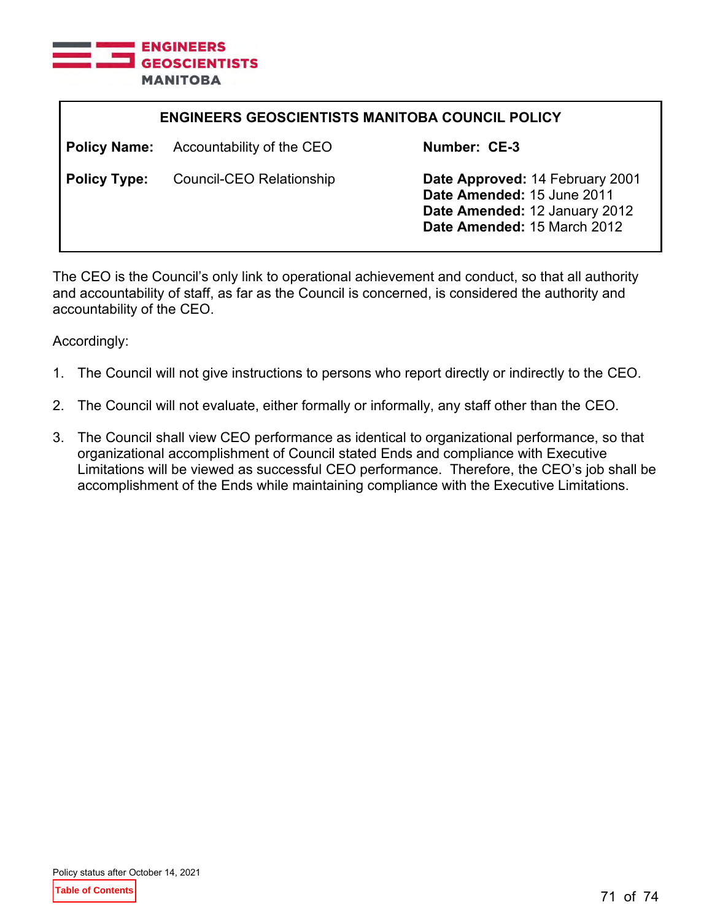**ENGINEERS GEOSCIENTISTS MANITOBA COUNCIL POLICY**

| | | |
|---|---|---|
| **Policy Name:** | Accountability of the CEO | **Number: CE-3** |
| **Policy Type:** | Council-CEO Relationship | **Date Approved:** 14 February 2001<br>**Date Amended:** 15 June 2011<br>**Date Amended:** 12 January 2012<br>**Date Amended:** 15 March 2012 |

The CEO is the Council's only link to operational achievement and conduct, so that all authority and accountability of staff, as far as the Council is concerned, is considered the authority and accountability of the CEO.

Accordingly:

1. The Council will not give instructions to persons who report directly or indirectly to the CEO.

2. The Council will not evaluate, either formally or informally, any staff other than the CEO.

3. The Council shall view CEO performance as identical to organizational performance, so that organizational accomplishment of Council stated Ends and compliance with Executive Limitations will be viewed as successful CEO performance. Therefore, the CEO's job shall be accomplishment of the Ends while maintaining compliance with the Executive Limitations.

Policy status after October 14, 2021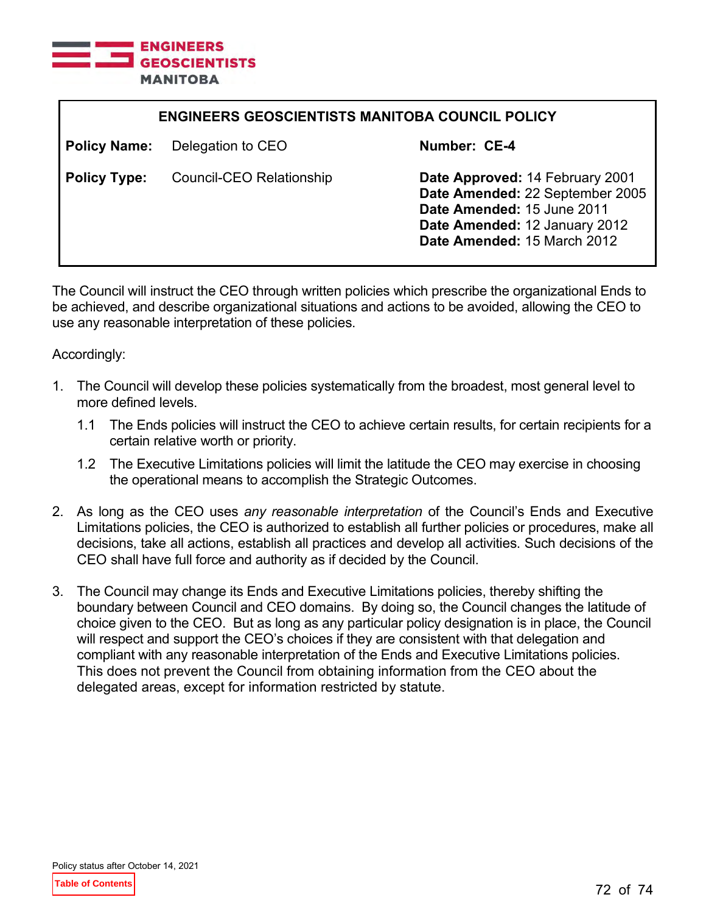**ENGINEERS GEOSCIENTISTS MANITOBA COUNCIL POLICY**

| | | |
|---|---|---|
| **Policy Name:** | Delegation to CEO | **Number: CE-4** |
| **Policy Type:** | Council-CEO Relationship | **Date Approved:** 14 February 2001<br>**Date Amended:** 22 September 2005<br>**Date Amended:** 15 June 2011<br>**Date Amended:** 12 January 2012<br>**Date Amended:** 15 March 2012 |

The Council will instruct the CEO through written policies which prescribe the organizational Ends to be achieved, and describe organizational situations and actions to be avoided, allowing the CEO to use any reasonable interpretation of these policies.

Accordingly:

1. The Council will develop these policies systematically from the broadest, most general level to more defined levels.

   1.1 The Ends policies will instruct the CEO to achieve certain results, for certain recipients for a certain relative worth or priority.

   1.2 The Executive Limitations policies will limit the latitude the CEO may exercise in choosing the operational means to accomplish the Strategic Outcomes.

2. As long as the CEO uses *any reasonable interpretation* of the Council's Ends and Executive Limitations policies, the CEO is authorized to establish all further policies or procedures, make all decisions, take all actions, establish all practices and develop all activities. Such decisions of the CEO shall have full force and authority as if decided by the Council.

3. The Council may change its Ends and Executive Limitations policies, thereby shifting the boundary between Council and CEO domains. By doing so, the Council changes the latitude of choice given to the CEO. But as long as any particular policy designation is in place, the Council will respect and support the CEO's choices if they are consistent with that delegation and compliant with any reasonable interpretation of the Ends and Executive Limitations policies. This does not prevent the Council from obtaining information from the CEO about the delegated areas, except for information restricted by statute.

Policy status after October 14, 2021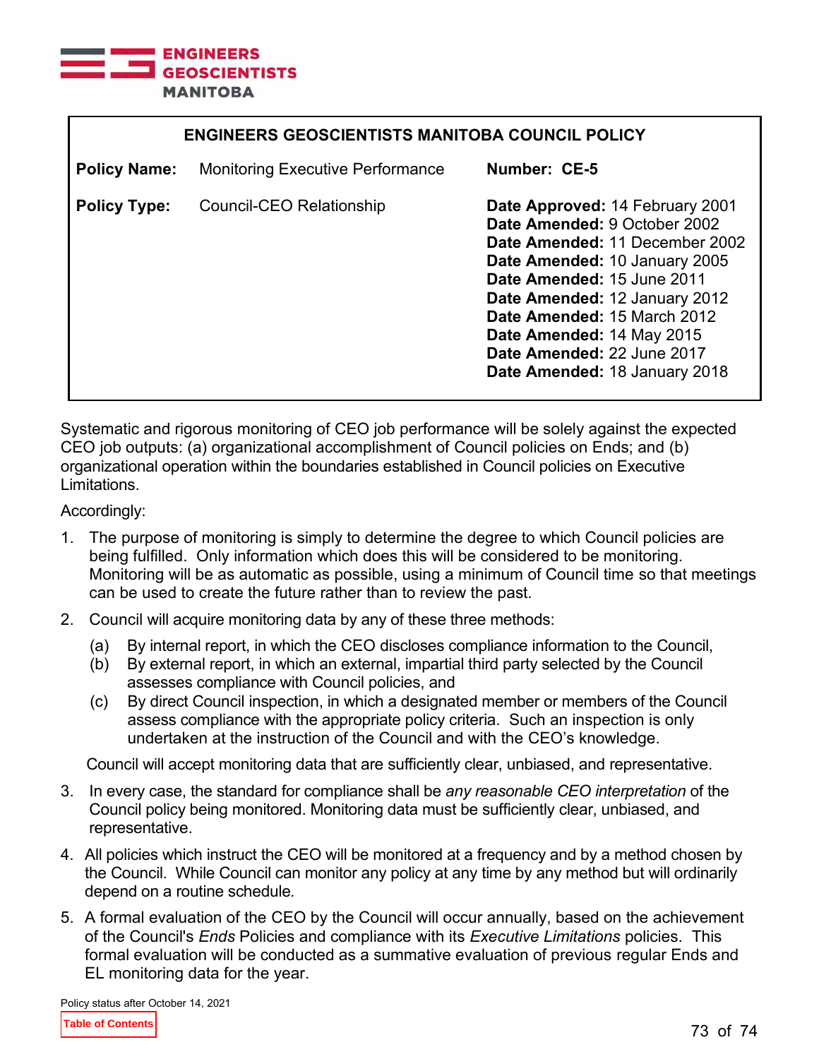**ENGINEERS GEOSCIENTISTS MANITOBA**

| ENGINEERS GEOSCIENTISTS MANITOBA COUNCIL POLICY | | | |
|---|---|---|---|
| **Policy Name:** | Monitoring Executive Performance | **Number: CE-5** | |
| **Policy Type:** | Council-CEO Relationship | **Date Approved:** 14 February 2001<br>**Date Amended:** 9 October 2002<br>**Date Amended:** 11 December 2002<br>**Date Amended:** 10 January 2005<br>**Date Amended:** 15 June 2011<br>**Date Amended:** 12 January 2012<br>**Date Amended:** 15 March 2012<br>**Date Amended:** 14 May 2015<br>**Date Amended:** 22 June 2017<br>**Date Amended:** 18 January 2018 | |

Systematic and rigorous monitoring of CEO job performance will be solely against the expected CEO job outputs: (a) organizational accomplishment of Council policies on Ends; and (b) organizational operation within the boundaries established in Council policies on Executive Limitations.

Accordingly:

1. The purpose of monitoring is simply to determine the degree to which Council policies are being fulfilled. Only information which does this will be considered to be monitoring. Monitoring will be as automatic as possible, using a minimum of Council time so that meetings can be used to create the future rather than to review the past.

2. Council will acquire monitoring data by any of these three methods:

   (a) By internal report, in which the CEO discloses compliance information to the Council,
   (b) By external report, in which an external, impartial third party selected by the Council assesses compliance with Council policies, and
   (c) By direct Council inspection, in which a designated member or members of the Council assess compliance with the appropriate policy criteria. Such an inspection is only undertaken at the instruction of the Council and with the CEO's knowledge.

   Council will accept monitoring data that are sufficiently clear, unbiased, and representative.

3. In every case, the standard for compliance shall be *any reasonable CEO interpretation* of the Council policy being monitored. Monitoring data must be sufficiently clear, unbiased, and representative.

4. All policies which instruct the CEO will be monitored at a frequency and by a method chosen by the Council. While Council can monitor any policy at any time by any method but will ordinarily depend on a routine schedule.

5. A formal evaluation of the CEO by the Council will occur annually, based on the achievement of the Council's *Ends* Policies and compliance with its *Executive Limitations* policies. This formal evaluation will be conducted as a summative evaluation of previous regular Ends and EL monitoring data for the year.

Policy status after October 14, 2021

Table of Contents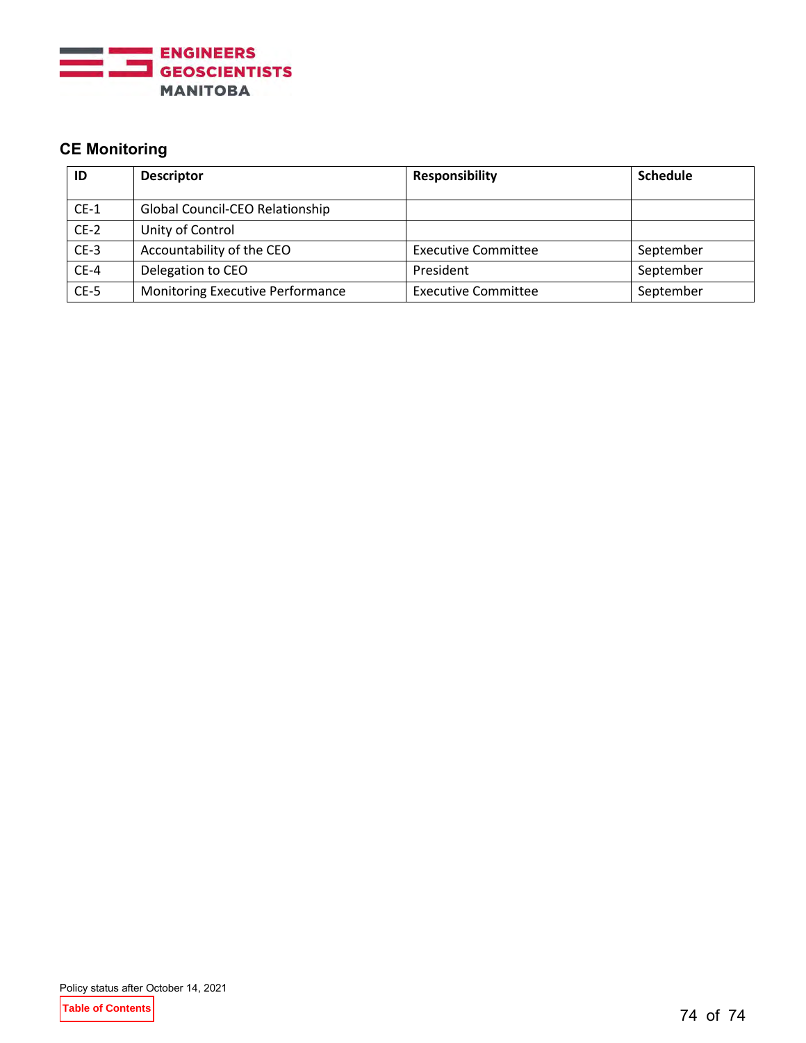## CE Monitoring

| ID | Descriptor | Responsibility | Schedule |
|---|---|---|---|
| CE-1 | Global Council-CEO Relationship | | |
| CE-2 | Unity of Control | | |
| CE-3 | Accountability of the CEO | Executive Committee | September |
| CE-4 | Delegation to CEO | President | September |
| CE-5 | Monitoring Executive Performance | Executive Committee | September |